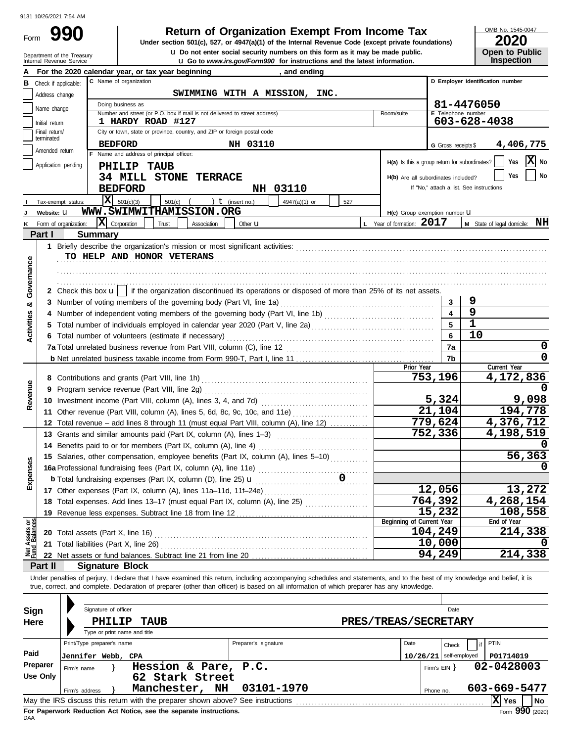9131 10/26/2021 7:54 AM

# Form 990 — Return of Organization Exempt From Income Tax

**2020** — OMB No. 1545-0047 — **Open to Public Inspection**

Under section 501(c), 527, or 4947(a)(1) of the Internal Revenue Code (except private foundations)

Department of the Treasury, Internal Revenue Service

u Do not enter social security numbers on this form as it may be made public.
u Go to *www.irs.gov/Form990* for instructions and the latest information.

**A** For the 2020 calendar year, or tax year beginning , and ending

**B** Check if applicable: Address change / Name change / Initial return / Final return/terminated / Amended return / Application pending

**C** Name of organization: **SWIMMING WITH A MISSION, INC.**

Doing business as:

Number and street (or P.O. box if mail is not delivered to street address): **1 HARDY ROAD #127** — Room/suite:

City or town, state or province, country, and ZIP or foreign postal code: **BEDFORD NH 03110**

**D** Employer identification number: **81-4476050**

**E** Telephone number: **603-628-4038**

**G** Gross receipts $ **4,406,775**

**F** Name and address of principal officer:
**PHILIP TAUB**
**34 MILL STONE TERRACE**
**BEDFORD NH 03110**

**H(a)** Is this a group return for subordinates? Yes [ ] No [X]
**H(b)** Are all subordinates included? Yes [ ] No [ ]
If "No," attach a list. See instructions

**I** Tax-exempt status: [X] 501(c)(3) [ ] 501(c) ( ) t (insert no.) [ ] 4947(a)(1) or [ ] 527

**J** Website: u **WWW.SWIMWITHAMISSION.ORG**

**H(c)** Group exemption number u

**K** Form of organization: [X] Corporation [ ] Trust [ ] Association [ ] Other u

**L** Year of formation: **2017**

**M** State of legal domicile: **NH**

## Part I — Summary

**Activities & Governance**

1 Briefly describe the organization's mission or most significant activities:
**TO HELP AND HONOR VETERANS**

2 Check this box u [ ] if the organization discontinued its operations or disposed of more than 25% of its net assets.

| | | | |
|---|---|---|---|
| 3 | Number of voting members of the governing body (Part VI, line 1a) | 3 | 9 |
| 4 | Number of independent voting members of the governing body (Part VI, line 1b) | 4 | 9 |
| 5 | Total number of individuals employed in calendar year 2020 (Part V, line 2a) | 5 | 1 |
| 6 | Total number of volunteers (estimate if necessary) | 6 | 10 |
| 7a | Total unrelated business revenue from Part VIII, column (C), line 12 | 7a | 0 |
| b | Net unrelated business taxable income from Form 990-T, Part I, line 11 | 7b | 0 |

| | | Prior Year | Current Year |
|---|---|---|---|
| **Revenue** | | | |
| 8 | Contributions and grants (Part VIII, line 1h) | 753,196 | 4,172,836 |
| 9 | Program service revenue (Part VIII, line 2g) | | 0 |
| 10 | Investment income (Part VIII, column (A), lines 3, 4, and 7d) | 5,324 | 9,098 |
| 11 | Other revenue (Part VIII, column (A), lines 5, 6d, 8c, 9c, 10c, and 11e) | 21,104 | 194,778 |
| 12 | Total revenue – add lines 8 through 11 (must equal Part VIII, column (A), line 12) | 779,624 | 4,376,712 |
| **Expenses** | | | |
| 13 | Grants and similar amounts paid (Part IX, column (A), lines 1–3) | 752,336 | 4,198,519 |
| 14 | Benefits paid to or for members (Part IX, column (A), line 4) | | 0 |
| 15 | Salaries, other compensation, employee benefits (Part IX, column (A), lines 5–10) | | 56,363 |
| 16a | Professional fundraising fees (Part IX, column (A), line 11e) | | 0 |
| b | Total fundraising expenses (Part IX, column (D), line 25) u 0 | | |
| 17 | Other expenses (Part IX, column (A), lines 11a–11d, 11f–24e) | 12,056 | 13,272 |
| 18 | Total expenses. Add lines 13–17 (must equal Part IX, column (A), line 25) | 764,392 | 4,268,154 |
| 19 | Revenue less expenses. Subtract line 18 from line 12 | 15,232 | 108,558 |

| **Net Assets or Fund Balances** | | Beginning of Current Year | End of Year |
|---|---|---|---|
| 20 | Total assets (Part X, line 16) | 104,249 | 214,338 |
| 21 | Total liabilities (Part X, line 26) | 10,000 | 0 |
| 22 | Net assets or fund balances. Subtract line 21 from line 20 | 94,249 | 214,338 |

## Part II — Signature Block

Under penalties of perjury, I declare that I have examined this return, including accompanying schedules and statements, and to the best of my knowledge and belief, it is true, correct, and complete. Declaration of preparer (other than officer) is based on all information of which preparer has any knowledge.

**Sign Here**

Signature of officer — Date

**PHILIP TAUB PRES/TREAS/SECRETARY**
Type or print name and title

**Paid Preparer Use Only**

| Print/Type preparer's name | Preparer's signature | Date | Check [ ] if self-employed | PTIN |
|---|---|---|---|---|
| Jennifer Webb, CPA | | 10/26/21 | | P01714019 |

Firm's name } **Hession & Pare, P.C.** — Firm's EIN } **02-0428003**

Firm's address } **62 Stark Street, Manchester, NH 03101-1970** — Phone no. **603-669-5477**

May the IRS discuss this return with the preparer shown above? See instructions [X] Yes [ ] No

**For Paperwork Reduction Act Notice, see the separate instructions.**

DAA — Form **990** (2020)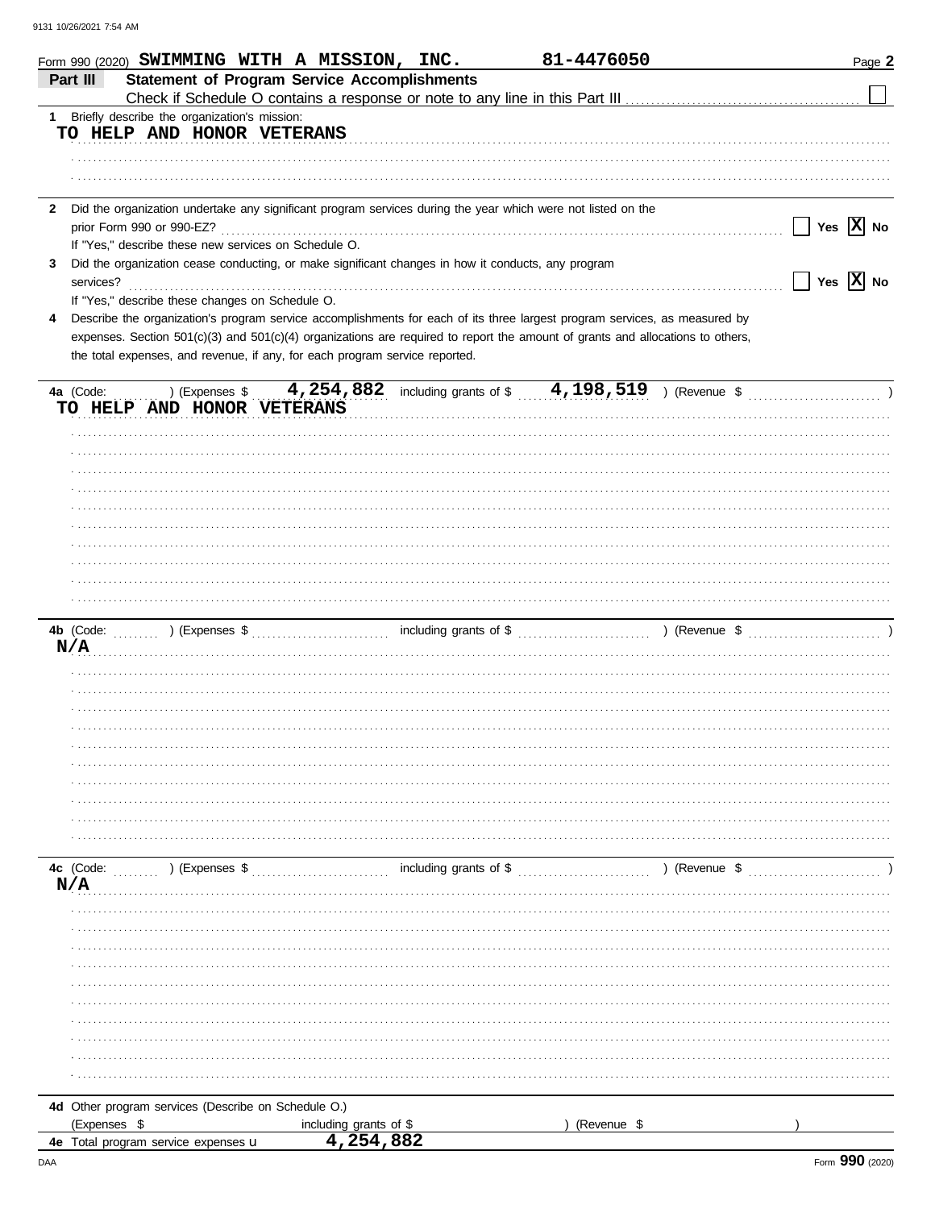Form 990 (2020) **SWIMMING WITH A MISSION, INC.** **81-4476050** Page **2**

## Part III Statement of Program Service Accomplishments

Check if Schedule O contains a response or note to any line in this Part III ☐

**1** Briefly describe the organization's mission:

TO HELP AND HONOR VETERANS

**2** Did the organization undertake any significant program services during the year which were not listed on the prior Form 990 or 990-EZ? ☐ Yes ☒ No

If "Yes," describe these new services on Schedule O.

**3** Did the organization cease conducting, or make significant changes in how it conducts, any program services? ☐ Yes ☒ No

If "Yes," describe these changes on Schedule O.

**4** Describe the organization's program service accomplishments for each of its three largest program services, as measured by expenses. Section 501(c)(3) and 501(c)(4) organizations are required to report the amount of grants and allocations to others, the total expenses, and revenue, if any, for each program service reported.

**4a** (Code: ) (Expenses $ 4,254,882 including grants of $ 4,198,519 ) (Revenue $ )

TO HELP AND HONOR VETERANS

**4b** (Code: ) (Expenses $ including grants of $ ) (Revenue $ )

N/A

**4c** (Code: ) (Expenses $ including grants of $ ) (Revenue $ )

N/A

**4d** Other program services (Describe on Schedule O.)

(Expenses $ including grants of $ ) (Revenue $ )

**4e** Total program service expenses u 4,254,882

Form **990** (2020)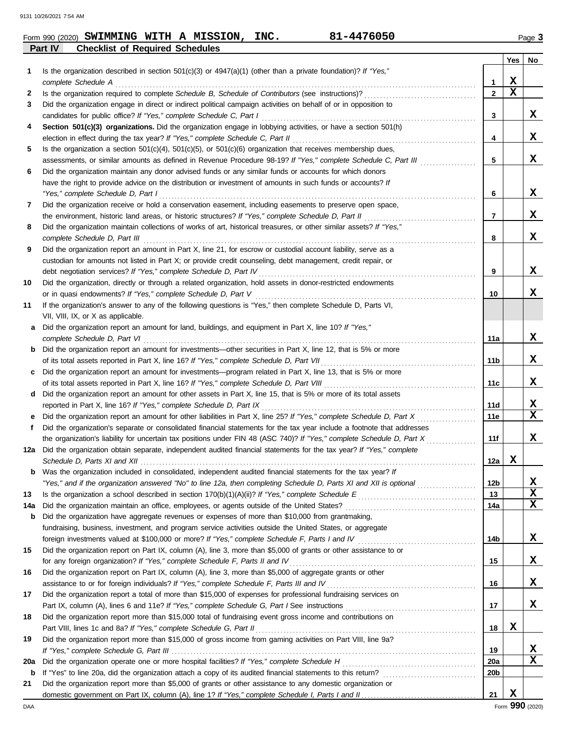Form 990 (2020) **SWIMMING WITH A MISSION, INC.** **81-4476050** Page **3**

**Part IV Checklist of Required Schedules**

| | | | Yes | No |
|---|---|---|---|---|
| 1 | Is the organization described in section 501(c)(3) or 4947(a)(1) (other than a private foundation)? *If "Yes," complete Schedule A* | 1 | X | |
| 2 | Is the organization required to complete *Schedule B, Schedule of Contributors* (see instructions)? | 2 | X | |
| 3 | Did the organization engage in direct or indirect political campaign activities on behalf of or in opposition to candidates for public office? *If "Yes," complete Schedule C, Part I* | 3 | | X |
| 4 | **Section 501(c)(3) organizations.** Did the organization engage in lobbying activities, or have a section 501(h) election in effect during the tax year? *If "Yes," complete Schedule C, Part II* | 4 | | X |
| 5 | Is the organization a section 501(c)(4), 501(c)(5), or 501(c)(6) organization that receives membership dues, assessments, or similar amounts as defined in Revenue Procedure 98-19? *If "Yes," complete Schedule C, Part III* | 5 | | X |
| 6 | Did the organization maintain any donor advised funds or any similar funds or accounts for which donors have the right to provide advice on the distribution or investment of amounts in such funds or accounts? *If "Yes," complete Schedule D, Part I* | 6 | | X |
| 7 | Did the organization receive or hold a conservation easement, including easements to preserve open space, the environment, historic land areas, or historic structures? *If "Yes," complete Schedule D, Part II* | 7 | | X |
| 8 | Did the organization maintain collections of works of art, historical treasures, or other similar assets? *If "Yes," complete Schedule D, Part III* | 8 | | X |
| 9 | Did the organization report an amount in Part X, line 21, for escrow or custodial account liability, serve as a custodian for amounts not listed in Part X; or provide credit counseling, debt management, credit repair, or debt negotiation services? *If "Yes," complete Schedule D, Part IV* | 9 | | X |
| 10 | Did the organization, directly or through a related organization, hold assets in donor-restricted endowments or in quasi endowments? *If "Yes," complete Schedule D, Part V* | 10 | | X |
| 11 | If the organization's answer to any of the following questions is "Yes," then complete Schedule D, Parts VI, VII, VIII, IX, or X as applicable. | | | |
| a | Did the organization report an amount for land, buildings, and equipment in Part X, line 10? *If "Yes," complete Schedule D, Part VI* | 11a | | X |
| b | Did the organization report an amount for investments—other securities in Part X, line 12, that is 5% or more of its total assets reported in Part X, line 16? *If "Yes," complete Schedule D, Part VII* | 11b | | X |
| c | Did the organization report an amount for investments—program related in Part X, line 13, that is 5% or more of its total assets reported in Part X, line 16? *If "Yes," complete Schedule D, Part VIII* | 11c | | X |
| d | Did the organization report an amount for other assets in Part X, line 15, that is 5% or more of its total assets reported in Part X, line 16? *If "Yes," complete Schedule D, Part IX* | 11d | | X |
| e | Did the organization report an amount for other liabilities in Part X, line 25? *If "Yes," complete Schedule D, Part X* | 11e | | X |
| f | Did the organization's separate or consolidated financial statements for the tax year include a footnote that addresses the organization's liability for uncertain tax positions under FIN 48 (ASC 740)? *If "Yes," complete Schedule D, Part X* | 11f | | X |
| 12a | Did the organization obtain separate, independent audited financial statements for the tax year? *If "Yes," complete Schedule D, Parts XI and XII* | 12a | X | |
| b | Was the organization included in consolidated, independent audited financial statements for the tax year? *If "Yes," and if the organization answered "No" to line 12a, then completing Schedule D, Parts XI and XII is optional* | 12b | | X |
| 13 | Is the organization a school described in section 170(b)(1)(A)(ii)? *If "Yes," complete Schedule E* | 13 | | X |
| 14a | Did the organization maintain an office, employees, or agents outside of the United States? | 14a | | X |
| b | Did the organization have aggregate revenues or expenses of more than $10,000 from grantmaking, fundraising, business, investment, and program service activities outside the United States, or aggregate foreign investments valued at $100,000 or more? *If "Yes," complete Schedule F, Parts I and IV* | 14b | | X |
| 15 | Did the organization report on Part IX, column (A), line 3, more than $5,000 of grants or other assistance to or for any foreign organization? *If "Yes," complete Schedule F, Parts II and IV* | 15 | | X |
| 16 | Did the organization report on Part IX, column (A), line 3, more than $5,000 of aggregate grants or other assistance to or for foreign individuals? *If "Yes," complete Schedule F, Parts III and IV* | 16 | | X |
| 17 | Did the organization report a total of more than $15,000 of expenses for professional fundraising services on Part IX, column (A), lines 6 and 11e? *If "Yes," complete Schedule G, Part I* See instructions | 17 | | X |
| 18 | Did the organization report more than $15,000 total of fundraising event gross income and contributions on Part VIII, lines 1c and 8a? *If "Yes," complete Schedule G, Part II* | 18 | X | |
| 19 | Did the organization report more than $15,000 of gross income from gaming activities on Part VIII, line 9a? *If "Yes," complete Schedule G, Part III* | 19 | | X |
| 20a | Did the organization operate one or more hospital facilities? *If "Yes," complete Schedule H* | 20a | | X |
| b | If "Yes" to line 20a, did the organization attach a copy of its audited financial statements to this return? | 20b | | |
| 21 | Did the organization report more than $5,000 of grants or other assistance to any domestic organization or domestic government on Part IX, column (A), line 1? *If "Yes," complete Schedule I, Parts I and II* | 21 | X | |

Form **990** (2020)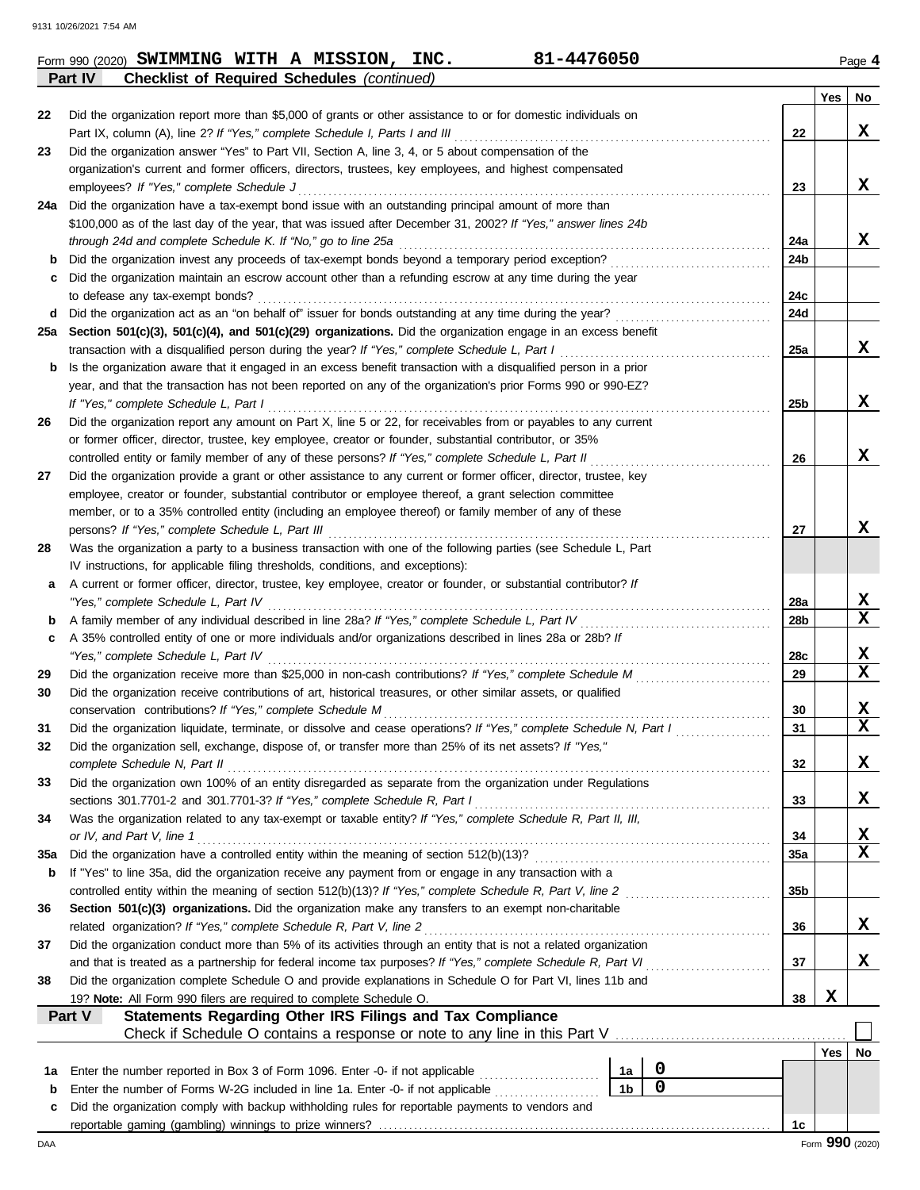Form 990 (2020) **SWIMMING WITH A MISSION, INC.** **81-4476050** Page **4**

**Part IV** **Checklist of Required Schedules** *(continued)*

| | | | Yes | No |
|---|---|---|---|---|
| 22 | Did the organization report more than $5,000 of grants or other assistance to or for domestic individuals on Part IX, column (A), line 2? *If "Yes," complete Schedule I, Parts I and III* | 22 | | X |
| 23 | Did the organization answer "Yes" to Part VII, Section A, line 3, 4, or 5 about compensation of the organization's current and former officers, directors, trustees, key employees, and highest compensated employees? *If "Yes," complete Schedule J* | 23 | | X |
| 24a | Did the organization have a tax-exempt bond issue with an outstanding principal amount of more than $100,000 as of the last day of the year, that was issued after December 31, 2002? *If "Yes," answer lines 24b through 24d and complete Schedule K. If "No," go to line 25a* | 24a | | X |
| b | Did the organization invest any proceeds of tax-exempt bonds beyond a temporary period exception? | 24b | | |
| c | Did the organization maintain an escrow account other than a refunding escrow at any time during the year to defease any tax-exempt bonds? | 24c | | |
| d | Did the organization act as an "on behalf of" issuer for bonds outstanding at any time during the year? | 24d | | |
| 25a | **Section 501(c)(3), 501(c)(4), and 501(c)(29) organizations.** Did the organization engage in an excess benefit transaction with a disqualified person during the year? *If "Yes," complete Schedule L, Part I* | 25a | | X |
| b | Is the organization aware that it engaged in an excess benefit transaction with a disqualified person in a prior year, and that the transaction has not been reported on any of the organization's prior Forms 990 or 990-EZ? *If "Yes," complete Schedule L, Part I* | 25b | | X |
| 26 | Did the organization report any amount on Part X, line 5 or 22, for receivables from or payables to any current or former officer, director, trustee, key employee, creator or founder, substantial contributor, or 35% controlled entity or family member of any of these persons? *If "Yes," complete Schedule L, Part II* | 26 | | X |
| 27 | Did the organization provide a grant or other assistance to any current or former officer, director, trustee, key employee, creator or founder, substantial contributor or employee thereof, a grant selection committee member, or to a 35% controlled entity (including an employee thereof) or family member of any of these persons? *If "Yes," complete Schedule L, Part III* | 27 | | X |
| 28 | Was the organization a party to a business transaction with one of the following parties (see Schedule L, Part IV instructions, for applicable filing thresholds, conditions, and exceptions): | | | |
| a | A current or former officer, director, trustee, key employee, creator or founder, or substantial contributor? *If "Yes," complete Schedule L, Part IV* | 28a | | X |
| b | A family member of any individual described in line 28a? *If "Yes," complete Schedule L, Part IV* | 28b | | X |
| c | A 35% controlled entity of one or more individuals and/or organizations described in lines 28a or 28b? *If "Yes," complete Schedule L, Part IV* | 28c | | X |
| 29 | Did the organization receive more than $25,000 in non-cash contributions? *If "Yes," complete Schedule M* | 29 | | X |
| 30 | Did the organization receive contributions of art, historical treasures, or other similar assets, or qualified conservation contributions? *If "Yes," complete Schedule M* | 30 | | X |
| 31 | Did the organization liquidate, terminate, or dissolve and cease operations? *If "Yes," complete Schedule N, Part I* | 31 | | X |
| 32 | Did the organization sell, exchange, dispose of, or transfer more than 25% of its net assets? *If "Yes," complete Schedule N, Part II* | 32 | | X |
| 33 | Did the organization own 100% of an entity disregarded as separate from the organization under Regulations sections 301.7701-2 and 301.7701-3? *If "Yes," complete Schedule R, Part I* | 33 | | X |
| 34 | Was the organization related to any tax-exempt or taxable entity? *If "Yes," complete Schedule R, Part II, III, or IV, and Part V, line 1* | 34 | | X |
| 35a | Did the organization have a controlled entity within the meaning of section 512(b)(13)? | 35a | | X |
| b | If "Yes" to line 35a, did the organization receive any payment from or engage in any transaction with a controlled entity within the meaning of section 512(b)(13)? *If "Yes," complete Schedule R, Part V, line 2* | 35b | | |
| 36 | **Section 501(c)(3) organizations.** Did the organization make any transfers to an exempt non-charitable related organization? *If "Yes," complete Schedule R, Part V, line 2* | 36 | | X |
| 37 | Did the organization conduct more than 5% of its activities through an entity that is not a related organization and that is treated as a partnership for federal income tax purposes? *If "Yes," complete Schedule R, Part VI* | 37 | | X |
| 38 | Did the organization complete Schedule O and provide explanations in Schedule O for Part VI, lines 11b and 19? **Note:** All Form 990 filers are required to complete Schedule O. | 38 | X | |

**Part V** **Statements Regarding Other IRS Filings and Tax Compliance**

Check if Schedule O contains a response or note to any line in this Part V ☐

| | | | | | Yes | No |
|---|---|---|---|---|---|---|
| 1a | Enter the number reported in Box 3 of Form 1096. Enter -0- if not applicable | 1a | 0 | | | |
| b | Enter the number of Forms W-2G included in line 1a. Enter -0- if not applicable | 1b | 0 | | | |
| c | Did the organization comply with backup withholding rules for reportable payments to vendors and reportable gaming (gambling) winnings to prize winners? | | | 1c | | |

Form **990** (2020)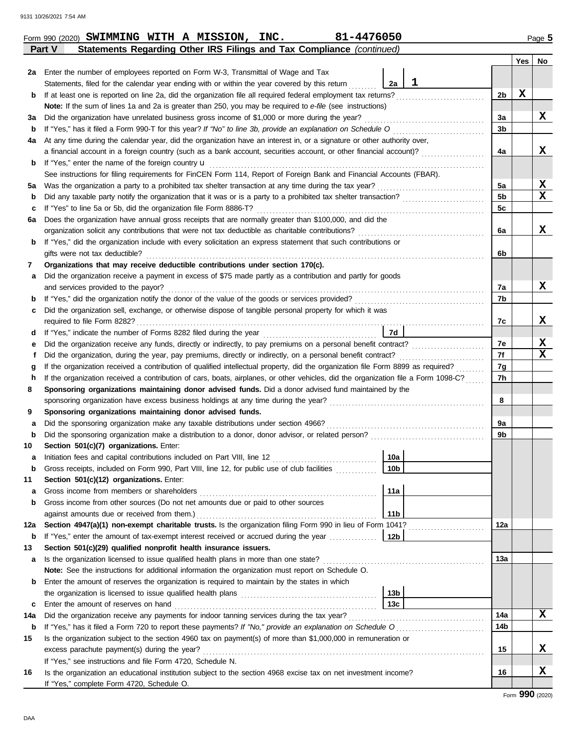Form 990 (2020) **SWIMMING WITH A MISSION, INC.** **81-4476050** Page **5**

## Part V Statements Regarding Other IRS Filings and Tax Compliance *(continued)*

| | | | | Yes | No |
|---|---|---|---|---|---|
| 2a | Enter the number of employees reported on Form W-3, Transmittal of Wage and Tax Statements, filed for the calendar year ending with or within the year covered by this return | 2a | 1 | | |
| b | If at least one is reported on line 2a, did the organization file all required federal employment tax returns? | | 2b | X | |
| | **Note:** If the sum of lines 1a and 2a is greater than 250, you may be required to *e-file* (see instructions) | | | | |
| 3a | Did the organization have unrelated business gross income of $1,000 or more during the year? | | 3a | | X |
| b | If "Yes," has it filed a Form 990-T for this year? *If "No" to line 3b, provide an explanation on Schedule O* | | 3b | | |
| 4a | At any time during the calendar year, did the organization have an interest in, or a signature or other authority over, a financial account in a foreign country (such as a bank account, securities account, or other financial account)? | | 4a | | X |
| b | If "Yes," enter the name of the foreign country u | | | | |
| | See instructions for filing requirements for FinCEN Form 114, Report of Foreign Bank and Financial Accounts (FBAR). | | | | |
| 5a | Was the organization a party to a prohibited tax shelter transaction at any time during the tax year? | | 5a | | X |
| b | Did any taxable party notify the organization that it was or is a party to a prohibited tax shelter transaction? | | 5b | | X |
| c | If "Yes" to line 5a or 5b, did the organization file Form 8886-T? | | 5c | | |
| 6a | Does the organization have annual gross receipts that are normally greater than $100,000, and did the organization solicit any contributions that were not tax deductible as charitable contributions? | | 6a | | X |
| b | If "Yes," did the organization include with every solicitation an express statement that such contributions or gifts were not tax deductible? | | 6b | | |
| 7 | **Organizations that may receive deductible contributions under section 170(c).** | | | | |
| a | Did the organization receive a payment in excess of $75 made partly as a contribution and partly for goods and services provided to the payor? | | 7a | | X |
| b | If "Yes," did the organization notify the donor of the value of the goods or services provided? | | 7b | | |
| c | Did the organization sell, exchange, or otherwise dispose of tangible personal property for which it was required to file Form 8282? | | 7c | | X |
| d | If "Yes," indicate the number of Forms 8282 filed during the year | 7d | | | |
| e | Did the organization receive any funds, directly or indirectly, to pay premiums on a personal benefit contract? | | 7e | | X |
| f | Did the organization, during the year, pay premiums, directly or indirectly, on a personal benefit contract? | | 7f | | X |
| g | If the organization received a contribution of qualified intellectual property, did the organization file Form 8899 as required? | | 7g | | |
| h | If the organization received a contribution of cars, boats, airplanes, or other vehicles, did the organization file a Form 1098-C? | | 7h | | |
| 8 | **Sponsoring organizations maintaining donor advised funds.** Did a donor advised fund maintained by the sponsoring organization have excess business holdings at any time during the year? | | 8 | | |
| 9 | **Sponsoring organizations maintaining donor advised funds.** | | | | |
| a | Did the sponsoring organization make any taxable distributions under section 4966? | | 9a | | |
| b | Did the sponsoring organization make a distribution to a donor, donor advisor, or related person? | | 9b | | |
| 10 | **Section 501(c)(7) organizations.** Enter: | | | | |
| a | Initiation fees and capital contributions included on Part VIII, line 12 | 10a | | | |
| b | Gross receipts, included on Form 990, Part VIII, line 12, for public use of club facilities | 10b | | | |
| 11 | **Section 501(c)(12) organizations.** Enter: | | | | |
| a | Gross income from members or shareholders | 11a | | | |
| b | Gross income from other sources (Do not net amounts due or paid to other sources against amounts due or received from them.) | 11b | | | |
| 12a | **Section 4947(a)(1) non-exempt charitable trusts.** Is the organization filing Form 990 in lieu of Form 1041? | | 12a | | |
| b | If "Yes," enter the amount of tax-exempt interest received or accrued during the year | 12b | | | |
| 13 | **Section 501(c)(29) qualified nonprofit health insurance issuers.** | | | | |
| a | Is the organization licensed to issue qualified health plans in more than one state? | | 13a | | |
| | **Note:** See the instructions for additional information the organization must report on Schedule O. | | | | |
| b | Enter the amount of reserves the organization is required to maintain by the states in which the organization is licensed to issue qualified health plans | 13b | | | |
| c | Enter the amount of reserves on hand | 13c | | | |
| 14a | Did the organization receive any payments for indoor tanning services during the tax year? | | 14a | | X |
| b | If "Yes," has it filed a Form 720 to report these payments? *If "No," provide an explanation on Schedule O* | | 14b | | |
| 15 | Is the organization subject to the section 4960 tax on payment(s) of more than $1,000,000 in remuneration or excess parachute payment(s) during the year? | | 15 | | X |
| | If "Yes," see instructions and file Form 4720, Schedule N. | | | | |
| 16 | Is the organization an educational institution subject to the section 4968 excise tax on net investment income? | | 16 | | X |
| | If "Yes," complete Form 4720, Schedule O. | | | | |

Form **990** (2020)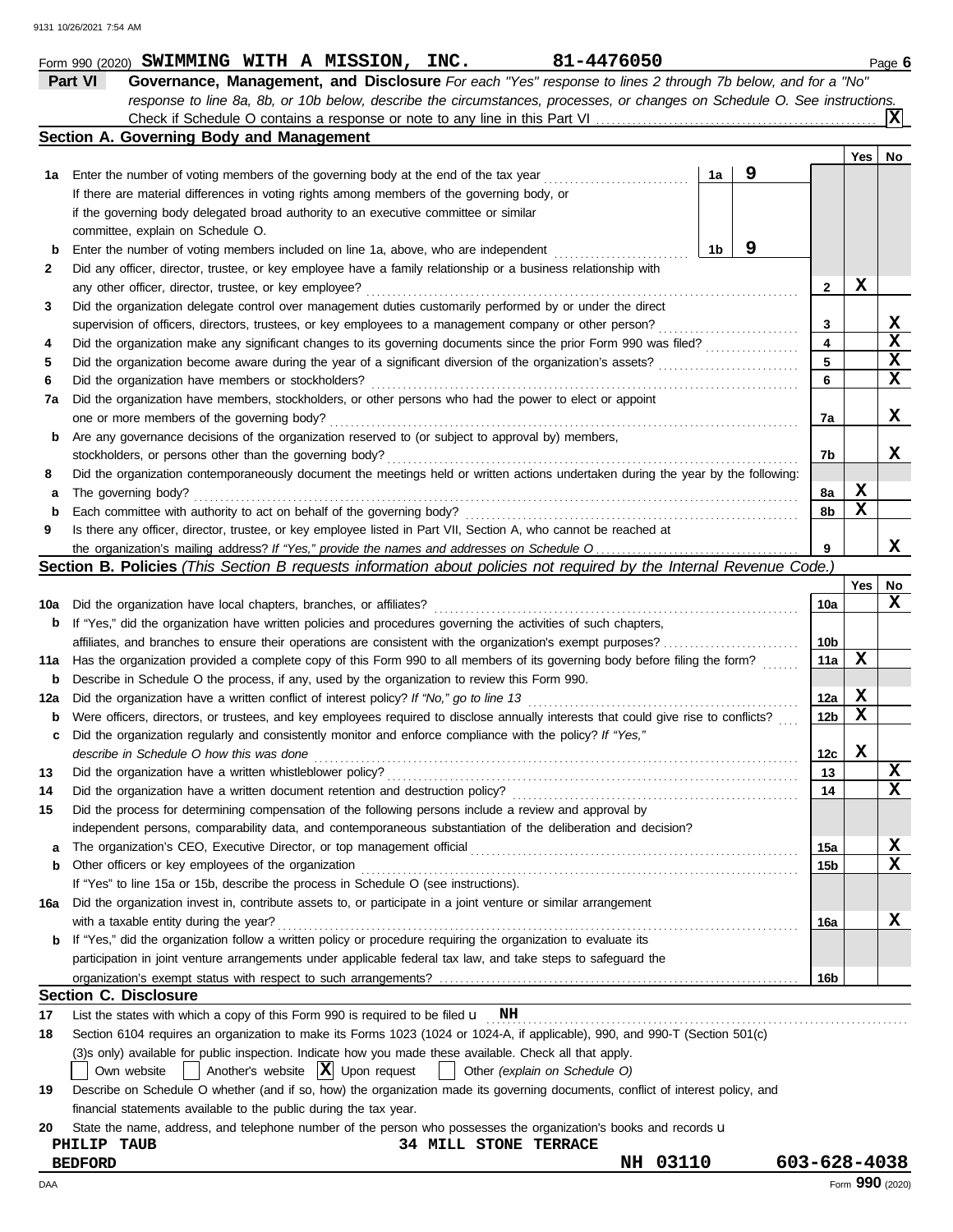Form 990 (2020) **SWIMMING WITH A MISSION, INC.** **81-4476050** Page **6**

## Part VI Governance, Management, and Disclosure

*For each "Yes" response to lines 2 through 7b below, and for a "No" response to line 8a, 8b, or 10b below, describe the circumstances, processes, or changes on Schedule O. See instructions.*

Check if Schedule O contains a response or note to any line in this Part VI ..... **X**

### Section A. Governing Body and Management

| | | | | Yes | No |
|---|---|---|---|---|---|
| **1a** | Enter the number of voting members of the governing body at the end of the tax year ..... **1a** **9** If there are material differences in voting rights among members of the governing body, or if the governing body delegated broad authority to an executive committee or similar committee, explain on Schedule O. | | | | |
| **b** | Enter the number of voting members included on line 1a, above, who are independent ..... **1b** **9** | | | | |
| **2** | Did any officer, director, trustee, or key employee have a family relationship or a business relationship with any other officer, director, trustee, or key employee? | | 2 | X | |
| **3** | Did the organization delegate control over management duties customarily performed by or under the direct supervision of officers, directors, trustees, or key employees to a management company or other person? | | 3 | | X |
| **4** | Did the organization make any significant changes to its governing documents since the prior Form 990 was filed? | | 4 | | X |
| **5** | Did the organization become aware during the year of a significant diversion of the organization's assets? | | 5 | | X |
| **6** | Did the organization have members or stockholders? | | 6 | | X |
| **7a** | Did the organization have members, stockholders, or other persons who had the power to elect or appoint one or more members of the governing body? | | 7a | | X |
| **b** | Are any governance decisions of the organization reserved to (or subject to approval by) members, stockholders, or persons other than the governing body? | | 7b | | X |
| **8** | Did the organization contemporaneously document the meetings held or written actions undertaken during the year by the following: | | | | |
| **a** | The governing body? | | 8a | X | |
| **b** | Each committee with authority to act on behalf of the governing body? | | 8b | X | |
| **9** | Is there any officer, director, trustee, or key employee listed in Part VII, Section A, who cannot be reached at the organization's mailing address? *If "Yes," provide the names and addresses on Schedule O* | | 9 | | X |

### Section B. Policies *(This Section B requests information about policies not required by the Internal Revenue Code.)*

| | | | Yes | No |
|---|---|---|---|---|
| **10a** | Did the organization have local chapters, branches, or affiliates? | 10a | | X |
| **b** | If "Yes," did the organization have written policies and procedures governing the activities of such chapters, affiliates, and branches to ensure their operations are consistent with the organization's exempt purposes? | 10b | | |
| **11a** | Has the organization provided a complete copy of this Form 990 to all members of its governing body before filing the form? | 11a | X | |
| **b** | Describe in Schedule O the process, if any, used by the organization to review this Form 990. | | | |
| **12a** | Did the organization have a written conflict of interest policy? *If "No," go to line 13* | 12a | X | |
| **b** | Were officers, directors, or trustees, and key employees required to disclose annually interests that could give rise to conflicts? | 12b | X | |
| **c** | Did the organization regularly and consistently monitor and enforce compliance with the policy? *If "Yes," describe in Schedule O how this was done* | 12c | X | |
| **13** | Did the organization have a written whistleblower policy? | 13 | | X |
| **14** | Did the organization have a written document retention and destruction policy? | 14 | | X |
| **15** | Did the process for determining compensation of the following persons include a review and approval by independent persons, comparability data, and contemporaneous substantiation of the deliberation and decision? | | | |
| **a** | The organization's CEO, Executive Director, or top management official | 15a | | X |
| **b** | Other officers or key employees of the organization | 15b | | X |
| | If "Yes" to line 15a or 15b, describe the process in Schedule O (see instructions). | | | |
| **16a** | Did the organization invest in, contribute assets to, or participate in a joint venture or similar arrangement with a taxable entity during the year? | 16a | | X |
| **b** | If "Yes," did the organization follow a written policy or procedure requiring the organization to evaluate its participation in joint venture arrangements under applicable federal tax law, and take steps to safeguard the organization's exempt status with respect to such arrangements? | 16b | | |

### Section C. Disclosure

**17** List the states with which a copy of this Form 990 is required to be filed **NH**

**18** Section 6104 requires an organization to make its Forms 1023 (1024 or 1024-A, if applicable), 990, and 990-T (Section 501(c)(3)s only) available for public inspection. Indicate how you made these available. Check all that apply.

☐ Own website ☐ Another's website ☒ Upon request ☐ Other *(explain on Schedule O)*

**19** Describe on Schedule O whether (and if so, how) the organization made its governing documents, conflict of interest policy, and financial statements available to the public during the tax year.

**20** State the name, address, and telephone number of the person who possesses the organization's books and records

**PHILIP TAUB** **34 MILL STONE TERRACE**
**BEDFORD** **NH 03110** **603-628-4038**

DAA Form **990** (2020)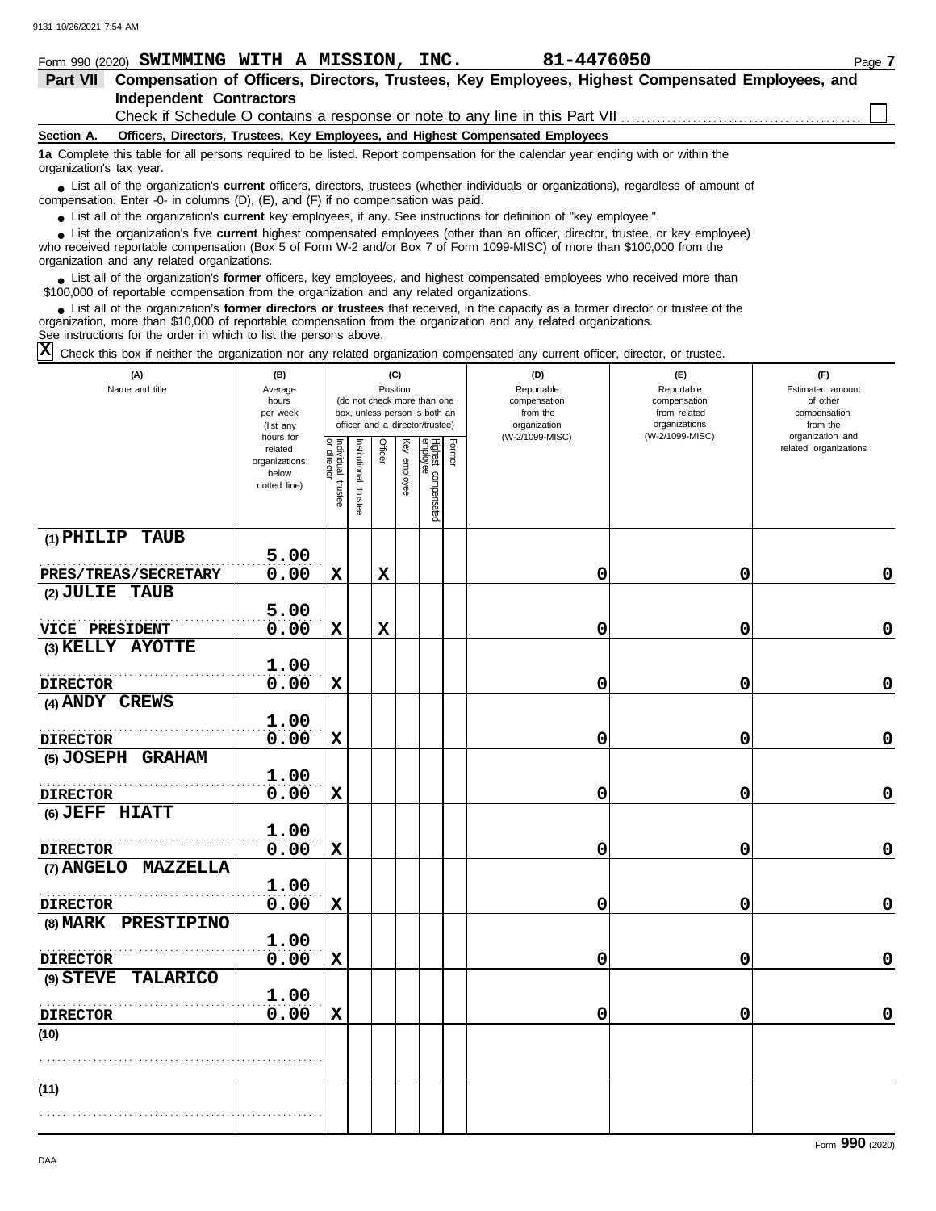Form 990 (2020) **SWIMMING WITH A MISSION, INC.** **81-4476050** Page **7**

## Part VII Compensation of Officers, Directors, Trustees, Key Employees, Highest Compensated Employees, and Independent Contractors

Check if Schedule O contains a response or note to any line in this Part VII ☐

### Section A. Officers, Directors, Trustees, Key Employees, and Highest Compensated Employees

**1a** Complete this table for all persons required to be listed. Report compensation for the calendar year ending with or within the organization's tax year.

- List all of the organization's **current** officers, directors, trustees (whether individuals or organizations), regardless of amount of compensation. Enter -0- in columns (D), (E), and (F) if no compensation was paid.
- List all of the organization's **current** key employees, if any. See instructions for definition of "key employee."
- List the organization's five **current** highest compensated employees (other than an officer, director, trustee, or key employee) who received reportable compensation (Box 5 of Form W-2 and/or Box 7 of Form 1099-MISC) of more than $100,000 from the organization and any related organizations.
- List all of the organization's **former** officers, key employees, and highest compensated employees who received more than $100,000 of reportable compensation from the organization and any related organizations.
- List all of the organization's **former directors or trustees** that received, in the capacity as a former director or trustee of the organization, more than $10,000 of reportable compensation from the organization and any related organizations.

See instructions for the order in which to list the persons above.

☒ Check this box if neither the organization nor any related organization compensated any current officer, director, or trustee.

| (A) Name and title | (B) Average hours per week (list any hours for related organizations below dotted line) | (C) Position (do not check more than one box, unless person is both an officer and a director/trustee) | | | | | | (D) Reportable compensation from the organization (W-2/1099-MISC) | (E) Reportable compensation from related organizations (W-2/1099-MISC) | (F) Estimated amount of other compensation from the organization and related organizations |
|---|---|---|---|---|---|---|---|---|---|---|
| | | Individual trustee or director | Institutional trustee | Officer | Key employee | Highest compensated employee | Former | | | |
| (1) PHILIP TAUB<br>PRES/TREAS/SECRETARY | 5.00<br>0.00 | X | | X | | | | 0 | 0 | 0 |
| (2) JULIE TAUB<br>VICE PRESIDENT | 5.00<br>0.00 | X | | X | | | | 0 | 0 | 0 |
| (3) KELLY AYOTTE<br>DIRECTOR | 1.00<br>0.00 | X | | | | | | 0 | 0 | 0 |
| (4) ANDY CREWS<br>DIRECTOR | 1.00<br>0.00 | X | | | | | | 0 | 0 | 0 |
| (5) JOSEPH GRAHAM<br>DIRECTOR | 1.00<br>0.00 | X | | | | | | 0 | 0 | 0 |
| (6) JEFF HIATT<br>DIRECTOR | 1.00<br>0.00 | X | | | | | | 0 | 0 | 0 |
| (7) ANGELO MAZZELLA<br>DIRECTOR | 1.00<br>0.00 | X | | | | | | 0 | 0 | 0 |
| (8) MARK PRESTIPINO<br>DIRECTOR | 1.00<br>0.00 | X | | | | | | 0 | 0 | 0 |
| (9) STEVE TALARICO<br>DIRECTOR | 1.00<br>0.00 | X | | | | | | 0 | 0 | 0 |
| (10) | | | | | | | | | | |
| (11) | | | | | | | | | | |

Form **990** (2020)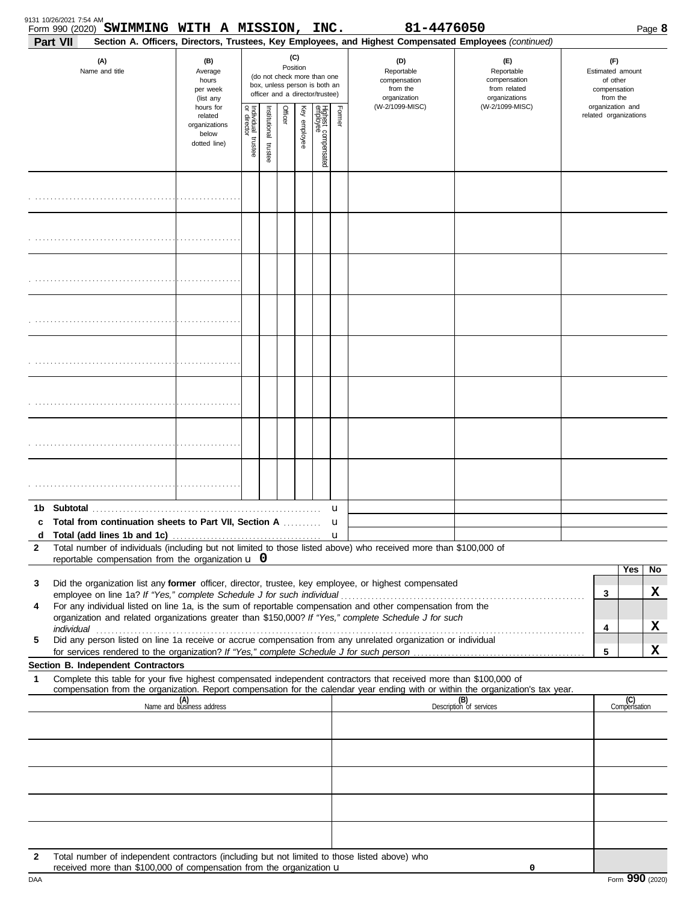Form 990 (2020) **SWIMMING WITH A MISSION, INC.** **81-4476050**

**Part VII** **Section A. Officers, Directors, Trustees, Key Employees, and Highest Compensated Employees** *(continued)*

| (A) Name and title | (B) Average hours per week (list any hours for related organizations below dotted line) | (C) Position (do not check more than one box, unless person is both an officer and a director/trustee) | | | | | | (D) Reportable compensation from the organization (W-2/1099-MISC) | (E) Reportable compensation from related organizations (W-2/1099-MISC) | (F) Estimated amount of other compensation from the organization and related organizations |
|---|---|---|---|---|---|---|---|---|---|---|
| | | Individual trustee or director | Institutional trustee | Officer | Key employee | Highest compensated employee | Former | | | |
| | | | | | | | | | | |
| | | | | | | | | | | |
| | | | | | | | | | | |
| | | | | | | | | | | |
| | | | | | | | | | | |
| | | | | | | | | | | |
| | | | | | | | | | | |
| | | | | | | | | | | |

**1b Subtotal** u

**c Total from continuation sheets to Part VII, Section A** u

**d Total (add lines 1b and 1c)** u

**2** Total number of individuals (including but not limited to those listed above) who received more than $100,000 of reportable compensation from the organization u **0**

| | | | Yes | No |
|---|---|---|---|---|
| **3** | Did the organization list any **former** officer, director, trustee, key employee, or highest compensated employee on line 1a? *If "Yes," complete Schedule J for such individual* | 3 | | X |
| **4** | For any individual listed on line 1a, is the sum of reportable compensation and other compensation from the organization and related organizations greater than $150,000? *If "Yes," complete Schedule J for such individual* | 4 | | X |
| **5** | Did any person listed on line 1a receive or accrue compensation from any unrelated organization or individual for services rendered to the organization? *If "Yes," complete Schedule J for such person* | 5 | | X |

**Section B. Independent Contractors**

**1** Complete this table for your five highest compensated independent contractors that received more than $100,000 of compensation from the organization. Report compensation for the calendar year ending with or within the organization's tax year.

| (A) Name and business address | (B) Description of services | (C) Compensation |
|---|---|---|
| | | |
| | | |
| | | |
| | | |
| | | |

**2** Total number of independent contractors (including but not limited to those listed above) who received more than $100,000 of compensation from the organization u **0**

DAA Form **990** (2020)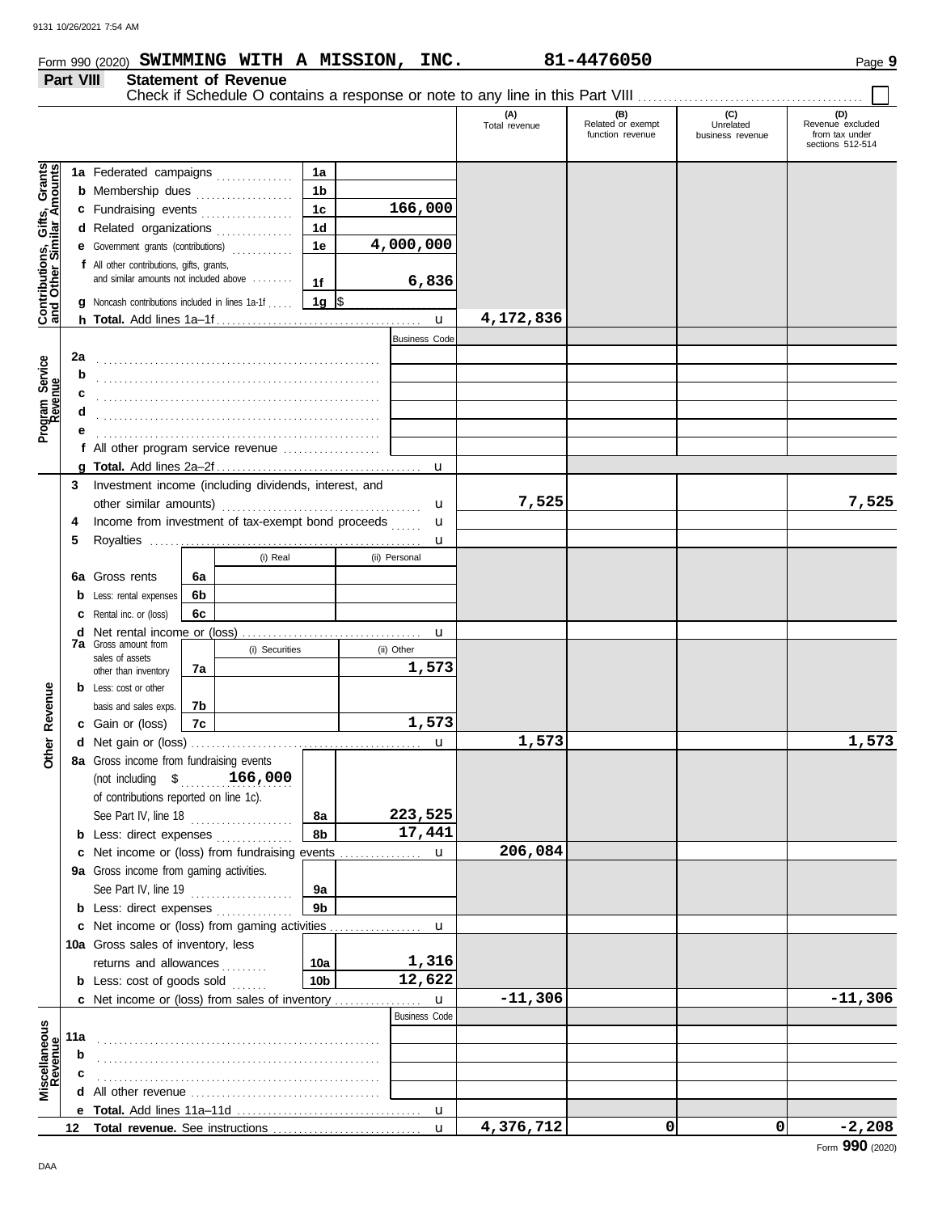Form 990 (2020) **SWIMMING WITH A MISSION, INC.** **81-4476050** Page **9**

**Part VIII** **Statement of Revenue**

Check if Schedule O contains a response or note to any line in this Part VIII ☐

| | | | | (A) Total revenue | (B) Related or exempt function revenue | (C) Unrelated business revenue | (D) Revenue excluded from tax under sections 512-514 |
|---|---|---|---|---|---|---|---|
| **Contributions, Gifts, Grants and Other Similar Amounts** | **1a** Federated campaigns | 1a | | | | | |
| | **b** Membership dues | 1b | | | | | |
| | **c** Fundraising events | 1c | 166,000 | | | | |
| | **d** Related organizations | 1d | | | | | |
| | **e** Government grants (contributions) | 1e | 4,000,000 | | | | |
| | **f** All other contributions, gifts, grants, and similar amounts not included above | 1f | 6,836 | | | | |
| | **g** Noncash contributions included in lines 1a-1f | 1g | $ | | | | |
| | **h Total.** Add lines 1a–1f | | | 4,172,836 | | | |
| **Program Service Revenue** | | | Business Code | | | | |
| | **2a** | | | | | | |
| | **b** | | | | | | |
| | **c** | | | | | | |
| | **d** | | | | | | |
| | **e** | | | | | | |
| | **f** All other program service revenue | | | | | | |
| | **g Total.** Add lines 2a–2f | | | | | | |
| **Other Revenue** | **3** Investment income (including dividends, interest, and other similar amounts) | | | 7,525 | | | 7,525 |
| | **4** Income from investment of tax-exempt bond proceeds | | | | | | |
| | **5** Royalties | | | | | | |
| | | (i) Real | (ii) Personal | | | | |
| | **6a** Gross rents | 6a | | | | | |
| | **b** Less: rental expenses | 6b | | | | | |
| | **c** Rental inc. or (loss) | 6c | | | | | |
| | **d** Net rental income or (loss) | | | | | | |
| | | (i) Securities | (ii) Other | | | | |
| | **7a** Gross amount from sales of assets other than inventory | 7a | 1,573 | | | | |
| | **b** Less: cost or other basis and sales exps. | 7b | | | | | |
| | **c** Gain or (loss) | 7c | 1,573 | | | | |
| | **d** Net gain or (loss) | | | 1,573 | | | 1,573 |
| | **8a** Gross income from fundraising events (not including $ 166,000 of contributions reported on line 1c). See Part IV, line 18 | 8a | 223,525 | | | | |
| | **b** Less: direct expenses | 8b | 17,441 | | | | |
| | **c** Net income or (loss) from fundraising events | | | 206,084 | | | |
| | **9a** Gross income from gaming activities. See Part IV, line 19 | 9a | | | | | |
| | **b** Less: direct expenses | 9b | | | | | |
| | **c** Net income or (loss) from gaming activities | | | | | | |
| | **10a** Gross sales of inventory, less returns and allowances | 10a | 1,316 | | | | |
| | **b** Less: cost of goods sold | 10b | 12,622 | | | | |
| | **c** Net income or (loss) from sales of inventory | | | -11,306 | | | -11,306 |
| **Miscellaneous Revenue** | | | Business Code | | | | |
| | **11a** | | | | | | |
| | **b** | | | | | | |
| | **c** | | | | | | |
| | **d** All other revenue | | | | | | |
| | **e Total.** Add lines 11a–11d | | | | | | |
| | **12 Total revenue.** See instructions | | | 4,376,712 | 0 | 0 | -2,208 |

Form **990** (2020)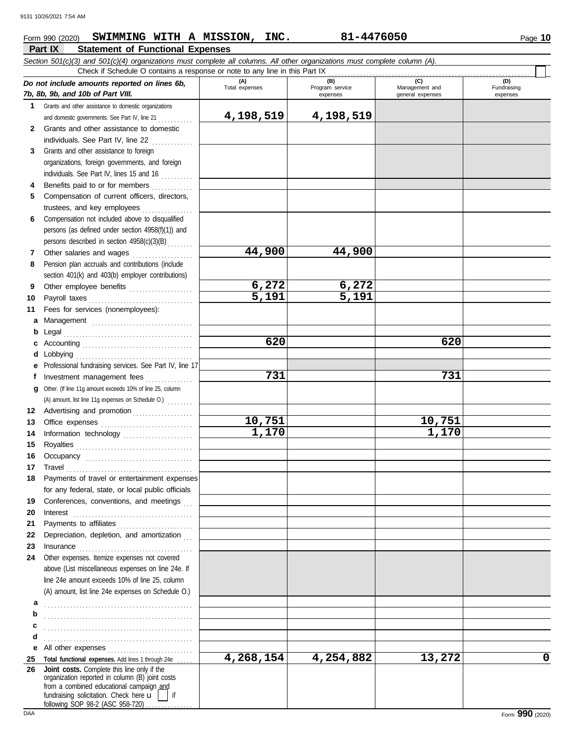Form 990 (2020) **SWIMMING WITH A MISSION, INC.** **81-4476050** Page **10**

## Part IX Statement of Functional Expenses

*Section 501(c)(3) and 501(c)(4) organizations must complete all columns. All other organizations must complete column (A).*

Check if Schedule O contains a response or note to any line in this Part IX

| *Do not include amounts reported on lines 6b, 7b, 8b, 9b, and 10b of Part VIII.* | (A) Total expenses | (B) Program service expenses | (C) Management and general expenses | (D) Fundraising expenses |
|---|---|---|---|---|
| **1** Grants and other assistance to domestic organizations and domestic governments. See Part IV, line 21 | 4,198,519 | 4,198,519 | | |
| **2** Grants and other assistance to domestic individuals. See Part IV, line 22 | | | | |
| **3** Grants and other assistance to foreign organizations, foreign governments, and foreign individuals. See Part IV, lines 15 and 16 | | | | |
| **4** Benefits paid to or for members | | | | |
| **5** Compensation of current officers, directors, trustees, and key employees | | | | |
| **6** Compensation not included above to disqualified persons (as defined under section 4958(f)(1)) and persons described in section 4958(c)(3)(B) | | | | |
| **7** Other salaries and wages | 44,900 | 44,900 | | |
| **8** Pension plan accruals and contributions (include section 401(k) and 403(b) employer contributions) | | | | |
| **9** Other employee benefits | 6,272 | 6,272 | | |
| **10** Payroll taxes | 5,191 | 5,191 | | |
| **11** Fees for services (nonemployees): | | | | |
| **a** Management | | | | |
| **b** Legal | | | | |
| **c** Accounting | 620 | | 620 | |
| **d** Lobbying | | | | |
| **e** Professional fundraising services. See Part IV, line 17 | | | | |
| **f** Investment management fees | 731 | | 731 | |
| **g** Other. (If line 11g amount exceeds 10% of line 25, column (A) amount, list line 11g expenses on Schedule O.) | | | | |
| **12** Advertising and promotion | | | | |
| **13** Office expenses | 10,751 | | 10,751 | |
| **14** Information technology | 1,170 | | 1,170 | |
| **15** Royalties | | | | |
| **16** Occupancy | | | | |
| **17** Travel | | | | |
| **18** Payments of travel or entertainment expenses for any federal, state, or local public officials | | | | |
| **19** Conferences, conventions, and meetings | | | | |
| **20** Interest | | | | |
| **21** Payments to affiliates | | | | |
| **22** Depreciation, depletion, and amortization | | | | |
| **23** Insurance | | | | |
| **24** Other expenses. Itemize expenses not covered above (List miscellaneous expenses on line 24e. If line 24e amount exceeds 10% of line 25, column (A) amount, list line 24e expenses on Schedule O.) | | | | |
| **a** | | | | |
| **b** | | | | |
| **c** | | | | |
| **d** | | | | |
| **e** All other expenses | | | | |
| **25** **Total functional expenses.** Add lines 1 through 24e | 4,268,154 | 4,254,882 | 13,272 | 0 |
| **26** **Joint costs.** Complete this line only if the organization reported in column (B) joint costs from a combined educational campaign and fundraising solicitation. Check here ☐ if following SOP 98-2 (ASC 958-720) | | | | |

Form **990** (2020)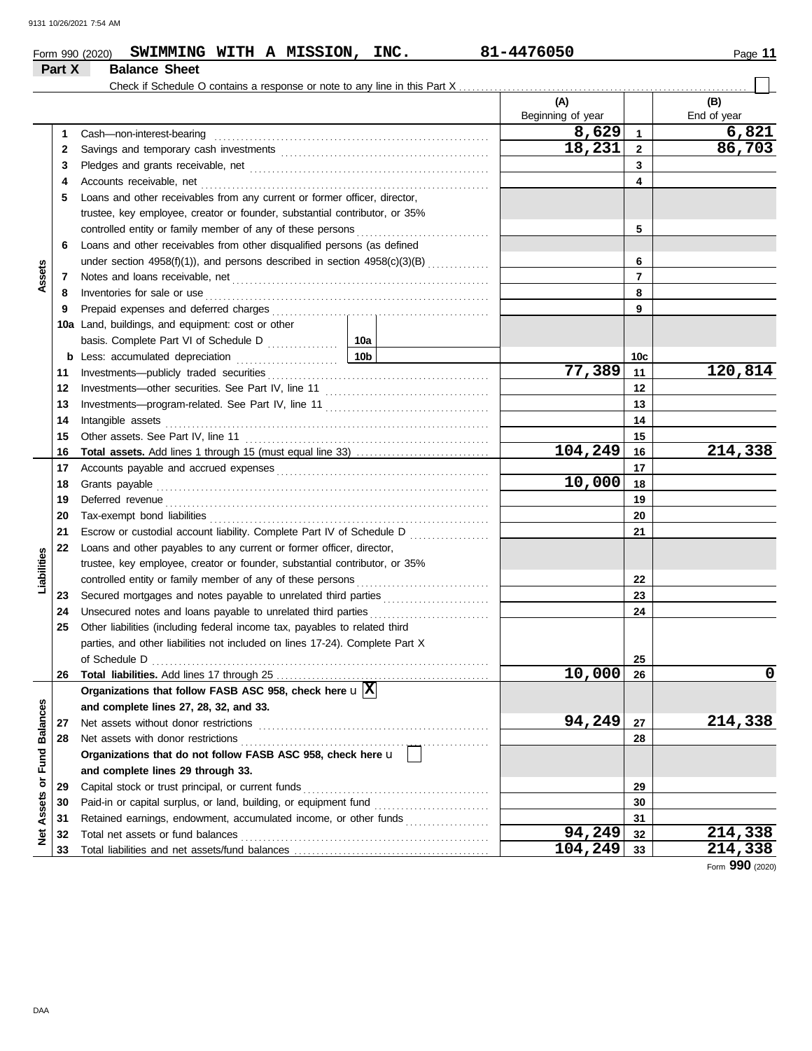Form 990 (2020) **SWIMMING WITH A MISSION, INC.** **81-4476050** Page **11**

## Part X Balance Sheet

Check if Schedule O contains a response or note to any line in this Part X ☐

| Section | Line | Description | | (A) Beginning of year | | (B) End of year |
|---|---|---|---|---|---|---|
| Assets | 1 | Cash—non-interest-bearing | | 8,629 | 1 | 6,821 |
| | 2 | Savings and temporary cash investments | | 18,231 | 2 | 86,703 |
| | 3 | Pledges and grants receivable, net | | | 3 | |
| | 4 | Accounts receivable, net | | | 4 | |
| | 5 | Loans and other receivables from any current or former officer, director, trustee, key employee, creator or founder, substantial contributor, or 35% controlled entity or family member of any of these persons | | | 5 | |
| | 6 | Loans and other receivables from other disqualified persons (as defined under section 4958(f)(1)), and persons described in section 4958(c)(3)(B) | | | 6 | |
| | 7 | Notes and loans receivable, net | | | 7 | |
| | 8 | Inventories for sale or use | | | 8 | |
| | 9 | Prepaid expenses and deferred charges | | | 9 | |
| | 10a | Land, buildings, and equipment: cost or other basis. Complete Part VI of Schedule D | 10a | | | |
| | b | Less: accumulated depreciation | 10b | | 10c | |
| | 11 | Investments—publicly traded securities | | 77,389 | 11 | 120,814 |
| | 12 | Investments—other securities. See Part IV, line 11 | | | 12 | |
| | 13 | Investments—program-related. See Part IV, line 11 | | | 13 | |
| | 14 | Intangible assets | | | 14 | |
| | 15 | Other assets. See Part IV, line 11 | | | 15 | |
| | 16 | **Total assets.** Add lines 1 through 15 (must equal line 33) | | 104,249 | 16 | 214,338 |
| Liabilities | 17 | Accounts payable and accrued expenses | | | 17 | |
| | 18 | Grants payable | | 10,000 | 18 | |
| | 19 | Deferred revenue | | | 19 | |
| | 20 | Tax-exempt bond liabilities | | | 20 | |
| | 21 | Escrow or custodial account liability. Complete Part IV of Schedule D | | | 21 | |
| | 22 | Loans and other payables to any current or former officer, director, trustee, key employee, creator or founder, substantial contributor, or 35% controlled entity or family member of any of these persons | | | 22 | |
| | 23 | Secured mortgages and notes payable to unrelated third parties | | | 23 | |
| | 24 | Unsecured notes and loans payable to unrelated third parties | | | 24 | |
| | 25 | Other liabilities (including federal income tax, payables to related third parties, and other liabilities not included on lines 17-24). Complete Part X of Schedule D | | | 25 | |
| | 26 | **Total liabilities.** Add lines 17 through 25 | | 10,000 | 26 | 0 |
| Net Assets or Fund Balances | | **Organizations that follow FASB ASC 958, check here** ☒ **and complete lines 27, 28, 32, and 33.** | | | | |
| | 27 | Net assets without donor restrictions | | 94,249 | 27 | 214,338 |
| | 28 | Net assets with donor restrictions | | | 28 | |
| | | **Organizations that do not follow FASB ASC 958, check here** ☐ **and complete lines 29 through 33.** | | | | |
| | 29 | Capital stock or trust principal, or current funds | | | 29 | |
| | 30 | Paid-in or capital surplus, or land, building, or equipment fund | | | 30 | |
| | 31 | Retained earnings, endowment, accumulated income, or other funds | | | 31 | |
| | 32 | Total net assets or fund balances | | 94,249 | 32 | 214,338 |
| | 33 | Total liabilities and net assets/fund balances | | 104,249 | 33 | 214,338 |

Form **990** (2020)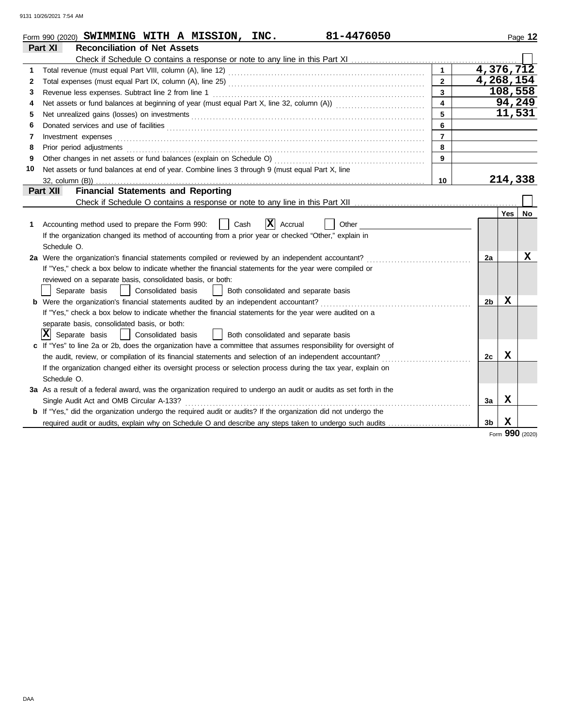Form 990 (2020) **SWIMMING WITH A MISSION, INC.** **81-4476050** Page **12**

## Part XI — Reconciliation of Net Assets

Check if Schedule O contains a response or note to any line in this Part XI ☐

| | | | |
|---|---|---|---|
| 1 | Total revenue (must equal Part VIII, column (A), line 12) | 1 | 4,376,712 |
| 2 | Total expenses (must equal Part IX, column (A), line 25) | 2 | 4,268,154 |
| 3 | Revenue less expenses. Subtract line 2 from line 1 | 3 | 108,558 |
| 4 | Net assets or fund balances at beginning of year (must equal Part X, line 32, column (A)) | 4 | 94,249 |
| 5 | Net unrealized gains (losses) on investments | 5 | 11,531 |
| 6 | Donated services and use of facilities | 6 | |
| 7 | Investment expenses | 7 | |
| 8 | Prior period adjustments | 8 | |
| 9 | Other changes in net assets or fund balances (explain on Schedule O) | 9 | |
| 10 | Net assets or fund balances at end of year. Combine lines 3 through 9 (must equal Part X, line 32, column (B)) | 10 | 214,338 |

## Part XII — Financial Statements and Reporting

Check if Schedule O contains a response or note to any line in this Part XII ☐

| | | | Yes | No |
|---|---|---|---|---|
| **1** | Accounting method used to prepare the Form 990: ☐ Cash ☒ Accrual ☐ Other<br>If the organization changed its method of accounting from a prior year or checked "Other," explain in Schedule O. | | | |
| **2a** | Were the organization's financial statements compiled or reviewed by an independent accountant?<br>If "Yes," check a box below to indicate whether the financial statements for the year were compiled or reviewed on a separate basis, consolidated basis, or both:<br>☐ Separate basis ☐ Consolidated basis ☐ Both consolidated and separate basis | 2a | | X |
| **b** | Were the organization's financial statements audited by an independent accountant?<br>If "Yes," check a box below to indicate whether the financial statements for the year were audited on a separate basis, consolidated basis, or both:<br>☒ Separate basis ☐ Consolidated basis ☐ Both consolidated and separate basis | 2b | X | |
| **c** | If "Yes" to line 2a or 2b, does the organization have a committee that assumes responsibility for oversight of the audit, review, or compilation of its financial statements and selection of an independent accountant?<br>If the organization changed either its oversight process or selection process during the tax year, explain on Schedule O. | 2c | X | |
| **3a** | As a result of a federal award, was the organization required to undergo an audit or audits as set forth in the Single Audit Act and OMB Circular A-133? | 3a | X | |
| **b** | If "Yes," did the organization undergo the required audit or audits? If the organization did not undergo the required audit or audits, explain why on Schedule O and describe any steps taken to undergo such audits | 3b | X | |

Form **990** (2020)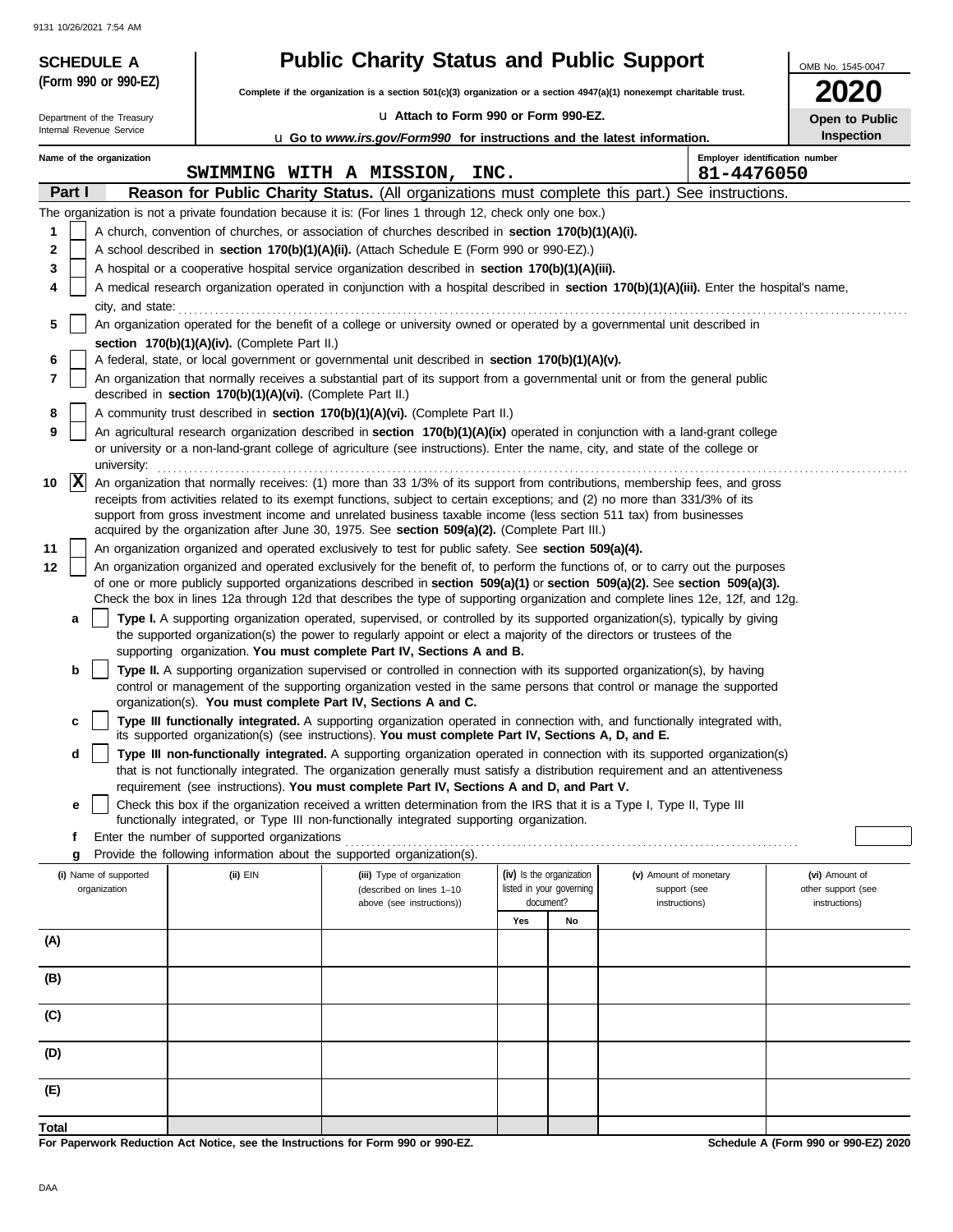9131 10/26/2021 7:54 AM

**SCHEDULE A (Form 990 or 990-EZ)**

Department of the Treasury
Internal Revenue Service

# Public Charity Status and Public Support

**Complete if the organization is a section 501(c)(3) organization or a section 4947(a)(1) nonexempt charitable trust.**

u Attach to Form 990 or Form 990-EZ.

u Go to *www.irs.gov/Form990* for instructions and the latest information.

OMB No. 1545-0047

**2020**

**Open to Public Inspection**

Name of the organization: SWIMMING WITH A MISSION, INC.

Employer identification number: 81-4476050

**Part I** **Reason for Public Charity Status.** (All organizations must complete this part.) See instructions.

The organization is not a private foundation because it is: (For lines 1 through 12, check only one box.)

1 [ ] A church, convention of churches, or association of churches described in **section 170(b)(1)(A)(i).**

2 [ ] A school described in **section 170(b)(1)(A)(ii).** (Attach Schedule E (Form 990 or 990-EZ).)

3 [ ] A hospital or a cooperative hospital service organization described in **section 170(b)(1)(A)(iii).**

4 [ ] A medical research organization operated in conjunction with a hospital described in **section 170(b)(1)(A)(iii).** Enter the hospital's name, city, and state:

5 [ ] An organization operated for the benefit of a college or university owned or operated by a governmental unit described in **section 170(b)(1)(A)(iv).** (Complete Part II.)

6 [ ] A federal, state, or local government or governmental unit described in **section 170(b)(1)(A)(v).**

7 [ ] An organization that normally receives a substantial part of its support from a governmental unit or from the general public described in **section 170(b)(1)(A)(vi).** (Complete Part II.)

8 [ ] A community trust described in **section 170(b)(1)(A)(vi).** (Complete Part II.)

9 [ ] An agricultural research organization described in **section 170(b)(1)(A)(ix)** operated in conjunction with a land-grant college or university or a non-land-grant college of agriculture (see instructions). Enter the name, city, and state of the college or university:

10 [X] An organization that normally receives: (1) more than 33 1/3% of its support from contributions, membership fees, and gross receipts from activities related to its exempt functions, subject to certain exceptions; and (2) no more than 331/3% of its support from gross investment income and unrelated business taxable income (less section 511 tax) from businesses acquired by the organization after June 30, 1975. See **section 509(a)(2).** (Complete Part III.)

11 [ ] An organization organized and operated exclusively to test for public safety. See **section 509(a)(4).**

12 [ ] An organization organized and operated exclusively for the benefit of, to perform the functions of, or to carry out the purposes of one or more publicly supported organizations described in **section 509(a)(1)** or **section 509(a)(2).** See **section 509(a)(3).** Check the box in lines 12a through 12d that describes the type of supporting organization and complete lines 12e, 12f, and 12g.

a [ ] **Type I.** A supporting organization operated, supervised, or controlled by its supported organization(s), typically by giving the supported organization(s) the power to regularly appoint or elect a majority of the directors or trustees of the supporting organization. **You must complete Part IV, Sections A and B.**

b [ ] **Type II.** A supporting organization supervised or controlled in connection with its supported organization(s), by having control or management of the supporting organization vested in the same persons that control or manage the supported organization(s). **You must complete Part IV, Sections A and C.**

c [ ] **Type III functionally integrated.** A supporting organization operated in connection with, and functionally integrated with, its supported organization(s) (see instructions). **You must complete Part IV, Sections A, D, and E.**

d [ ] **Type III non-functionally integrated.** A supporting organization operated in connection with its supported organization(s) that is not functionally integrated. The organization generally must satisfy a distribution requirement and an attentiveness requirement (see instructions). **You must complete Part IV, Sections A and D, and Part V.**

e [ ] Check this box if the organization received a written determination from the IRS that it is a Type I, Type II, Type III functionally integrated, or Type III non-functionally integrated supporting organization.

f Enter the number of supported organizations

g Provide the following information about the supported organization(s).

| (i) Name of supported organization | (ii) EIN | (iii) Type of organization (described on lines 1–10 above (see instructions)) | (iv) Is the organization listed in your governing document? Yes | No | (v) Amount of monetary support (see instructions) | (vi) Amount of other support (see instructions) |
|---|---|---|---|---|---|---|
| (A) | | | | | | |
| (B) | | | | | | |
| (C) | | | | | | |
| (D) | | | | | | |
| (E) | | | | | | |
| **Total** | | | | | | |

**For Paperwork Reduction Act Notice, see the Instructions for Form 990 or 990-EZ.**

**Schedule A (Form 990 or 990-EZ) 2020**

DAA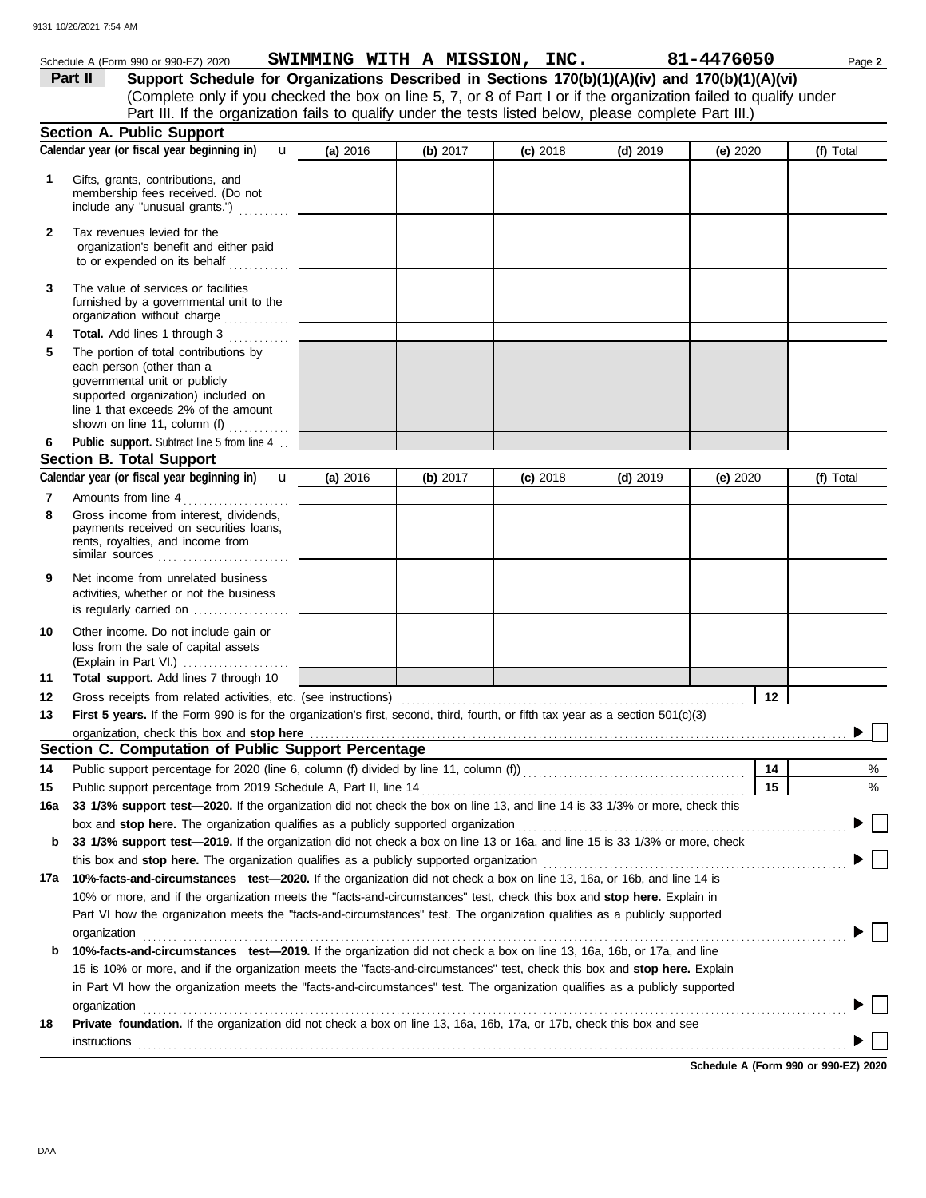Schedule A (Form 990 or 990-EZ) 2020 **SWIMMING WITH A MISSION, INC.** **81-4476050**

## Part II — Support Schedule for Organizations Described in Sections 170(b)(1)(A)(iv) and 170(b)(1)(A)(vi)

(Complete only if you checked the box on line 5, 7, or 8 of Part I or if the organization failed to qualify under Part III. If the organization fails to qualify under the tests listed below, please complete Part III.)

### Section A. Public Support

| Calendar year (or fiscal year beginning in) | (a) 2016 | (b) 2017 | (c) 2018 | (d) 2019 | (e) 2020 | (f) Total |
|---|---|---|---|---|---|---|
| **1** Gifts, grants, contributions, and membership fees received. (Do not include any "unusual grants.") | | | | | | |
| **2** Tax revenues levied for the organization's benefit and either paid to or expended on its behalf | | | | | | |
| **3** The value of services or facilities furnished by a governmental unit to the organization without charge | | | | | | |
| **4 Total.** Add lines 1 through 3 | | | | | | |
| **5** The portion of total contributions by each person (other than a governmental unit or publicly supported organization) included on line 1 that exceeds 2% of the amount shown on line 11, column (f) | | | | | | |
| **6 Public support.** Subtract line 5 from line 4 | | | | | | |

### Section B. Total Support

| Calendar year (or fiscal year beginning in) | (a) 2016 | (b) 2017 | (c) 2018 | (d) 2019 | (e) 2020 | (f) Total |
|---|---|---|---|---|---|---|
| **7** Amounts from line 4 | | | | | | |
| **8** Gross income from interest, dividends, payments received on securities loans, rents, royalties, and income from similar sources | | | | | | |
| **9** Net income from unrelated business activities, whether or not the business is regularly carried on | | | | | | |
| **10** Other income. Do not include gain or loss from the sale of capital assets (Explain in Part VI.) | | | | | | |
| **11 Total support.** Add lines 7 through 10 | | | | | | |

**12** Gross receipts from related activities, etc. (see instructions) — **12**

**13 First 5 years.** If the Form 990 is for the organization's first, second, third, fourth, or fifth tax year as a section 501(c)(3) organization, check this box and **stop here** ▶ ☐

### Section C. Computation of Public Support Percentage

**14** Public support percentage for 2020 (line 6, column (f) divided by line 11, column (f)) — **14** %

**15** Public support percentage from 2019 Schedule A, Part II, line 14 — **15** %

**16a 33 1/3% support test—2020.** If the organization did not check the box on line 13, and line 14 is 33 1/3% or more, check this box and **stop here.** The organization qualifies as a publicly supported organization ▶ ☐

**b 33 1/3% support test—2019.** If the organization did not check a box on line 13 or 16a, and line 15 is 33 1/3% or more, check this box and **stop here.** The organization qualifies as a publicly supported organization ▶ ☐

**17a 10%-facts-and-circumstances test—2020.** If the organization did not check a box on line 13, 16a, or 16b, and line 14 is 10% or more, and if the organization meets the "facts-and-circumstances" test, check this box and **stop here.** Explain in Part VI how the organization meets the "facts-and-circumstances" test. The organization qualifies as a publicly supported organization ▶ ☐

**b 10%-facts-and-circumstances test—2019.** If the organization did not check a box on line 13, 16a, 16b, or 17a, and line 15 is 10% or more, and if the organization meets the "facts-and-circumstances" test, check this box and **stop here.** Explain in Part VI how the organization meets the "facts-and-circumstances" test. The organization qualifies as a publicly supported organization ▶ ☐

**18 Private foundation.** If the organization did not check a box on line 13, 16a, 16b, 17a, or 17b, check this box and see instructions ▶ ☐

**Schedule A (Form 990 or 990-EZ) 2020**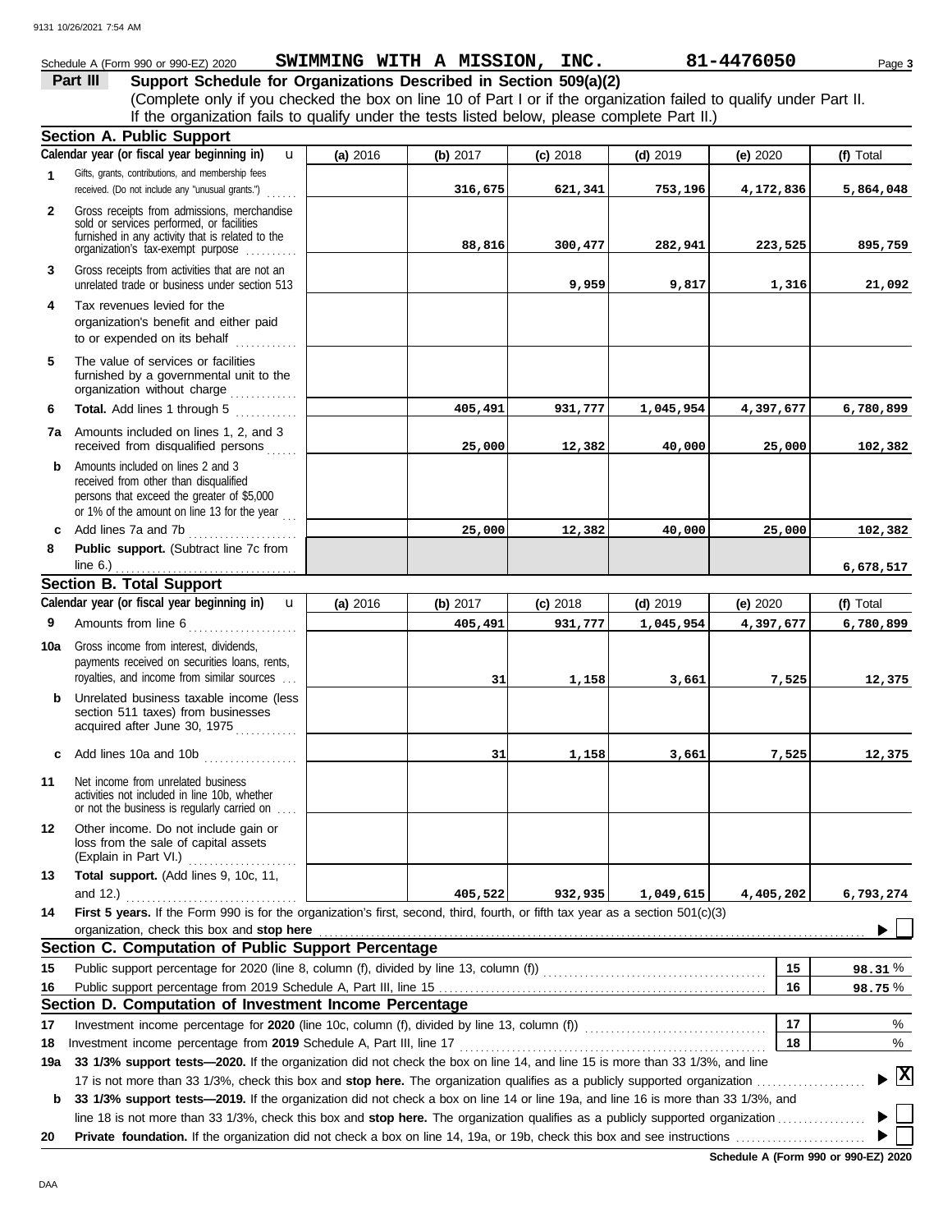Schedule A (Form 990 or 990-EZ) 2020 **SWIMMING WITH A MISSION, INC.** **81-4476050** Page **3**

## Part III Support Schedule for Organizations Described in Section 509(a)(2)

(Complete only if you checked the box on line 10 of Part I or if the organization failed to qualify under Part II. If the organization fails to qualify under the tests listed below, please complete Part II.)

### Section A. Public Support

| | Calendar year (or fiscal year beginning in) | (a) 2016 | (b) 2017 | (c) 2018 | (d) 2019 | (e) 2020 | (f) Total |
|---|---|---|---|---|---|---|---|
| 1 | Gifts, grants, contributions, and membership fees received. (Do not include any "unusual grants.") | | 316,675 | 621,341 | 753,196 | 4,172,836 | 5,864,048 |
| 2 | Gross receipts from admissions, merchandise sold or services performed, or facilities furnished in any activity that is related to the organization's tax-exempt purpose | | 88,816 | 300,477 | 282,941 | 223,525 | 895,759 |
| 3 | Gross receipts from activities that are not an unrelated trade or business under section 513 | | | 9,959 | 9,817 | 1,316 | 21,092 |
| 4 | Tax revenues levied for the organization's benefit and either paid to or expended on its behalf | | | | | | |
| 5 | The value of services or facilities furnished by a governmental unit to the organization without charge | | | | | | |
| 6 | **Total.** Add lines 1 through 5 | | 405,491 | 931,777 | 1,045,954 | 4,397,677 | 6,780,899 |
| 7a | Amounts included on lines 1, 2, and 3 received from disqualified persons | | 25,000 | 12,382 | 40,000 | 25,000 | 102,382 |
| b | Amounts included on lines 2 and 3 received from other than disqualified persons that exceed the greater of $5,000 or 1% of the amount on line 13 for the year | | | | | | |
| c | Add lines 7a and 7b | | 25,000 | 12,382 | 40,000 | 25,000 | 102,382 |
| 8 | **Public support.** (Subtract line 7c from line 6.) | | | | | | 6,678,517 |

### Section B. Total Support

| | Calendar year (or fiscal year beginning in) | (a) 2016 | (b) 2017 | (c) 2018 | (d) 2019 | (e) 2020 | (f) Total |
|---|---|---|---|---|---|---|---|
| 9 | Amounts from line 6 | | 405,491 | 931,777 | 1,045,954 | 4,397,677 | 6,780,899 |
| 10a | Gross income from interest, dividends, payments received on securities loans, rents, royalties, and income from similar sources | | 31 | 1,158 | 3,661 | 7,525 | 12,375 |
| b | Unrelated business taxable income (less section 511 taxes) from businesses acquired after June 30, 1975 | | | | | | |
| c | Add lines 10a and 10b | | 31 | 1,158 | 3,661 | 7,525 | 12,375 |
| 11 | Net income from unrelated business activities not included in line 10b, whether or not the business is regularly carried on | | | | | | |
| 12 | Other income. Do not include gain or loss from the sale of capital assets (Explain in Part VI.) | | | | | | |
| 13 | **Total support.** (Add lines 9, 10c, 11, and 12.) | | 405,522 | 932,935 | 1,049,615 | 4,405,202 | 6,793,274 |

**14** **First 5 years.** If the Form 990 is for the organization's first, second, third, fourth, or fifth tax year as a section 501(c)(3) organization, check this box and **stop here** ☐

### Section C. Computation of Public Support Percentage

| | | | |
|---|---|---|---|
| 15 | Public support percentage for 2020 (line 8, column (f), divided by line 13, column (f)) | 15 | 98.31 % |
| 16 | Public support percentage from 2019 Schedule A, Part III, line 15 | 16 | 98.75 % |

### Section D. Computation of Investment Income Percentage

| | | | |
|---|---|---|---|
| 17 | Investment income percentage for **2020** (line 10c, column (f), divided by line 13, column (f)) | 17 | % |
| 18 | Investment income percentage from **2019** Schedule A, Part III, line 17 | 18 | % |

**19a** **33 1/3% support tests—2020.** If the organization did not check the box on line 14, and line 15 is more than 33 1/3%, and line 17 is not more than 33 1/3%, check this box and **stop here.** The organization qualifies as a publicly supported organization ☒

**b** **33 1/3% support tests—2019.** If the organization did not check a box on line 14 or line 19a, and line 16 is more than 33 1/3%, and line 18 is not more than 33 1/3%, check this box and **stop here.** The organization qualifies as a publicly supported organization ☐

**20** **Private foundation.** If the organization did not check a box on line 14, 19a, or 19b, check this box and see instructions ☐

**Schedule A (Form 990 or 990-EZ) 2020**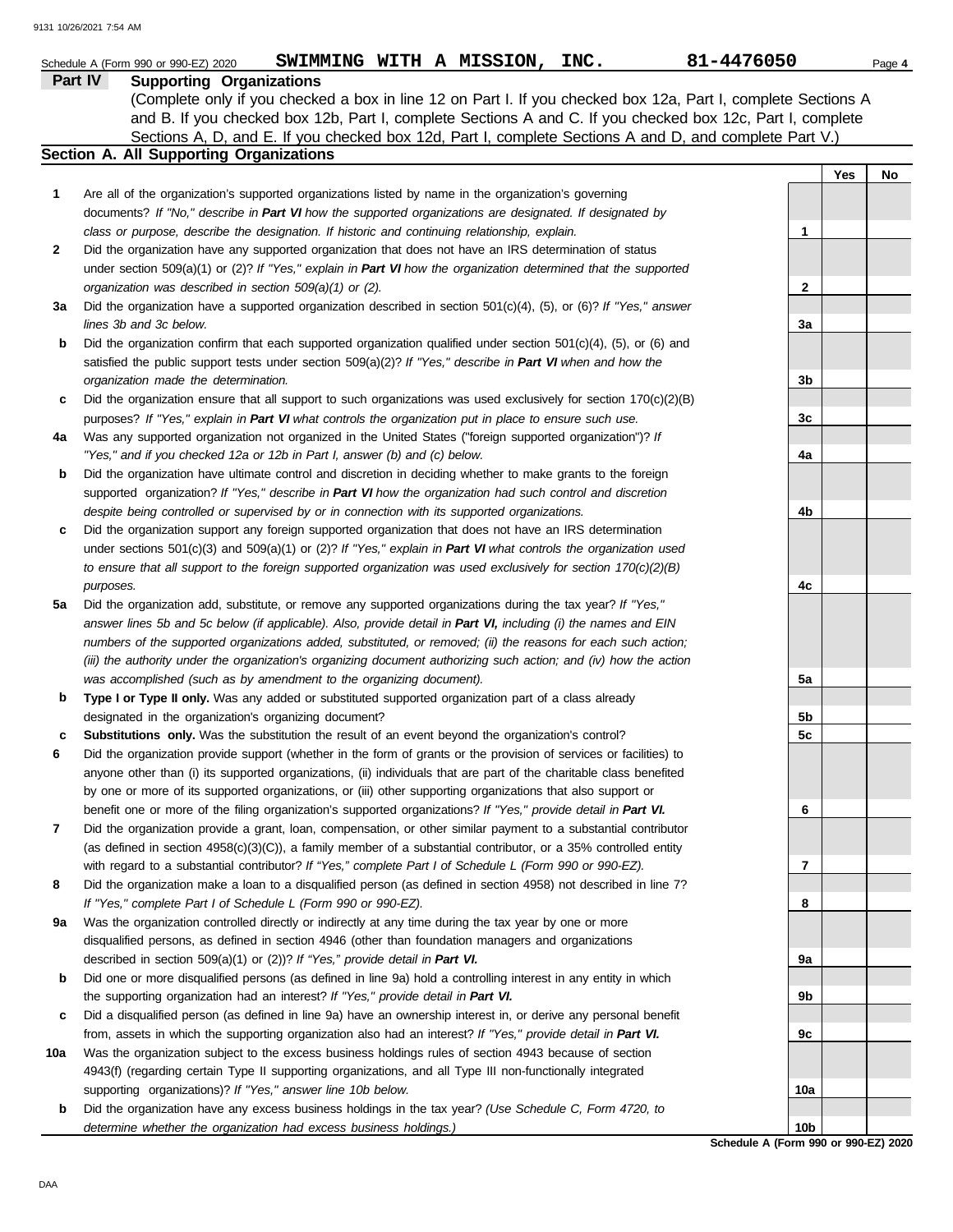Schedule A (Form 990 or 990-EZ) 2020 **SWIMMING WITH A MISSION, INC.** **81-4476050**

## Part IV Supporting Organizations

(Complete only if you checked a box in line 12 on Part I. If you checked box 12a, Part I, complete Sections A and B. If you checked box 12b, Part I, complete Sections A and C. If you checked box 12c, Part I, complete Sections A, D, and E. If you checked box 12d, Part I, complete Sections A and D, and complete Part V.)

### Section A. All Supporting Organizations

| | | | Yes | No |
|---|---|---|---|---|
| **1** | Are all of the organization's supported organizations listed by name in the organization's governing documents? *If "No," describe in* ***Part VI*** *how the supported organizations are designated. If designated by class or purpose, describe the designation. If historic and continuing relationship, explain.* | **1** | | |
| **2** | Did the organization have any supported organization that does not have an IRS determination of status under section 509(a)(1) or (2)? *If "Yes," explain in* ***Part VI*** *how the organization determined that the supported organization was described in section 509(a)(1) or (2).* | **2** | | |
| **3a** | Did the organization have a supported organization described in section 501(c)(4), (5), or (6)? *If "Yes," answer lines 3b and 3c below.* | **3a** | | |
| **b** | Did the organization confirm that each supported organization qualified under section 501(c)(4), (5), or (6) and satisfied the public support tests under section 509(a)(2)? *If "Yes," describe in* ***Part VI*** *when and how the organization made the determination.* | **3b** | | |
| **c** | Did the organization ensure that all support to such organizations was used exclusively for section 170(c)(2)(B) purposes? *If "Yes," explain in* ***Part VI*** *what controls the organization put in place to ensure such use.* | **3c** | | |
| **4a** | Was any supported organization not organized in the United States ("foreign supported organization")? *If "Yes," and if you checked 12a or 12b in Part I, answer (b) and (c) below.* | **4a** | | |
| **b** | Did the organization have ultimate control and discretion in deciding whether to make grants to the foreign supported organization? *If "Yes," describe in* ***Part VI*** *how the organization had such control and discretion despite being controlled or supervised by or in connection with its supported organizations.* | **4b** | | |
| **c** | Did the organization support any foreign supported organization that does not have an IRS determination under sections 501(c)(3) and 509(a)(1) or (2)? *If "Yes," explain in* ***Part VI*** *what controls the organization used to ensure that all support to the foreign supported organization was used exclusively for section 170(c)(2)(B) purposes.* | **4c** | | |
| **5a** | Did the organization add, substitute, or remove any supported organizations during the tax year? *If "Yes," answer lines 5b and 5c below (if applicable). Also, provide detail in* ***Part VI,*** *including (i) the names and EIN numbers of the supported organizations added, substituted, or removed; (ii) the reasons for each such action; (iii) the authority under the organization's organizing document authorizing such action; and (iv) how the action was accomplished (such as by amendment to the organizing document).* | **5a** | | |
| **b** | **Type I or Type II only.** Was any added or substituted supported organization part of a class already designated in the organization's organizing document? | **5b** | | |
| **c** | **Substitutions only.** Was the substitution the result of an event beyond the organization's control? | **5c** | | |
| **6** | Did the organization provide support (whether in the form of grants or the provision of services or facilities) to anyone other than (i) its supported organizations, (ii) individuals that are part of the charitable class benefited by one or more of its supported organizations, or (iii) other supporting organizations that also support or benefit one or more of the filing organization's supported organizations? *If "Yes," provide detail in* ***Part VI.*** | **6** | | |
| **7** | Did the organization provide a grant, loan, compensation, or other similar payment to a substantial contributor (as defined in section 4958(c)(3)(C)), a family member of a substantial contributor, or a 35% controlled entity with regard to a substantial contributor? *If "Yes," complete Part I of Schedule L (Form 990 or 990-EZ).* | **7** | | |
| **8** | Did the organization make a loan to a disqualified person (as defined in section 4958) not described in line 7? *If "Yes," complete Part I of Schedule L (Form 990 or 990-EZ).* | **8** | | |
| **9a** | Was the organization controlled directly or indirectly at any time during the tax year by one or more disqualified persons, as defined in section 4946 (other than foundation managers and organizations described in section 509(a)(1) or (2))? *If "Yes," provide detail in* ***Part VI.*** | **9a** | | |
| **b** | Did one or more disqualified persons (as defined in line 9a) hold a controlling interest in any entity in which the supporting organization had an interest? *If "Yes," provide detail in* ***Part VI.*** | **9b** | | |
| **c** | Did a disqualified person (as defined in line 9a) have an ownership interest in, or derive any personal benefit from, assets in which the supporting organization also had an interest? *If "Yes," provide detail in* ***Part VI.*** | **9c** | | |
| **10a** | Was the organization subject to the excess business holdings rules of section 4943 because of section 4943(f) (regarding certain Type II supporting organizations, and all Type III non-functionally integrated supporting organizations)? *If "Yes," answer line 10b below.* | **10a** | | |
| **b** | Did the organization have any excess business holdings in the tax year? *(Use Schedule C, Form 4720, to determine whether the organization had excess business holdings.)* | **10b** | | |

**Schedule A (Form 990 or 990-EZ) 2020**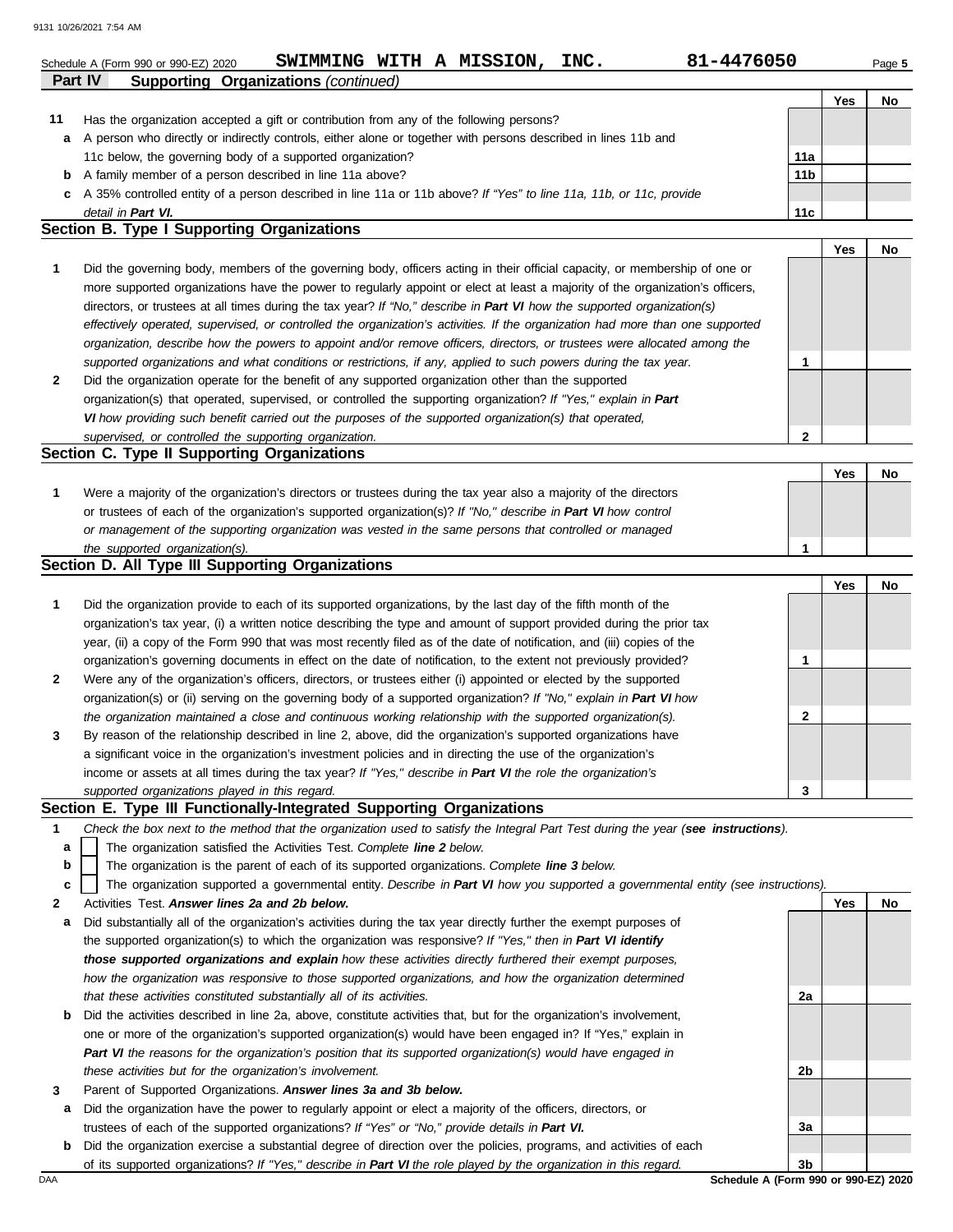Schedule A (Form 990 or 990-EZ) 2020 **SWIMMING WITH A MISSION, INC.** **81-4476050**

## Part IV — Supporting Organizations *(continued)*

| | | | Yes | No |
|---|---|---|---|---|
| **11** | Has the organization accepted a gift or contribution from any of the following persons? | | | |
| **a** | A person who directly or indirectly controls, either alone or together with persons described in lines 11b and 11c below, the governing body of a supported organization? | 11a | | |
| **b** | A family member of a person described in line 11a above? | 11b | | |
| **c** | A 35% controlled entity of a person described in line 11a or 11b above? *If "Yes" to line 11a, 11b, or 11c, provide detail in **Part VI.*** | 11c | | |

### Section B. Type I Supporting Organizations

| | | | Yes | No |
|---|---|---|---|---|
| **1** | Did the governing body, members of the governing body, officers acting in their official capacity, or membership of one or more supported organizations have the power to regularly appoint or elect at least a majority of the organization's officers, directors, or trustees at all times during the tax year? *If "No," describe in **Part VI** how the supported organization(s) effectively operated, supervised, or controlled the organization's activities. If the organization had more than one supported organization, describe how the powers to appoint and/or remove officers, directors, or trustees were allocated among the supported organizations and what conditions or restrictions, if any, applied to such powers during the tax year.* | 1 | | |
| **2** | Did the organization operate for the benefit of any supported organization other than the supported organization(s) that operated, supervised, or controlled the supporting organization? *If "Yes," explain in **Part VI** how providing such benefit carried out the purposes of the supported organization(s) that operated, supervised, or controlled the supporting organization.* | 2 | | |

### Section C. Type II Supporting Organizations

| | | | Yes | No |
|---|---|---|---|---|
| **1** | Were a majority of the organization's directors or trustees during the tax year also a majority of the directors or trustees of each of the organization's supported organization(s)? *If "No," describe in **Part VI** how control or management of the supporting organization was vested in the same persons that controlled or managed the supported organization(s).* | 1 | | |

### Section D. All Type III Supporting Organizations

| | | | Yes | No |
|---|---|---|---|---|
| **1** | Did the organization provide to each of its supported organizations, by the last day of the fifth month of the organization's tax year, (i) a written notice describing the type and amount of support provided during the prior tax year, (ii) a copy of the Form 990 that was most recently filed as of the date of notification, and (iii) copies of the organization's governing documents in effect on the date of notification, to the extent not previously provided? | 1 | | |
| **2** | Were any of the organization's officers, directors, or trustees either (i) appointed or elected by the supported organization(s) or (ii) serving on the governing body of a supported organization? *If "No," explain in **Part VI** how the organization maintained a close and continuous working relationship with the supported organization(s).* | 2 | | |
| **3** | By reason of the relationship described in line 2, above, did the organization's supported organizations have a significant voice in the organization's investment policies and in directing the use of the organization's income or assets at all times during the tax year? *If "Yes," describe in **Part VI** the role the organization's supported organizations played in this regard.* | 3 | | |

### Section E. Type III Functionally-Integrated Supporting Organizations

**1** *Check the box next to the method that the organization used to satisfy the Integral Part Test during the year (**see instructions**).*

- **a** ☐ The organization satisfied the Activities Test. *Complete **line 2** below.*
- **b** ☐ The organization is the parent of each of its supported organizations. *Complete **line 3** below.*
- **c** ☐ The organization supported a governmental entity. *Describe in **Part VI** how you supported a governmental entity (see instructions).*

| | | | Yes | No |
|---|---|---|---|---|
| **2** | Activities Test. ***Answer lines 2a and 2b below.*** | | | |
| **a** | Did substantially all of the organization's activities during the tax year directly further the exempt purposes of the supported organization(s) to which the organization was responsive? *If "Yes," then in **Part VI identify those supported organizations and explain** how these activities directly furthered their exempt purposes, how the organization was responsive to those supported organizations, and how the organization determined that these activities constituted substantially all of its activities.* | 2a | | |
| **b** | Did the activities described in line 2a, above, constitute activities that, but for the organization's involvement, one or more of the organization's supported organization(s) would have been engaged in? If "Yes," explain in ***Part VI*** *the reasons for the organization's position that its supported organization(s) would have engaged in these activities but for the organization's involvement.* | 2b | | |
| **3** | Parent of Supported Organizations. ***Answer lines 3a and 3b below.*** | | | |
| **a** | Did the organization have the power to regularly appoint or elect a majority of the officers, directors, or trustees of each of the supported organizations? *If "Yes" or "No," provide details in **Part VI.*** | 3a | | |
| **b** | Did the organization exercise a substantial degree of direction over the policies, programs, and activities of each of its supported organizations? *If "Yes," describe in **Part VI** the role played by the organization in this regard.* | 3b | | |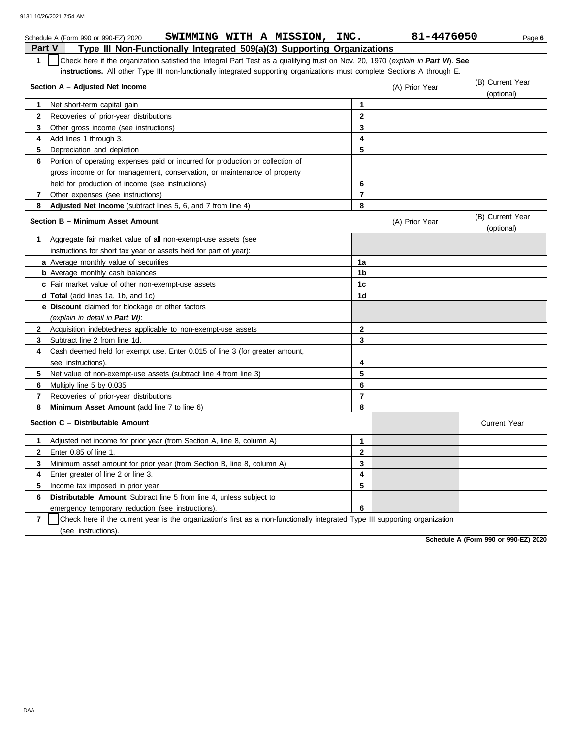Schedule A (Form 990 or 990-EZ) 2020 **SWIMMING WITH A MISSION, INC.** **81-4476050** Page **6**

## Part V Type III Non-Functionally Integrated 509(a)(3) Supporting Organizations

**1** ☐ Check here if the organization satisfied the Integral Part Test as a qualifying trust on Nov. 20, 1970 (*explain in **Part VI***). **See instructions.** All other Type III non-functionally integrated supporting organizations must complete Sections A through E.

| **Section A – Adjusted Net Income** | | (A) Prior Year | (B) Current Year (optional) |
|---|---|---|---|
| **1** Net short-term capital gain | **1** | | |
| **2** Recoveries of prior-year distributions | **2** | | |
| **3** Other gross income (see instructions) | **3** | | |
| **4** Add lines 1 through 3. | **4** | | |
| **5** Depreciation and depletion | **5** | | |
| **6** Portion of operating expenses paid or incurred for production or collection of gross income or for management, conservation, or maintenance of property held for production of income (see instructions) | **6** | | |
| **7** Other expenses (see instructions) | **7** | | |
| **8** **Adjusted Net Income** (subtract lines 5, 6, and 7 from line 4) | **8** | | |

| **Section B – Minimum Asset Amount** | | (A) Prior Year | (B) Current Year (optional) |
|---|---|---|---|
| **1** Aggregate fair market value of all non-exempt-use assets (see instructions for short tax year or assets held for part of year): | | | |
| **a** Average monthly value of securities | **1a** | | |
| **b** Average monthly cash balances | **1b** | | |
| **c** Fair market value of other non-exempt-use assets | **1c** | | |
| **d Total** (add lines 1a, 1b, and 1c) | **1d** | | |
| **e Discount** claimed for blockage or other factors (*explain in detail in **Part VI***): | | | |
| **2** Acquisition indebtedness applicable to non-exempt-use assets | **2** | | |
| **3** Subtract line 2 from line 1d. | **3** | | |
| **4** Cash deemed held for exempt use. Enter 0.015 of line 3 (for greater amount, see instructions). | **4** | | |
| **5** Net value of non-exempt-use assets (subtract line 4 from line 3) | **5** | | |
| **6** Multiply line 5 by 0.035. | **6** | | |
| **7** Recoveries of prior-year distributions | **7** | | |
| **8** **Minimum Asset Amount** (add line 7 to line 6) | **8** | | |

| **Section C – Distributable Amount** | | | Current Year |
|---|---|---|---|
| **1** Adjusted net income for prior year (from Section A, line 8, column A) | **1** | | |
| **2** Enter 0.85 of line 1. | **2** | | |
| **3** Minimum asset amount for prior year (from Section B, line 8, column A) | **3** | | |
| **4** Enter greater of line 2 or line 3. | **4** | | |
| **5** Income tax imposed in prior year | **5** | | |
| **6** **Distributable Amount.** Subtract line 5 from line 4, unless subject to emergency temporary reduction (see instructions). | **6** | | |

**7** ☐ Check here if the current year is the organization's first as a non-functionally integrated Type III supporting organization (see instructions).

**Schedule A (Form 990 or 990-EZ) 2020**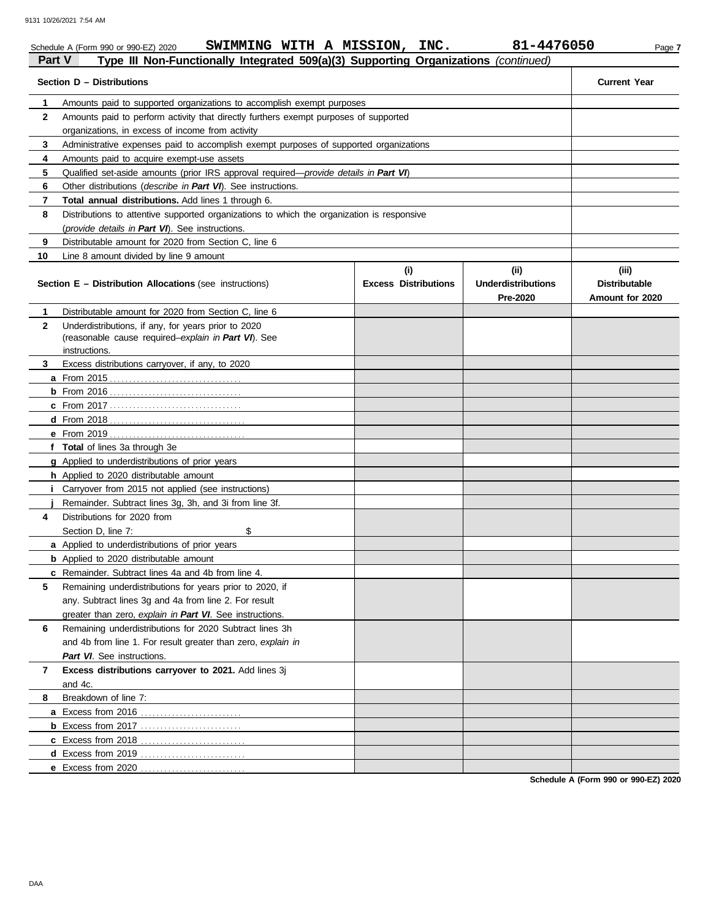Schedule A (Form 990 or 990-EZ) 2020 **SWIMMING WITH A MISSION, INC.** **81-4476050**

## Part V — Type III Non-Functionally Integrated 509(a)(3) Supporting Organizations *(continued)*

| Section D – Distributions | | Current Year |
|---|---|---|
| 1 | Amounts paid to supported organizations to accomplish exempt purposes | |
| 2 | Amounts paid to perform activity that directly furthers exempt purposes of supported organizations, in excess of income from activity | |
| 3 | Administrative expenses paid to accomplish exempt purposes of supported organizations | |
| 4 | Amounts paid to acquire exempt-use assets | |
| 5 | Qualified set-aside amounts (prior IRS approval required—*provide details in **Part VI***) | |
| 6 | Other distributions (*describe in **Part VI***). See instructions. | |
| 7 | **Total annual distributions.** Add lines 1 through 6. | |
| 8 | Distributions to attentive supported organizations to which the organization is responsive (*provide details in **Part VI***). See instructions. | |
| 9 | Distributable amount for 2020 from Section C, line 6 | |
| 10 | Line 8 amount divided by line 9 amount | |

| Section E – Distribution Allocations (see instructions) | | (i) Excess Distributions | (ii) Underdistributions Pre-2020 | (iii) Distributable Amount for 2020 |
|---|---|---|---|---|
| 1 | Distributable amount for 2020 from Section C, line 6 | | | |
| 2 | Underdistributions, if any, for years prior to 2020 (reasonable cause required–*explain in **Part VI***). See instructions. | | | |
| 3 | Excess distributions carryover, if any, to 2020 | | | |
| a | From 2015 | | | |
| b | From 2016 | | | |
| c | From 2017 | | | |
| d | From 2018 | | | |
| e | From 2019 | | | |
| f | **Total** of lines 3a through 3e | | | |
| g | Applied to underdistributions of prior years | | | |
| h | Applied to 2020 distributable amount | | | |
| i | Carryover from 2015 not applied (see instructions) | | | |
| j | Remainder. Subtract lines 3g, 3h, and 3i from line 3f. | | | |
| 4 | Distributions for 2020 from Section D, line 7: $ | | | |
| a | Applied to underdistributions of prior years | | | |
| b | Applied to 2020 distributable amount | | | |
| c | Remainder. Subtract lines 4a and 4b from line 4. | | | |
| 5 | Remaining underdistributions for years prior to 2020, if any. Subtract lines 3g and 4a from line 2. For result greater than zero, *explain in **Part VI***. See instructions. | | | |
| 6 | Remaining underdistributions for 2020 Subtract lines 3h and 4b from line 1. For result greater than zero, *explain in **Part VI***. See instructions. | | | |
| 7 | **Excess distributions carryover to 2021.** Add lines 3j and 4c. | | | |
| 8 | Breakdown of line 7: | | | |
| a | Excess from 2016 | | | |
| b | Excess from 2017 | | | |
| c | Excess from 2018 | | | |
| d | Excess from 2019 | | | |
| e | Excess from 2020 | | | |

**Schedule A (Form 990 or 990-EZ) 2020**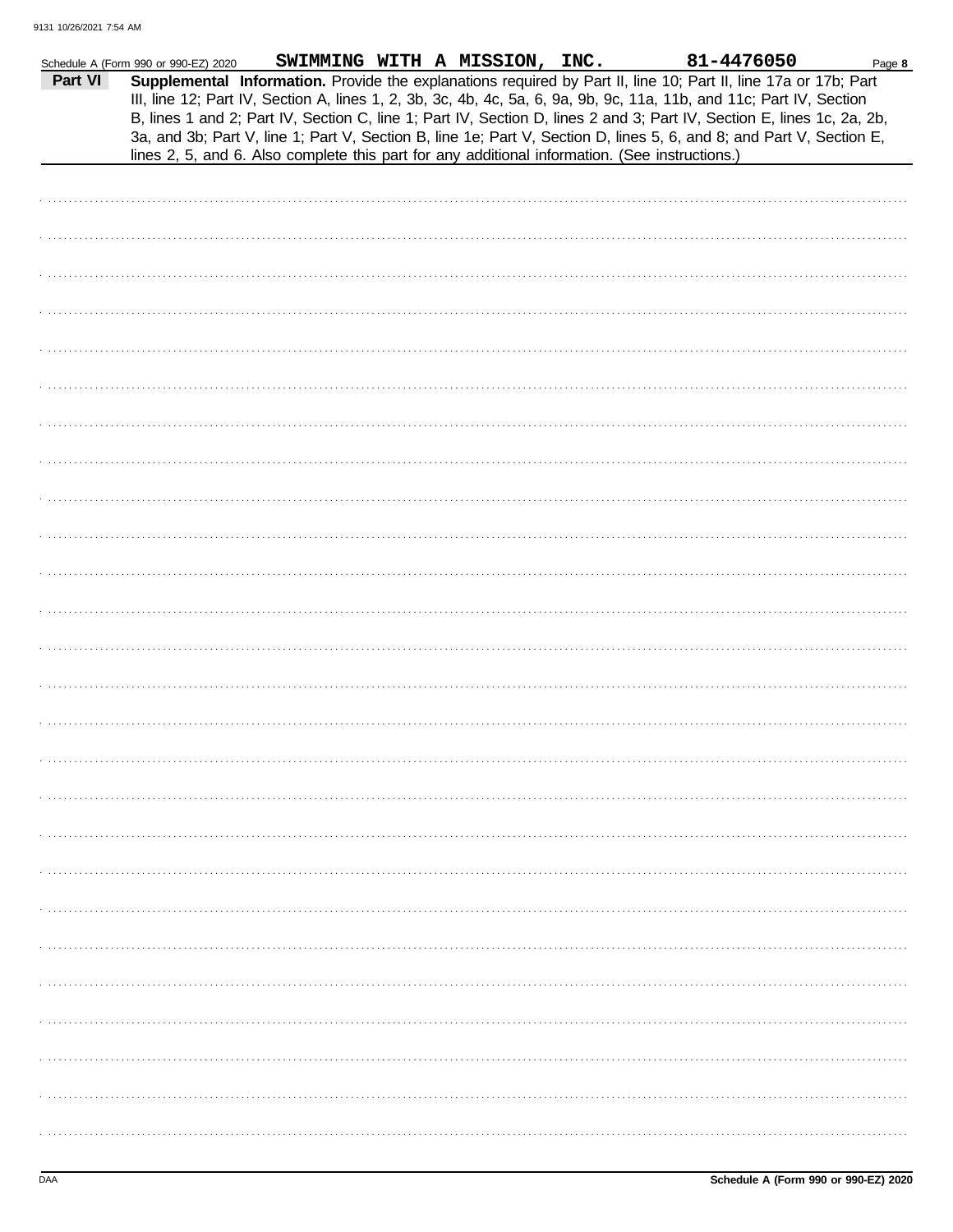Schedule A (Form 990 or 990-EZ) 2020 SWIMMING WITH A MISSION, INC. 81-4476050

**Part VI** **Supplemental Information.** Provide the explanations required by Part II, line 10; Part II, line 17a or 17b; Part III, line 12; Part IV, Section A, lines 1, 2, 3b, 3c, 4b, 4c, 5a, 6, 9a, 9b, 9c, 11a, 11b, and 11c; Part IV, Section B, lines 1 and 2; Part IV, Section C, line 1; Part IV, Section D, lines 2 and 3; Part IV, Section E, lines 1c, 2a, 2b, 3a, and 3b; Part V, line 1; Part V, Section B, line 1e; Part V, Section D, lines 5, 6, and 8; and Part V, Section E, lines 2, 5, and 6. Also complete this part for any additional information. (See instructions.)

Schedule A (Form 990 or 990-EZ) 2020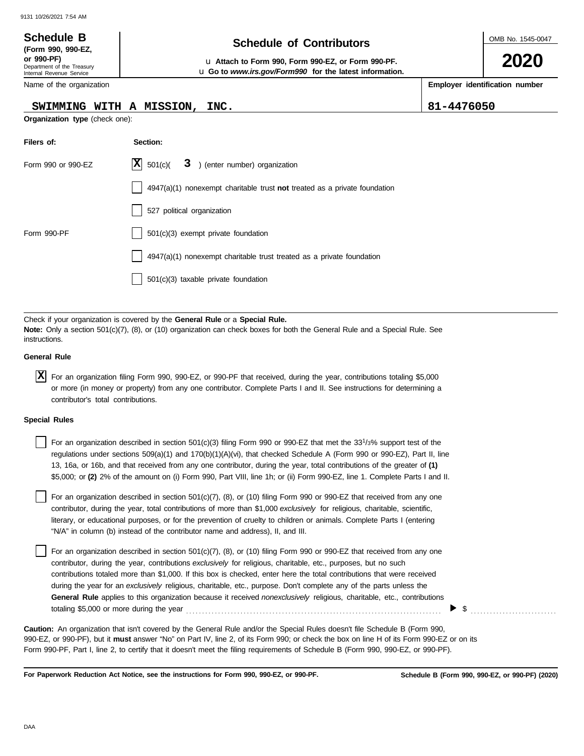**Schedule B**
**(Form 990, 990-EZ, or 990-PF)**
Department of the Treasury
Internal Revenue Service

# Schedule of Contributors

u **Attach to Form 990, Form 990-EZ, or Form 990-PF.**
u **Go to** ***www.irs.gov/Form990*** **for the latest information.**

OMB No. 1545-0047

**2020**

Name of the organization: SWIMMING WITH A MISSION, INC.

**Employer identification number:** 81-4476050

**Organization type** (check one):

| Filers of: | Section: |
|---|---|
| Form 990 or 990-EZ | [X] 501(c)( 3 ) (enter number) organization |
| | [ ] 4947(a)(1) nonexempt charitable trust **not** treated as a private foundation |
| | [ ] 527 political organization |
| Form 990-PF | [ ] 501(c)(3) exempt private foundation |
| | [ ] 4947(a)(1) nonexempt charitable trust treated as a private foundation |
| | [ ] 501(c)(3) taxable private foundation |

Check if your organization is covered by the **General Rule** or a **Special Rule.**
**Note:** Only a section 501(c)(7), (8), or (10) organization can check boxes for both the General Rule and a Special Rule. See instructions.

**General Rule**

[X] For an organization filing Form 990, 990-EZ, or 990-PF that received, during the year, contributions totaling $5,000 or more (in money or property) from any one contributor. Complete Parts I and II. See instructions for determining a contributor's total contributions.

**Special Rules**

[ ] For an organization described in section 501(c)(3) filing Form 990 or 990-EZ that met the 33 1/3% support test of the regulations under sections 509(a)(1) and 170(b)(1)(A)(vi), that checked Schedule A (Form 990 or 990-EZ), Part II, line 13, 16a, or 16b, and that received from any one contributor, during the year, total contributions of the greater of **(1)** $5,000; or **(2)** 2% of the amount on (i) Form 990, Part VIII, line 1h; or (ii) Form 990-EZ, line 1. Complete Parts I and II.

[ ] For an organization described in section 501(c)(7), (8), or (10) filing Form 990 or 990-EZ that received from any one contributor, during the year, total contributions of more than $1,000 *exclusively* for religious, charitable, scientific, literary, or educational purposes, or for the prevention of cruelty to children or animals. Complete Parts I (entering "N/A" in column (b) instead of the contributor name and address), II, and III.

[ ] For an organization described in section 501(c)(7), (8), or (10) filing Form 990 or 990-EZ that received from any one contributor, during the year, contributions *exclusively* for religious, charitable, etc., purposes, but no such contributions totaled more than $1,000. If this box is checked, enter here the total contributions that were received during the year for an *exclusively* religious, charitable, etc., purpose. Don't complete any of the parts unless the **General Rule** applies to this organization because it received *nonexclusively* religious, charitable, etc., contributions totaling $5,000 or more during the year . . . . . . . . . . ▶ $ . . . . . . . . . .

**Caution:** An organization that isn't covered by the General Rule and/or the Special Rules doesn't file Schedule B (Form 990, 990-EZ, or 990-PF), but it **must** answer "No" on Part IV, line 2, of its Form 990; or check the box on line H of its Form 990-EZ or on its Form 990-PF, Part I, line 2, to certify that it doesn't meet the filing requirements of Schedule B (Form 990, 990-EZ, or 990-PF).

**For Paperwork Reduction Act Notice, see the instructions for Form 990, 990-EZ, or 990-PF.** **Schedule B (Form 990, 990-EZ, or 990-PF) (2020)**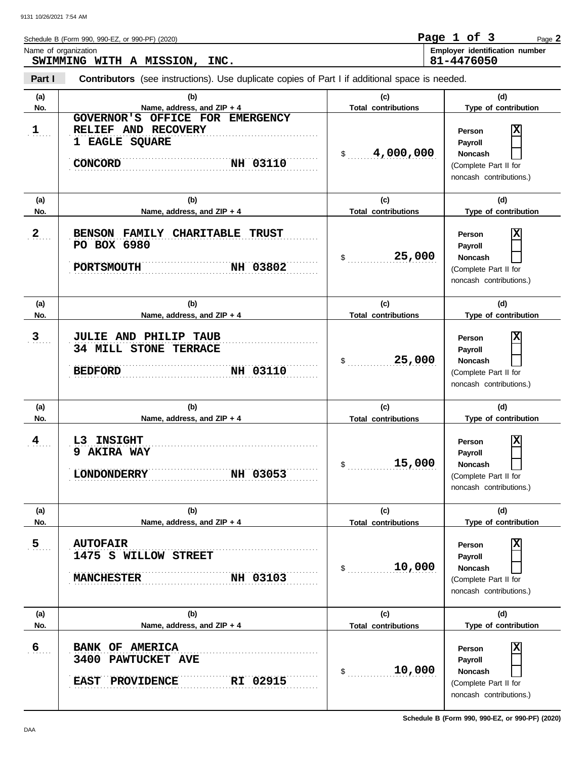Schedule B (Form 990, 990-EZ, or 990-PF) (2020)

Name of organization
**SWIMMING WITH A MISSION, INC.**

Employer identification number
**81-4476050**

**Part I** **Contributors** (see instructions). Use duplicate copies of Part I if additional space is needed.

| (a) No. | (b) Name, address, and ZIP + 4 | (c) Total contributions | (d) Type of contribution |
|---|---|---|---|
| 1 | GOVERNOR'S OFFICE FOR EMERGENCY RELIEF AND RECOVERY<br>1 EAGLE SQUARE<br>CONCORD NH 03110 | $ 4,000,000 | Person [X]<br>Payroll [ ]<br>Noncash [ ]<br>(Complete Part II for noncash contributions.) |
| 2 | BENSON FAMILY CHARITABLE TRUST<br>PO BOX 6980<br>PORTSMOUTH NH 03802 | $ 25,000 | Person [X]<br>Payroll [ ]<br>Noncash [ ]<br>(Complete Part II for noncash contributions.) |
| 3 | JULIE AND PHILIP TAUB<br>34 MILL STONE TERRACE<br>BEDFORD NH 03110 | $ 25,000 | Person [X]<br>Payroll [ ]<br>Noncash [ ]<br>(Complete Part II for noncash contributions.) |
| 4 | L3 INSIGHT<br>9 AKIRA WAY<br>LONDONDERRY NH 03053 | $ 15,000 | Person [X]<br>Payroll [ ]<br>Noncash [ ]<br>(Complete Part II for noncash contributions.) |
| 5 | AUTOFAIR<br>1475 S WILLOW STREET<br>MANCHESTER NH 03103 | $ 10,000 | Person [X]<br>Payroll [ ]<br>Noncash [ ]<br>(Complete Part II for noncash contributions.) |
| 6 | BANK OF AMERICA<br>3400 PAWTUCKET AVE<br>EAST PROVIDENCE RI 02915 | $ 10,000 | Person [X]<br>Payroll [ ]<br>Noncash [ ]<br>(Complete Part II for noncash contributions.) |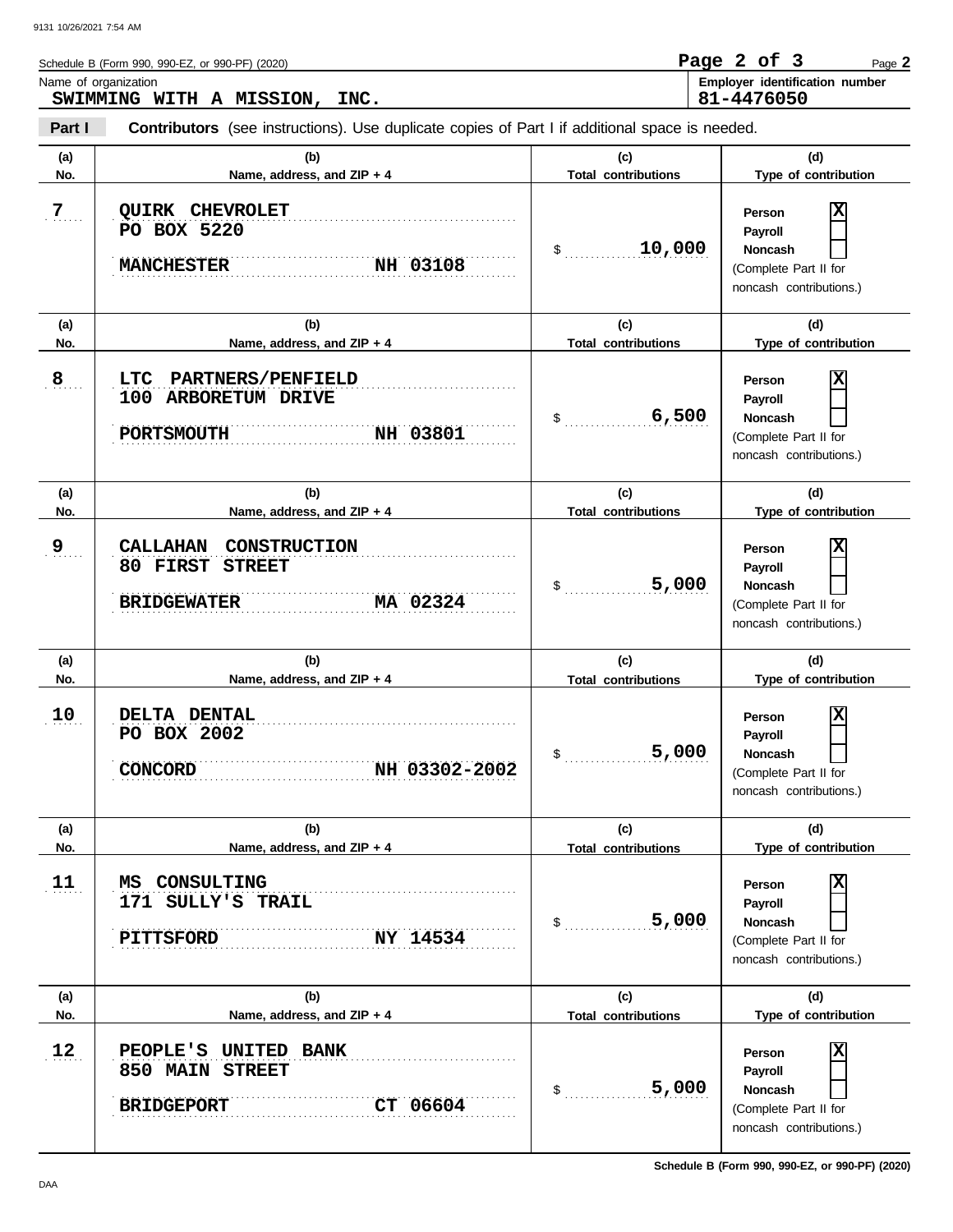Schedule B (Form 990, 990-EZ, or 990-PF) (2020)

Name of organization: **SWIMMING WITH A MISSION, INC.**

Employer identification number: **81-4476050**

**Part I** **Contributors** (see instructions). Use duplicate copies of Part I if additional space is needed.

| (a) No. | (b) Name, address, and ZIP + 4 | (c) Total contributions | (d) Type of contribution |
|---|---|---|---|
| 7 | QUIRK CHEVROLET<br>PO BOX 5220<br>MANCHESTER NH 03108 | $ 10,000 | Person [X]<br>Payroll [ ]<br>Noncash [ ]<br>(Complete Part II for noncash contributions.) |
| 8 | LTC PARTNERS/PENFIELD<br>100 ARBORETUM DRIVE<br>PORTSMOUTH NH 03801 | $ 6,500 | Person [X]<br>Payroll [ ]<br>Noncash [ ]<br>(Complete Part II for noncash contributions.) |
| 9 | CALLAHAN CONSTRUCTION<br>80 FIRST STREET<br>BRIDGEWATER MA 02324 | $ 5,000 | Person [X]<br>Payroll [ ]<br>Noncash [ ]<br>(Complete Part II for noncash contributions.) |
| 10 | DELTA DENTAL<br>PO BOX 2002<br>CONCORD NH 03302-2002 | $ 5,000 | Person [X]<br>Payroll [ ]<br>Noncash [ ]<br>(Complete Part II for noncash contributions.) |
| 11 | MS CONSULTING<br>171 SULLY'S TRAIL<br>PITTSFORD NY 14534 | $ 5,000 | Person [X]<br>Payroll [ ]<br>Noncash [ ]<br>(Complete Part II for noncash contributions.) |
| 12 | PEOPLE'S UNITED BANK<br>850 MAIN STREET<br>BRIDGEPORT CT 06604 | $ 5,000 | Person [X]<br>Payroll [ ]<br>Noncash [ ]<br>(Complete Part II for noncash contributions.) |

Schedule B (Form 990, 990-EZ, or 990-PF) (2020)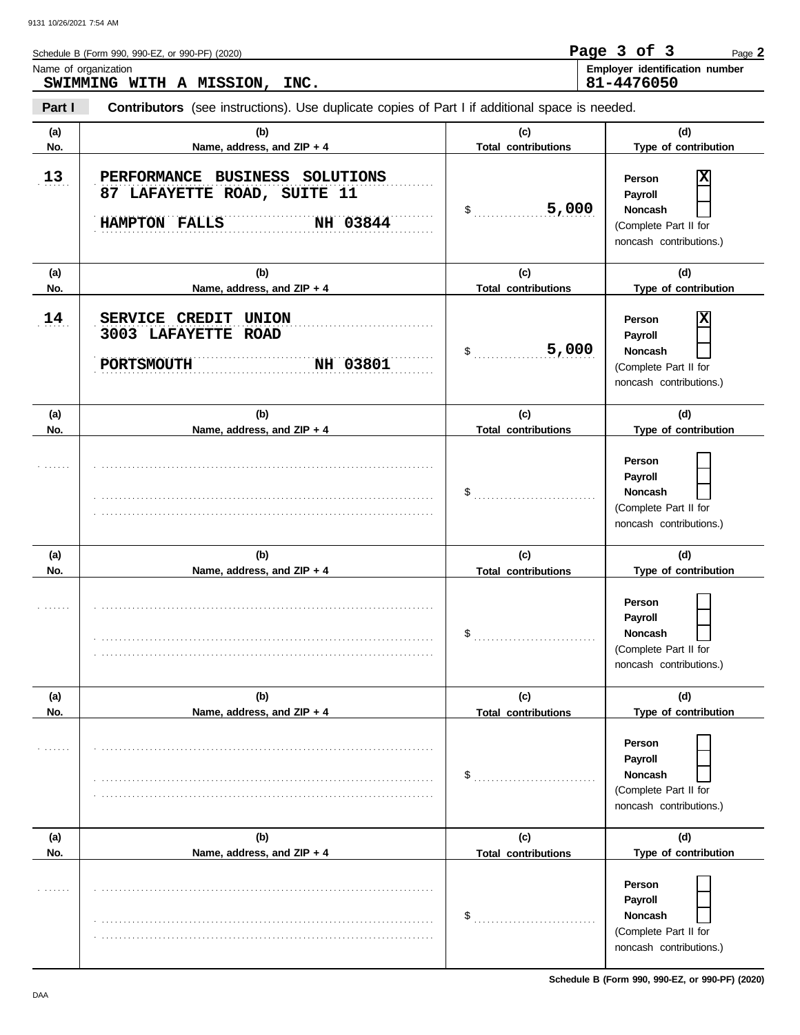Schedule B (Form 990, 990-EZ, or 990-PF) (2020)

Name of organization: **SWIMMING WITH A MISSION, INC.**

Employer identification number: **81-4476050**

**Part I** **Contributors** (see instructions). Use duplicate copies of Part I if additional space is needed.

| (a) No. | (b) Name, address, and ZIP + 4 | (c) Total contributions | (d) Type of contribution |
|---|---|---|---|
| 13 | PERFORMANCE BUSINESS SOLUTIONS<br>87 LAFAYETTE ROAD, SUITE 11<br>HAMPTON FALLS NH 03844 | $ 5,000 | Person [X]<br>Payroll [ ]<br>Noncash [ ]<br>(Complete Part II for noncash contributions.) |
| 14 | SERVICE CREDIT UNION<br>3003 LAFAYETTE ROAD<br>PORTSMOUTH NH 03801 | $ 5,000 | Person [X]<br>Payroll [ ]<br>Noncash [ ]<br>(Complete Part II for noncash contributions.) |
| | | $ | Person [ ]<br>Payroll [ ]<br>Noncash [ ]<br>(Complete Part II for noncash contributions.) |
| | | $ | Person [ ]<br>Payroll [ ]<br>Noncash [ ]<br>(Complete Part II for noncash contributions.) |
| | | $ | Person [ ]<br>Payroll [ ]<br>Noncash [ ]<br>(Complete Part II for noncash contributions.) |
| | | $ | Person [ ]<br>Payroll [ ]<br>Noncash [ ]<br>(Complete Part II for noncash contributions.) |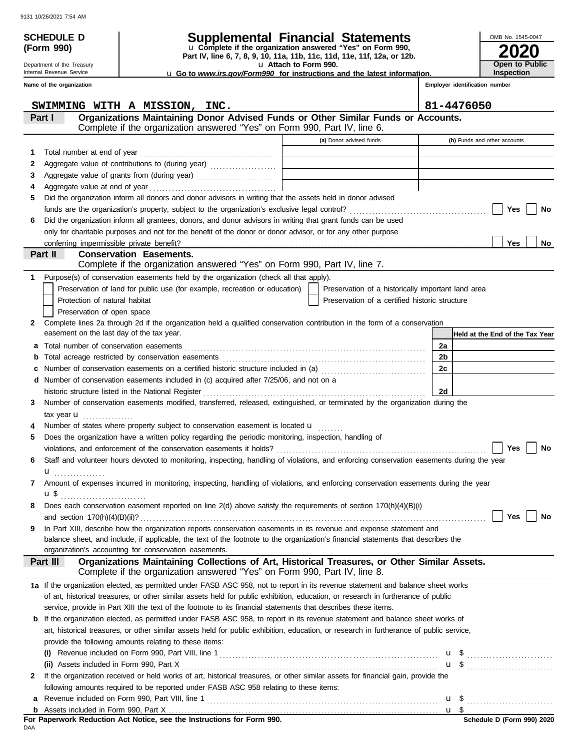**SCHEDULE D (Form 990)**

Department of the Treasury
Internal Revenue Service

# Supplemental Financial Statements

u Complete if the organization answered "Yes" on Form 990, Part IV, line 6, 7, 8, 9, 10, 11a, 11b, 11c, 11d, 11e, 11f, 12a, or 12b.
u Attach to Form 990.
u Go to *www.irs.gov/Form990* for instructions and the latest information.

OMB No. 1545-0047
**2020**
**Open to Public Inspection**

**Name of the organization:** SWIMMING WITH A MISSION, INC.
**Employer identification number:** 81-4476050

## Part I — Organizations Maintaining Donor Advised Funds or Other Similar Funds or Accounts.
Complete if the organization answered "Yes" on Form 990, Part IV, line 6.

| | | (a) Donor advised funds | (b) Funds and other accounts |
|---|---|---|---|
| 1 | Total number at end of year | | |
| 2 | Aggregate value of contributions to (during year) | | |
| 3 | Aggregate value of grants from (during year) | | |
| 4 | Aggregate value at end of year | | |

5 Did the organization inform all donors and donor advisors in writing that the assets held in donor advised funds are the organization's property, subject to the organization's exclusive legal control? ☐ Yes ☐ No

6 Did the organization inform all grantees, donors, and donor advisors in writing that grant funds can be used only for charitable purposes and not for the benefit of the donor or donor advisor, or for any other purpose conferring impermissible private benefit? ☐ Yes ☐ No

## Part II — Conservation Easements.
Complete if the organization answered "Yes" on Form 990, Part IV, line 7.

1 Purpose(s) of conservation easements held by the organization (check all that apply).
- ☐ Preservation of land for public use (for example, recreation or education)
- ☐ Protection of natural habitat
- ☐ Preservation of open space
- ☐ Preservation of a historically important land area
- ☐ Preservation of a certified historic structure

2 Complete lines 2a through 2d if the organization held a qualified conservation contribution in the form of a conservation easement on the last day of the tax year.

| | | | Held at the End of the Tax Year |
|---|---|---|---|
| a | Total number of conservation easements | 2a | |
| b | Total acreage restricted by conservation easements | 2b | |
| c | Number of conservation easements on a certified historic structure included in (a) | 2c | |
| d | Number of conservation easements included in (c) acquired after 7/25/06, and not on a historic structure listed in the National Register | 2d | |

3 Number of conservation easements modified, transferred, released, extinguished, or terminated by the organization during the tax year u

4 Number of states where property subject to conservation easement is located u

5 Does the organization have a written policy regarding the periodic monitoring, inspection, handling of violations, and enforcement of the conservation easements it holds? ☐ Yes ☐ No

6 Staff and volunteer hours devoted to monitoring, inspecting, handling of violations, and enforcing conservation easements during the year u

7 Amount of expenses incurred in monitoring, inspecting, handling of violations, and enforcing conservation easements during the year u $

8 Does each conservation easement reported on line 2(d) above satisfy the requirements of section 170(h)(4)(B)(i) and section 170(h)(4)(B)(ii)? ☐ Yes ☐ No

9 In Part XIII, describe how the organization reports conservation easements in its revenue and expense statement and balance sheet, and include, if applicable, the text of the footnote to the organization's financial statements that describes the organization's accounting for conservation easements.

## Part III — Organizations Maintaining Collections of Art, Historical Treasures, or Other Similar Assets.
Complete if the organization answered "Yes" on Form 990, Part IV, line 8.

1a If the organization elected, as permitted under FASB ASC 958, not to report in its revenue statement and balance sheet works of art, historical treasures, or other similar assets held for public exhibition, education, or research in furtherance of public service, provide in Part XIII the text of the footnote to its financial statements that describes these items.

b If the organization elected, as permitted under FASB ASC 958, to report in its revenue statement and balance sheet works of art, historical treasures, or other similar assets held for public exhibition, education, or research in furtherance of public service, provide the following amounts relating to these items:

(i) Revenue included on Form 990, Part VIII, line 1 u $

(ii) Assets included in Form 990, Part X u $

2 If the organization received or held works of art, historical treasures, or other similar assets for financial gain, provide the following amounts required to be reported under FASB ASC 958 relating to these items:

a Revenue included on Form 990, Part VIII, line 1 u $

b Assets included in Form 990, Part X u $

**For Paperwork Reduction Act Notice, see the Instructions for Form 990.**

DAA

**Schedule D (Form 990) 2020**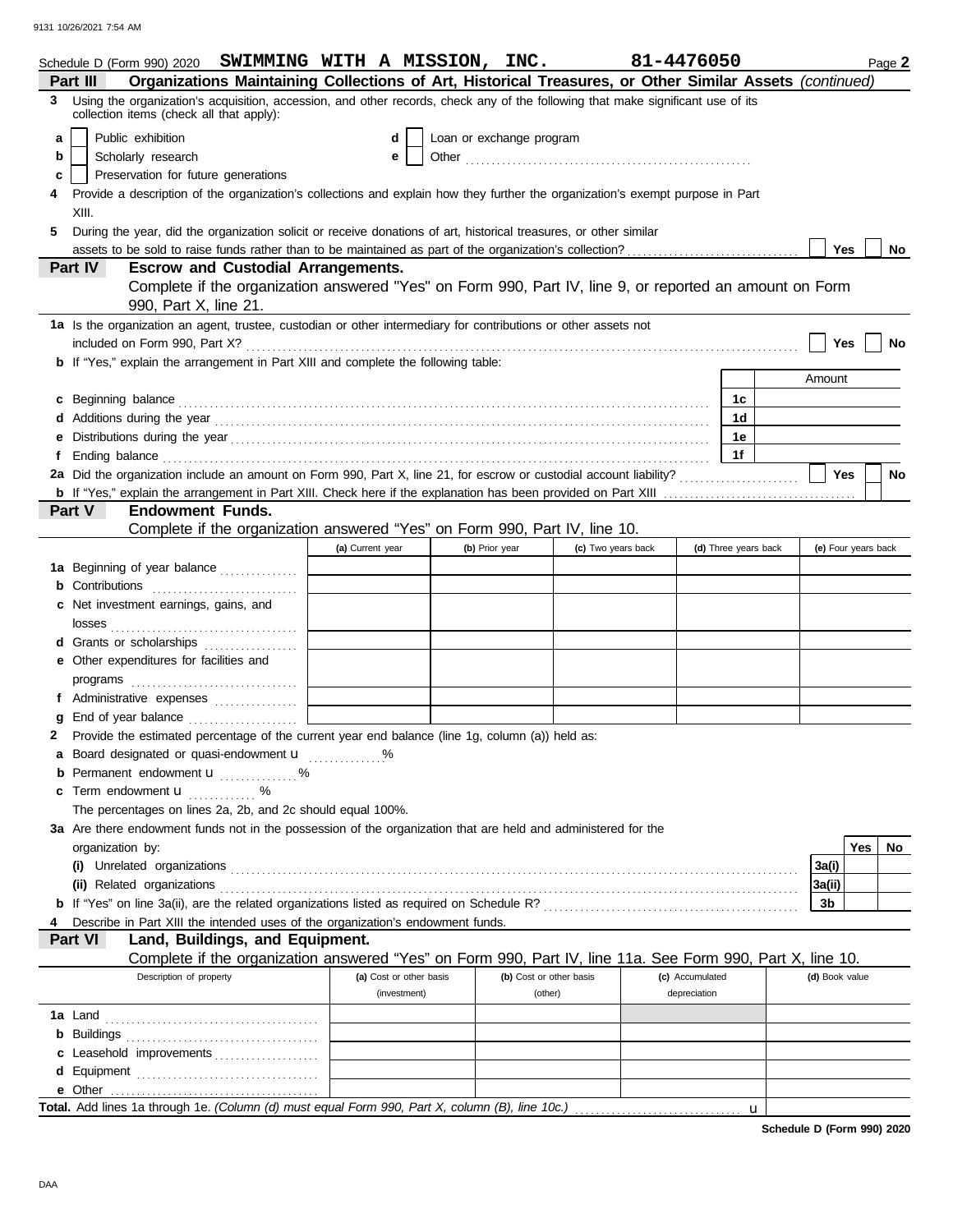Schedule D (Form 990) 2020 **SWIMMING WITH A MISSION, INC.** **81-4476050** Page **2**

## Part III Organizations Maintaining Collections of Art, Historical Treasures, or Other Similar Assets *(continued)*

**3** Using the organization's acquisition, accession, and other records, check any of the following that make significant use of its collection items (check all that apply):

- **a** ☐ Public exhibition
- **b** ☐ Scholarly research
- **c** ☐ Preservation for future generations
- **d** ☐ Loan or exchange program
- **e** ☐ Other

**4** Provide a description of the organization's collections and explain how they further the organization's exempt purpose in Part XIII.

**5** During the year, did the organization solicit or receive donations of art, historical treasures, or other similar assets to be sold to raise funds rather than to be maintained as part of the organization's collection? ☐ Yes ☐ No

## Part IV Escrow and Custodial Arrangements.

Complete if the organization answered "Yes" on Form 990, Part IV, line 9, or reported an amount on Form 990, Part X, line 21.

**1a** Is the organization an agent, trustee, custodian or other intermediary for contributions or other assets not included on Form 990, Part X? ☐ Yes ☐ No

**b** If "Yes," explain the arrangement in Part XIII and complete the following table:

| | | Amount |
|---|---|---|
| **c** Beginning balance | 1c | |
| **d** Additions during the year | 1d | |
| **e** Distributions during the year | 1e | |
| **f** Ending balance | 1f | |

**2a** Did the organization include an amount on Form 990, Part X, line 21, for escrow or custodial account liability? ☐ Yes ☐ No

**b** If "Yes," explain the arrangement in Part XIII. Check here if the explanation has been provided on Part XIII ☐

## Part V Endowment Funds.

Complete if the organization answered "Yes" on Form 990, Part IV, line 10.

| | (a) Current year | (b) Prior year | (c) Two years back | (d) Three years back | (e) Four years back |
|---|---|---|---|---|---|
| **1a** Beginning of year balance | | | | | |
| **b** Contributions | | | | | |
| **c** Net investment earnings, gains, and losses | | | | | |
| **d** Grants or scholarships | | | | | |
| **e** Other expenditures for facilities and programs | | | | | |
| **f** Administrative expenses | | | | | |
| **g** End of year balance | | | | | |

**2** Provide the estimated percentage of the current year end balance (line 1g, column (a)) held as:

- **a** Board designated or quasi-endowment u ______ %
- **b** Permanent endowment u ______ %
- **c** Term endowment u ______ %

The percentages on lines 2a, 2b, and 2c should equal 100%.

**3a** Are there endowment funds not in the possession of the organization that are held and administered for the organization by:

| | | Yes | No |
|---|---|---|---|
| **(i)** Unrelated organizations | 3a(i) | | |
| **(ii)** Related organizations | 3a(ii) | | |
| **b** If "Yes" on line 3a(ii), are the related organizations listed as required on Schedule R? | 3b | | |

**4** Describe in Part XIII the intended uses of the organization's endowment funds.

## Part VI Land, Buildings, and Equipment.

Complete if the organization answered "Yes" on Form 990, Part IV, line 11a. See Form 990, Part X, line 10.

| Description of property | (a) Cost or other basis (investment) | (b) Cost or other basis (other) | (c) Accumulated depreciation | (d) Book value |
|---|---|---|---|---|
| **1a** Land | | | | |
| **b** Buildings | | | | |
| **c** Leasehold improvements | | | | |
| **d** Equipment | | | | |
| **e** Other | | | | |
| **Total.** Add lines 1a through 1e. *(Column (d) must equal Form 990, Part X, column (B), line 10c.)* u | | | | |

**Schedule D (Form 990) 2020**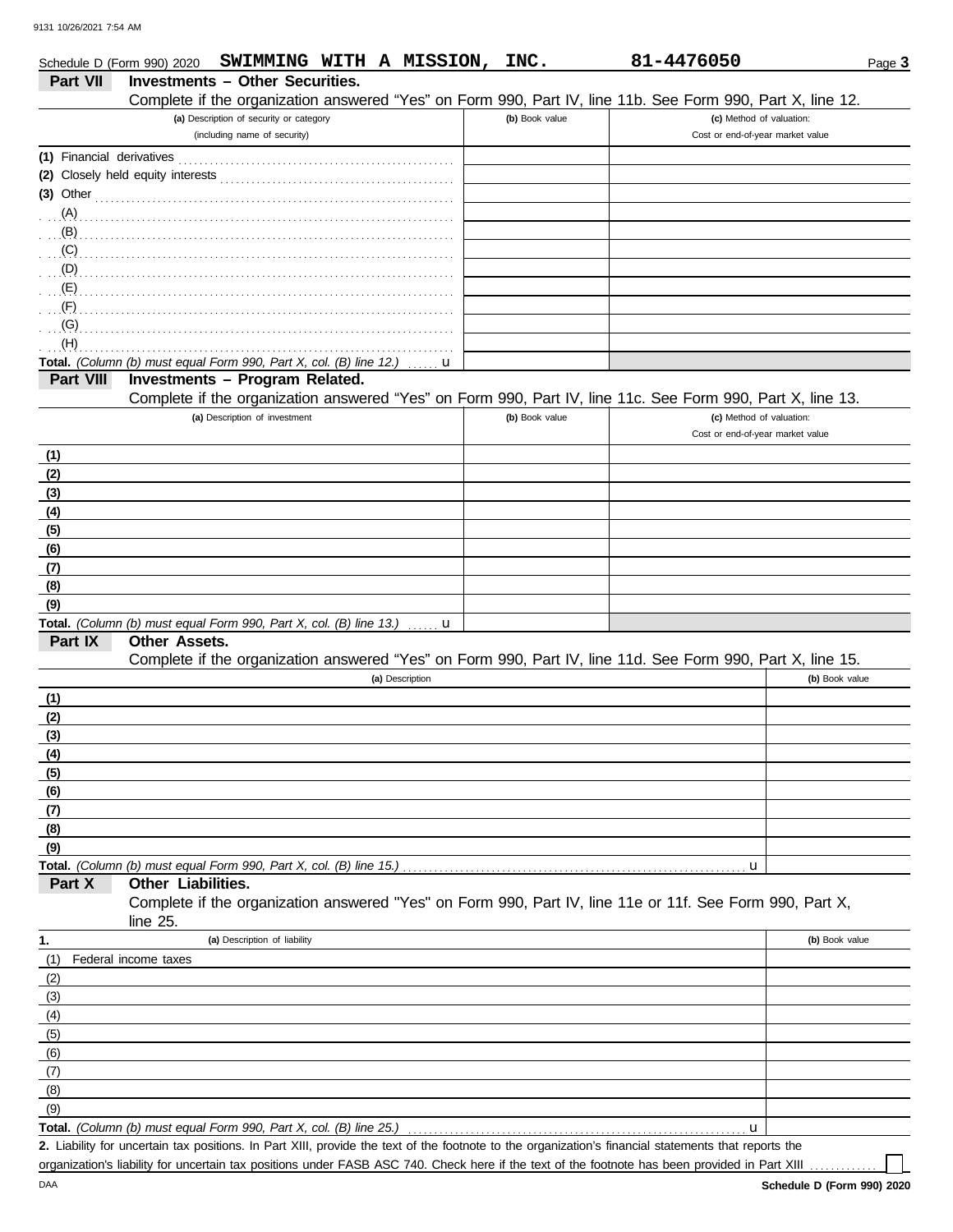Schedule D (Form 990) 2020 **SWIMMING WITH A MISSION, INC.** **81-4476050** Page **3**

## Part VII Investments – Other Securities.

Complete if the organization answered "Yes" on Form 990, Part IV, line 11b. See Form 990, Part X, line 12.

| (a) Description of security or category (including name of security) | (b) Book value | (c) Method of valuation: Cost or end-of-year market value |
|---|---|---|
| (1) Financial derivatives | | |
| (2) Closely held equity interests | | |
| (3) Other | | |
| (A) | | |
| (B) | | |
| (C) | | |
| (D) | | |
| (E) | | |
| (F) | | |
| (G) | | |
| (H) | | |
| **Total.** *(Column (b) must equal Form 990, Part X, col. (B) line 12.)* u | | |

## Part VIII Investments – Program Related.

Complete if the organization answered "Yes" on Form 990, Part IV, line 11c. See Form 990, Part X, line 13.

| (a) Description of investment | (b) Book value | (c) Method of valuation: Cost or end-of-year market value |
|---|---|---|
| (1) | | |
| (2) | | |
| (3) | | |
| (4) | | |
| (5) | | |
| (6) | | |
| (7) | | |
| (8) | | |
| (9) | | |
| **Total.** *(Column (b) must equal Form 990, Part X, col. (B) line 13.)* u | | |

## Part IX Other Assets.

Complete if the organization answered "Yes" on Form 990, Part IV, line 11d. See Form 990, Part X, line 15.

| (a) Description | (b) Book value |
|---|---|
| (1) | |
| (2) | |
| (3) | |
| (4) | |
| (5) | |
| (6) | |
| (7) | |
| (8) | |
| (9) | |
| **Total.** *(Column (b) must equal Form 990, Part X, col. (B) line 15.)* u | |

## Part X Other Liabilities.

Complete if the organization answered "Yes" on Form 990, Part IV, line 11e or 11f. See Form 990, Part X, line 25.

| 1. (a) Description of liability | (b) Book value |
|---|---|
| (1) Federal income taxes | |
| (2) | |
| (3) | |
| (4) | |
| (5) | |
| (6) | |
| (7) | |
| (8) | |
| (9) | |
| **Total.** *(Column (b) must equal Form 990, Part X, col. (B) line 25.)* u | |

**2.** Liability for uncertain tax positions. In Part XIII, provide the text of the footnote to the organization's financial statements that reports the organization's liability for uncertain tax positions under FASB ASC 740. Check here if the text of the footnote has been provided in Part XIII ☐

**Schedule D (Form 990) 2020**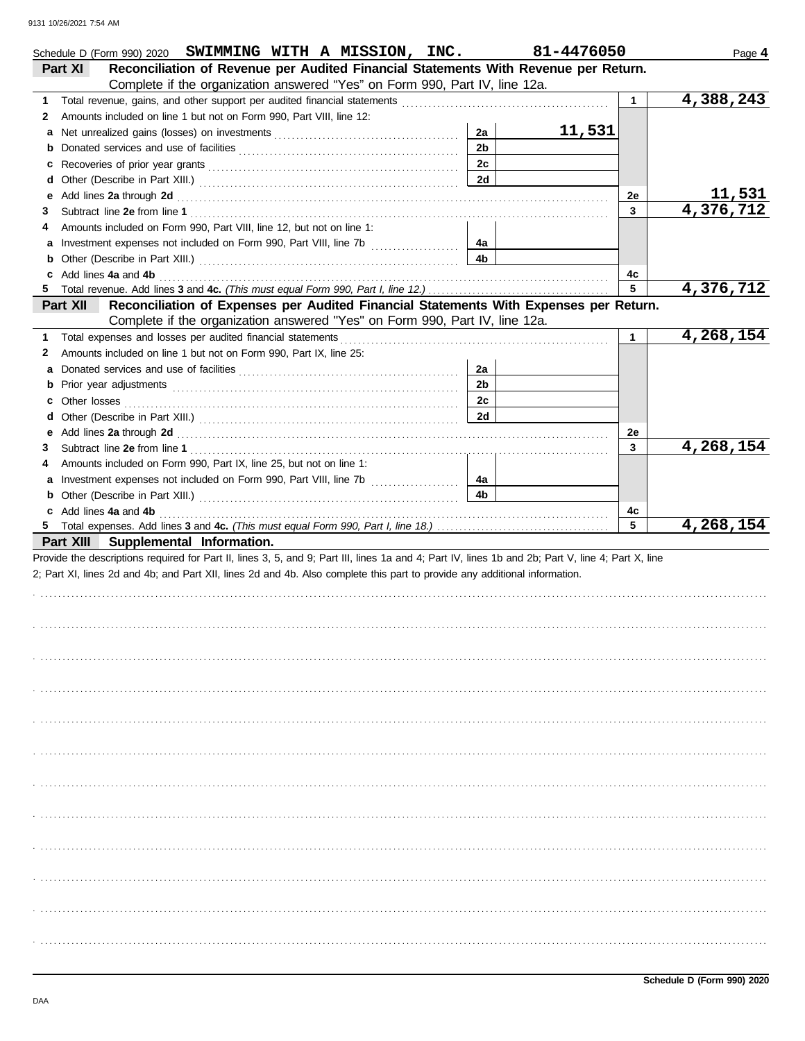Schedule D (Form 990) 2020 **SWIMMING WITH A MISSION, INC.** **81-4476050** Page **4**

## Part XI Reconciliation of Revenue per Audited Financial Statements With Revenue per Return.

Complete if the organization answered "Yes" on Form 990, Part IV, line 12a.

| | | | | | |
|---|---|---|---|---|---|
| **1** | Total revenue, gains, and other support per audited financial statements | | | 1 | 4,388,243 |
| **2** | Amounts included on line 1 but not on Form 990, Part VIII, line 12: | | | | |
| **a** | Net unrealized gains (losses) on investments | 2a | 11,531 | | |
| **b** | Donated services and use of facilities | 2b | | | |
| **c** | Recoveries of prior year grants | 2c | | | |
| **d** | Other (Describe in Part XIII.) | 2d | | | |
| **e** | Add lines **2a** through **2d** | | | 2e | 11,531 |
| **3** | Subtract line **2e** from line **1** | | | 3 | 4,376,712 |
| **4** | Amounts included on Form 990, Part VIII, line 12, but not on line 1: | | | | |
| **a** | Investment expenses not included on Form 990, Part VIII, line 7b | 4a | | | |
| **b** | Other (Describe in Part XIII.) | 4b | | | |
| **c** | Add lines **4a** and **4b** | | | 4c | |
| **5** | Total revenue. Add lines **3** and **4c.** *(This must equal Form 990, Part I, line 12.)* | | | 5 | 4,376,712 |

## Part XII Reconciliation of Expenses per Audited Financial Statements With Expenses per Return.

Complete if the organization answered "Yes" on Form 990, Part IV, line 12a.

| | | | | | |
|---|---|---|---|---|---|
| **1** | Total expenses and losses per audited financial statements | | | 1 | 4,268,154 |
| **2** | Amounts included on line 1 but not on Form 990, Part IX, line 25: | | | | |
| **a** | Donated services and use of facilities | 2a | | | |
| **b** | Prior year adjustments | 2b | | | |
| **c** | Other losses | 2c | | | |
| **d** | Other (Describe in Part XIII.) | 2d | | | |
| **e** | Add lines **2a** through **2d** | | | 2e | |
| **3** | Subtract line **2e** from line **1** | | | 3 | 4,268,154 |
| **4** | Amounts included on Form 990, Part IX, line 25, but not on line 1: | | | | |
| **a** | Investment expenses not included on Form 990, Part VIII, line 7b | 4a | | | |
| **b** | Other (Describe in Part XIII.) | 4b | | | |
| **c** | Add lines **4a** and **4b** | | | 4c | |
| **5** | Total expenses. Add lines **3** and **4c.** *(This must equal Form 990, Part I, line 18.)* | | | 5 | 4,268,154 |

## Part XIII Supplemental Information.

Provide the descriptions required for Part II, lines 3, 5, and 9; Part III, lines 1a and 4; Part IV, lines 1b and 2b; Part V, line 4; Part X, line 2; Part XI, lines 2d and 4b; and Part XII, lines 2d and 4b. Also complete this part to provide any additional information.

Schedule D (Form 990) 2020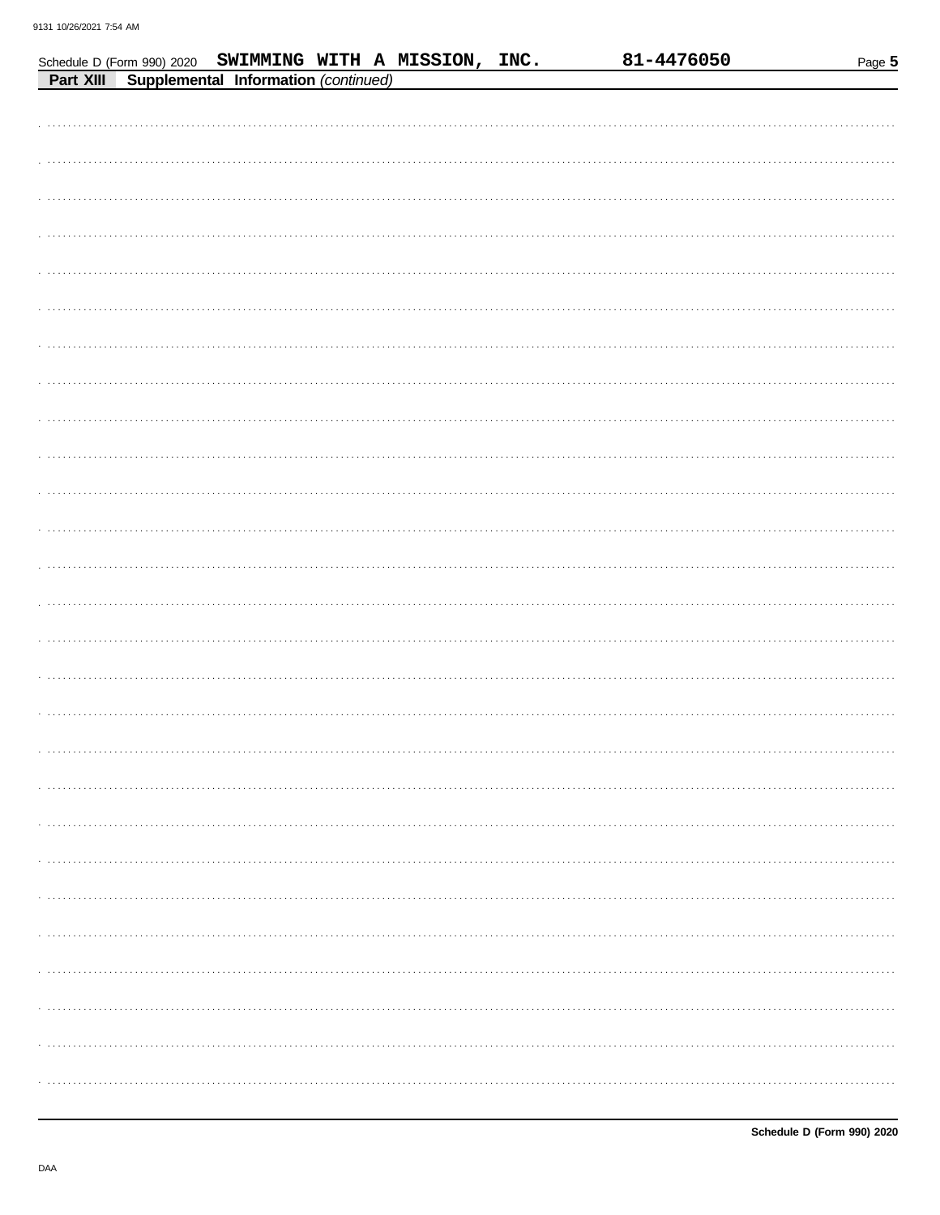Schedule D (Form 990) 2020 **SWIMMING WITH A MISSION, INC.** **81-4476050** Page **5**

**Part XIII** **Supplemental Information** *(continued)*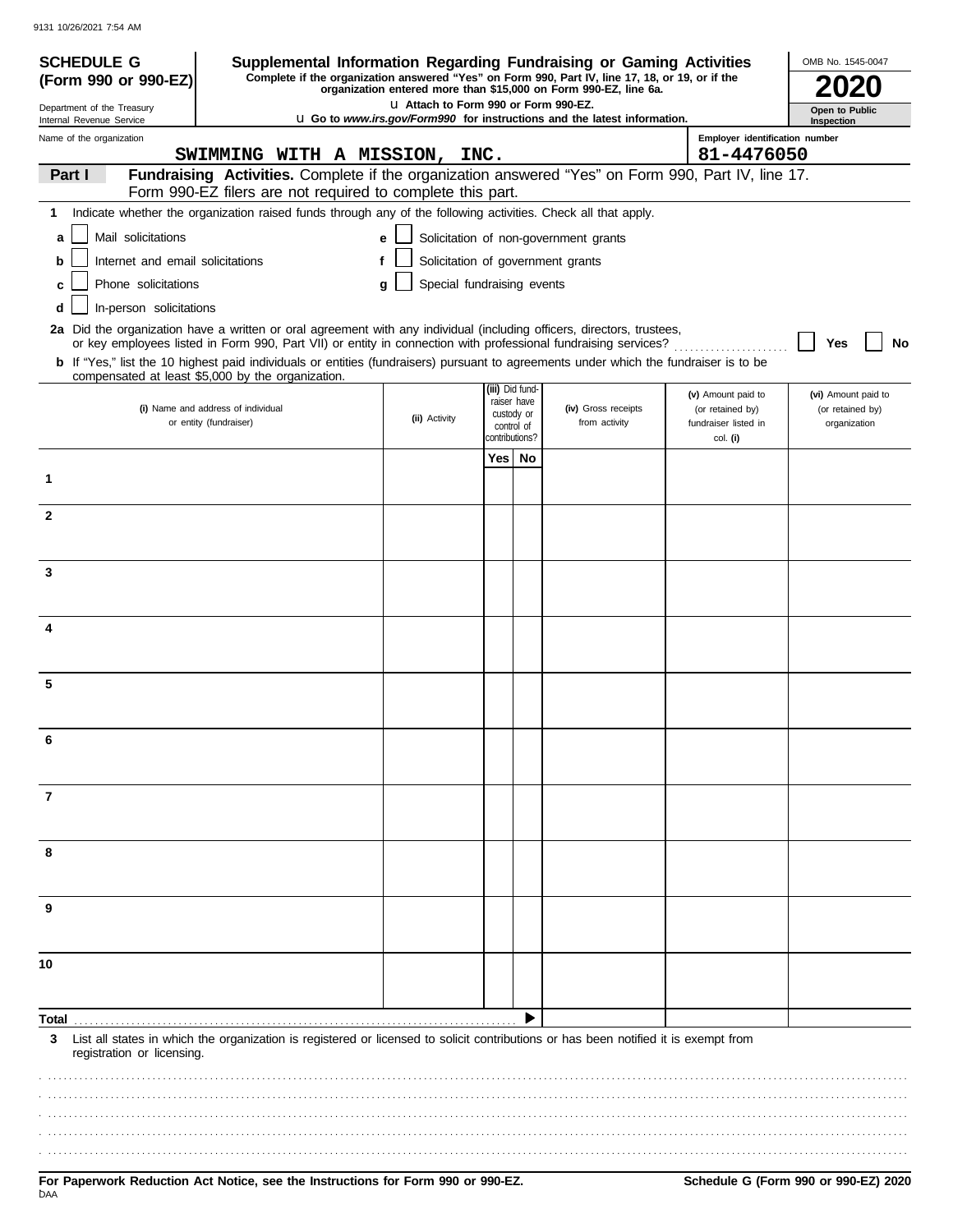# SCHEDULE G (Form 990 or 990-EZ)

Department of the Treasury
Internal Revenue Service

## Supplemental Information Regarding Fundraising or Gaming Activities

**Complete if the organization answered "Yes" on Form 990, Part IV, line 17, 18, or 19, or if the organization entered more than $15,000 on Form 990-EZ, line 6a.**

**u Attach to Form 990 or Form 990-EZ.**

**u Go to *www.irs.gov/Form990* for instructions and the latest information.**

OMB No. 1545-0047

**2020**

**Open to Public Inspection**

Name of the organization: SWIMMING WITH A MISSION, INC.

Employer identification number: 81-4476050

**Part I** **Fundraising Activities.** Complete if the organization answered "Yes" on Form 990, Part IV, line 17. Form 990-EZ filers are not required to complete this part.

**1** Indicate whether the organization raised funds through any of the following activities. Check all that apply.

- **a** ☐ Mail solicitations
- **b** ☐ Internet and email solicitations
- **c** ☐ Phone solicitations
- **d** ☐ In-person solicitations
- **e** ☐ Solicitation of non-government grants
- **f** ☐ Solicitation of government grants
- **g** ☐ Special fundraising events

**2a** Did the organization have a written or oral agreement with any individual (including officers, directors, trustees, or key employees listed in Form 990, Part VII) or entity in connection with professional fundraising services? ☐ **Yes** ☐ **No**

**b** If "Yes," list the 10 highest paid individuals or entities (fundraisers) pursuant to agreements under which the fundraiser is to be compensated at least $5,000 by the organization.

| | (i) Name and address of individual or entity (fundraiser) | (ii) Activity | (iii) Did fund-raiser have custody or control of contributions? | | (iv) Gross receipts from activity | (v) Amount paid to (or retained by) fundraiser listed in col. (i) | (vi) Amount paid to (or retained by) organization |
|---|---|---|---|---|---|---|---|
| | | | Yes | No | | | |
| 1 | | | | | | | |
| 2 | | | | | | | |
| 3 | | | | | | | |
| 4 | | | | | | | |
| 5 | | | | | | | |
| 6 | | | | | | | |
| 7 | | | | | | | |
| 8 | | | | | | | |
| 9 | | | | | | | |
| 10 | | | | | | | |
| **Total** | | | | ▶ | | | |

**3** List all states in which the organization is registered or licensed to solicit contributions or has been notified it is exempt from registration or licensing.

**For Paperwork Reduction Act Notice, see the Instructions for Form 990 or 990-EZ.**

**Schedule G (Form 990 or 990-EZ) 2020**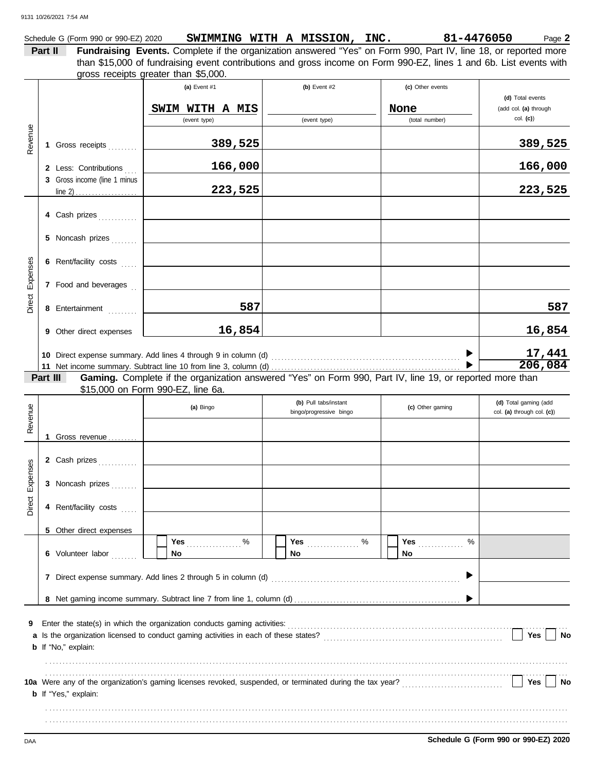Schedule G (Form 990 or 990-EZ) 2020 **SWIMMING WITH A MISSION, INC.** **81-4476050** Page **2**

**Part II** **Fundraising Events.** Complete if the organization answered "Yes" on Form 990, Part IV, line 18, or reported more than $15,000 of fundraising event contributions and gross income on Form 990-EZ, lines 1 and 6b. List events with gross receipts greater than $5,000.

| | | (a) Event #1 | (b) Event #2 | (c) Other events | (d) Total events (add col. (a) through col. (c)) |
|---|---|---|---|---|---|
| | | SWIM WITH A MIS (event type) | (event type) | None (total number) | |
| Revenue | 1 Gross receipts | 389,525 | | | 389,525 |
| | 2 Less: Contributions | 166,000 | | | 166,000 |
| | 3 Gross income (line 1 minus line 2) | 223,525 | | | 223,525 |
| Direct Expenses | 4 Cash prizes | | | | |
| | 5 Noncash prizes | | | | |
| | 6 Rent/facility costs | | | | |
| | 7 Food and beverages | | | | |
| | 8 Entertainment | 587 | | | 587 |
| | 9 Other direct expenses | 16,854 | | | 16,854 |
| | 10 Direct expense summary. Add lines 4 through 9 in column (d) | | | | 17,441 |
| | 11 Net income summary. Subtract line 10 from line 3, column (d) | | | | 206,084 |

**Part III** **Gaming.** Complete if the organization answered "Yes" on Form 990, Part IV, line 19, or reported more than $15,000 on Form 990-EZ, line 6a.

| | | (a) Bingo | (b) Pull tabs/instant bingo/progressive bingo | (c) Other gaming | (d) Total gaming (add col. (a) through col. (c)) |
|---|---|---|---|---|---|
| Revenue | 1 Gross revenue | | | | |
| Direct Expenses | 2 Cash prizes | | | | |
| | 3 Noncash prizes | | | | |
| | 4 Rent/facility costs | | | | |
| | 5 Other direct expenses | | | | |
| | 6 Volunteer labor | ☐ Yes ___ % ☐ No | ☐ Yes ___ % ☐ No | ☐ Yes ___ % ☐ No | |
| | 7 Direct expense summary. Add lines 2 through 5 in column (d) | | | | |
| | 8 Net gaming income summary. Subtract line 7 from line 1, column (d) | | | | |

**9** Enter the state(s) in which the organization conducts gaming activities:

**a** Is the organization licensed to conduct gaming activities in each of these states? ☐ Yes ☐ No

**b** If "No," explain:

**10a** Were any of the organization's gaming licenses revoked, suspended, or terminated during the tax year? ☐ Yes ☐ No

**b** If "Yes," explain:

**Schedule G (Form 990 or 990-EZ) 2020**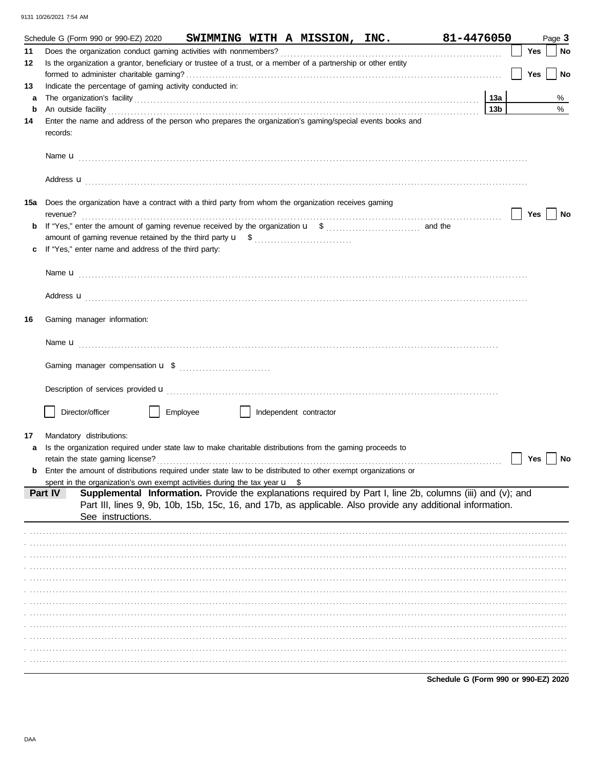Schedule G (Form 990 or 990-EZ) 2020 **SWIMMING WITH A MISSION, INC.** **81-4476050** Page **3**

**11** Does the organization conduct gaming activities with nonmembers? ☐ Yes ☐ No

**12** Is the organization a grantor, beneficiary or trustee of a trust, or a member of a partnership or other entity formed to administer charitable gaming? ☐ Yes ☐ No

**13** Indicate the percentage of gaming activity conducted in:

**a** The organization's facility **13a** %

**b** An outside facility **13b** %

**14** Enter the name and address of the person who prepares the organization's gaming/special events books and records:

Name u

Address u

**15a** Does the organization have a contract with a third party from whom the organization receives gaming revenue? ☐ Yes ☐ No

**b** If "Yes," enter the amount of gaming revenue received by the organization u $ and the amount of gaming revenue retained by the third party u $

**c** If "Yes," enter name and address of the third party:

Name u

Address u

**16** Gaming manager information:

Name u

Gaming manager compensation u $

Description of services provided u

☐ Director/officer ☐ Employee ☐ Independent contractor

**17** Mandatory distributions:

**a** Is the organization required under state law to make charitable distributions from the gaming proceeds to retain the state gaming license? ☐ Yes ☐ No

**b** Enter the amount of distributions required under state law to be distributed to other exempt organizations or spent in the organization's own exempt activities during the tax year u $

**Part IV** **Supplemental Information.** Provide the explanations required by Part I, line 2b, columns (iii) and (v); and Part III, lines 9, 9b, 10b, 15b, 15c, 16, and 17b, as applicable. Also provide any additional information. See instructions.

**Schedule G (Form 990 or 990-EZ) 2020**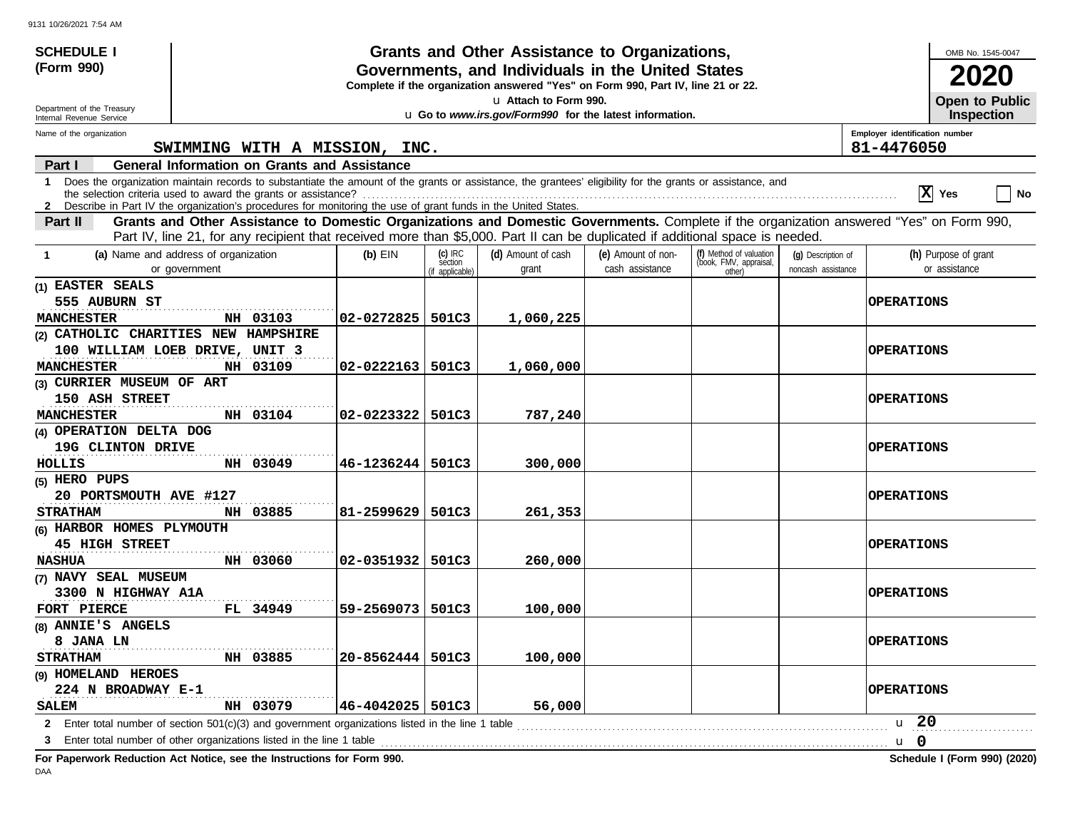**SCHEDULE I (Form 990)**

Department of the Treasury
Internal Revenue Service

# Grants and Other Assistance to Organizations, Governments, and Individuals in the United States

**Complete if the organization answered "Yes" on Form 990, Part IV, line 21 or 22.**
u Attach to Form 990.
u Go to *www.irs.gov/Form990* for the latest information.

OMB No. 1545-0047

**2020**

**Open to Public Inspection**

Name of the organization: SWIMMING WITH A MISSION, INC.

Employer identification number: 81-4476050

## Part I General Information on Grants and Assistance

1 Does the organization maintain records to substantiate the amount of the grants or assistance, the grantees' eligibility for the grants or assistance, and the selection criteria used to award the grants or assistance? [X] Yes [ ] No

2 Describe in Part IV the organization's procedures for monitoring the use of grant funds in the United States.

## Part II Grants and Other Assistance to Domestic Organizations and Domestic Governments.

Complete if the organization answered "Yes" on Form 990, Part IV, line 21, for any recipient that received more than $5,000. Part II can be duplicated if additional space is needed.

| 1 (a) Name and address of organization or government | (b) EIN | (c) IRC section (if applicable) | (d) Amount of cash grant | (e) Amount of non-cash assistance | (f) Method of valuation (book, FMV, appraisal, other) | (g) Description of noncash assistance | (h) Purpose of grant or assistance |
|---|---|---|---|---|---|---|---|
| (1) EASTER SEALS<br>555 AUBURN ST<br>MANCHESTER NH 03103 | 02-0272825 | 501C3 | 1,060,225 | | | | OPERATIONS |
| (2) CATHOLIC CHARITIES NEW HAMPSHIRE<br>100 WILLIAM LOEB DRIVE, UNIT 3<br>MANCHESTER NH 03109 | 02-0222163 | 501C3 | 1,060,000 | | | | OPERATIONS |
| (3) CURRIER MUSEUM OF ART<br>150 ASH STREET<br>MANCHESTER NH 03104 | 02-0223322 | 501C3 | 787,240 | | | | OPERATIONS |
| (4) OPERATION DELTA DOG<br>19G CLINTON DRIVE<br>HOLLIS NH 03049 | 46-1236244 | 501C3 | 300,000 | | | | OPERATIONS |
| (5) HERO PUPS<br>20 PORTSMOUTH AVE #127<br>STRATHAM NH 03885 | 81-2599629 | 501C3 | 261,353 | | | | OPERATIONS |
| (6) HARBOR HOMES PLYMOUTH<br>45 HIGH STREET<br>NASHUA NH 03060 | 02-0351932 | 501C3 | 260,000 | | | | OPERATIONS |
| (7) NAVY SEAL MUSEUM<br>3300 N HIGHWAY A1A<br>FORT PIERCE FL 34949 | 59-2569073 | 501C3 | 100,000 | | | | OPERATIONS |
| (8) ANNIE'S ANGELS<br>8 JANA LN<br>STRATHAM NH 03885 | 20-8562444 | 501C3 | 100,000 | | | | OPERATIONS |
| (9) HOMELAND HEROES<br>224 N BROADWAY E-1<br>SALEM NH 03079 | 46-4042025 | 501C3 | 56,000 | | | | OPERATIONS |

2 Enter total number of section 501(c)(3) and government organizations listed in the line 1 table u 20

3 Enter total number of other organizations listed in the line 1 table u 0

**For Paperwork Reduction Act Notice, see the Instructions for Form 990.** **Schedule I (Form 990) (2020)**

DAA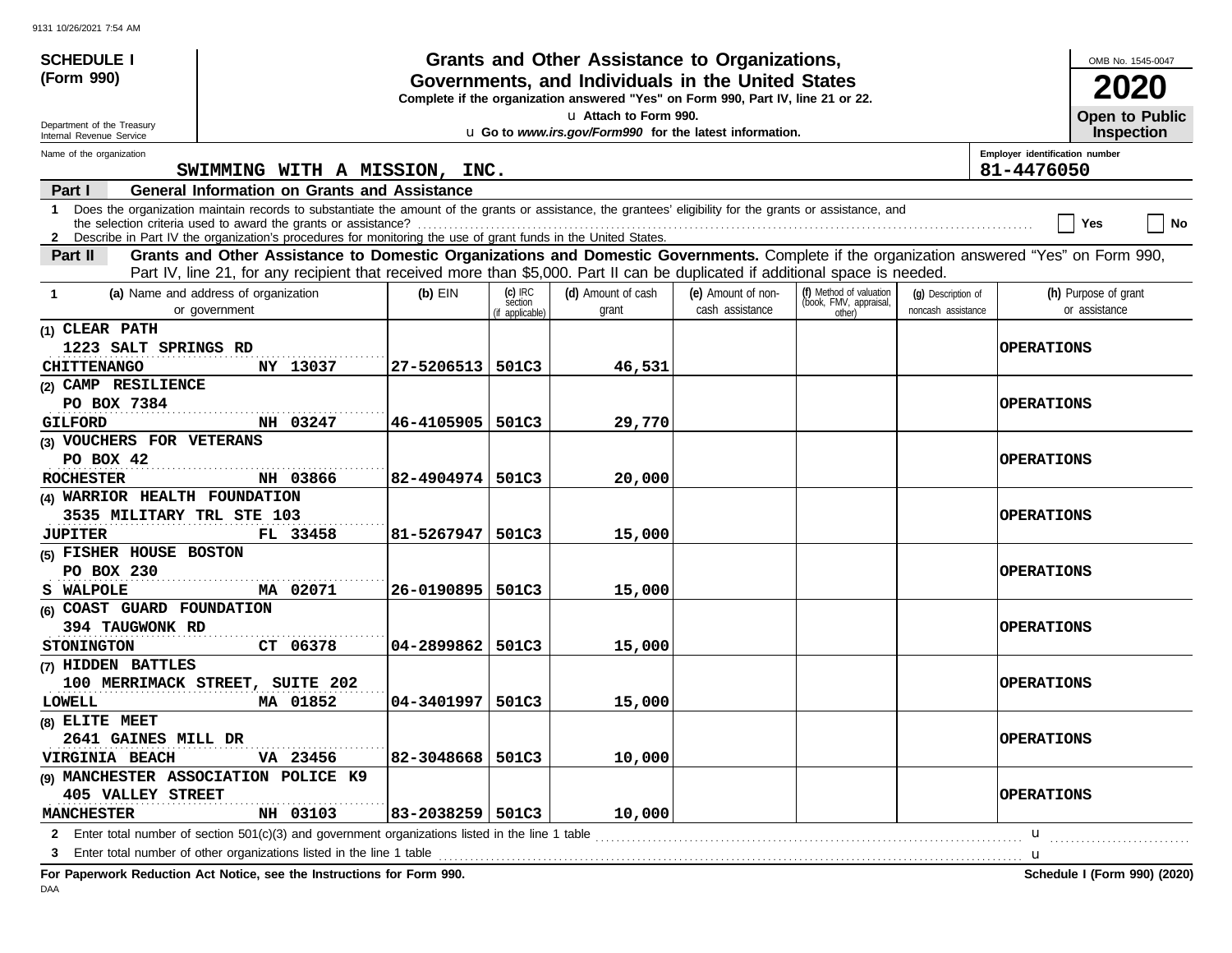9131 10/26/2021 7:54 AM

**SCHEDULE I (Form 990)**

Department of the Treasury
Internal Revenue Service

# Grants and Other Assistance to Organizations, Governments, and Individuals in the United States

**Complete if the organization answered "Yes" on Form 990, Part IV, line 21 or 22.**

u **Attach to Form 990.**

u **Go to *www.irs.gov/Form990* for the latest information.**

OMB No. 1545-0047

**2020**

**Open to Public Inspection**

Name of the organization: **SWIMMING WITH A MISSION, INC.**

Employer identification number: **81-4476050**

**Part I — General Information on Grants and Assistance**

1 Does the organization maintain records to substantiate the amount of the grants or assistance, the grantees' eligibility for the grants or assistance, and the selection criteria used to award the grants or assistance? ☐ Yes ☐ No

2 Describe in Part IV the organization's procedures for monitoring the use of grant funds in the United States.

**Part II — Grants and Other Assistance to Domestic Organizations and Domestic Governments.** Complete if the organization answered "Yes" on Form 990, Part IV, line 21, for any recipient that received more than $5,000. Part II can be duplicated if additional space is needed.

| 1 (a) Name and address of organization or government | (b) EIN | (c) IRC section (if applicable) | (d) Amount of cash grant | (e) Amount of non-cash assistance | (f) Method of valuation (book, FMV, appraisal, other) | (g) Description of noncash assistance | (h) Purpose of grant or assistance |
|---|---|---|---|---|---|---|---|
| (1) CLEAR PATH<br>1223 SALT SPRINGS RD<br>CHITTENANGO NY 13037 | 27-5206513 | 501C3 | 46,531 | | | | OPERATIONS |
| (2) CAMP RESILIENCE<br>PO BOX 7384<br>GILFORD NH 03247 | 46-4105905 | 501C3 | 29,770 | | | | OPERATIONS |
| (3) VOUCHERS FOR VETERANS<br>PO BOX 42<br>ROCHESTER NH 03866 | 82-4904974 | 501C3 | 20,000 | | | | OPERATIONS |
| (4) WARRIOR HEALTH FOUNDATION<br>3535 MILITARY TRL STE 103<br>JUPITER FL 33458 | 81-5267947 | 501C3 | 15,000 | | | | OPERATIONS |
| (5) FISHER HOUSE BOSTON<br>PO BOX 230<br>S WALPOLE MA 02071 | 26-0190895 | 501C3 | 15,000 | | | | OPERATIONS |
| (6) COAST GUARD FOUNDATION<br>394 TAUGWONK RD<br>STONINGTON CT 06378 | 04-2899862 | 501C3 | 15,000 | | | | OPERATIONS |
| (7) HIDDEN BATTLES<br>100 MERRIMACK STREET, SUITE 202<br>LOWELL MA 01852 | 04-3401997 | 501C3 | 15,000 | | | | OPERATIONS |
| (8) ELITE MEET<br>2641 GAINES MILL DR<br>VIRGINIA BEACH VA 23456 | 82-3048668 | 501C3 | 10,000 | | | | OPERATIONS |
| (9) MANCHESTER ASSOCIATION POLICE K9<br>405 VALLEY STREET<br>MANCHESTER NH 03103 | 83-2038259 | 501C3 | 10,000 | | | | OPERATIONS |

2 Enter total number of section 501(c)(3) and government organizations listed in the line 1 table u

3 Enter total number of other organizations listed in the line 1 table u

**For Paperwork Reduction Act Notice, see the Instructions for Form 990.**

**Schedule I (Form 990) (2020)**

DAA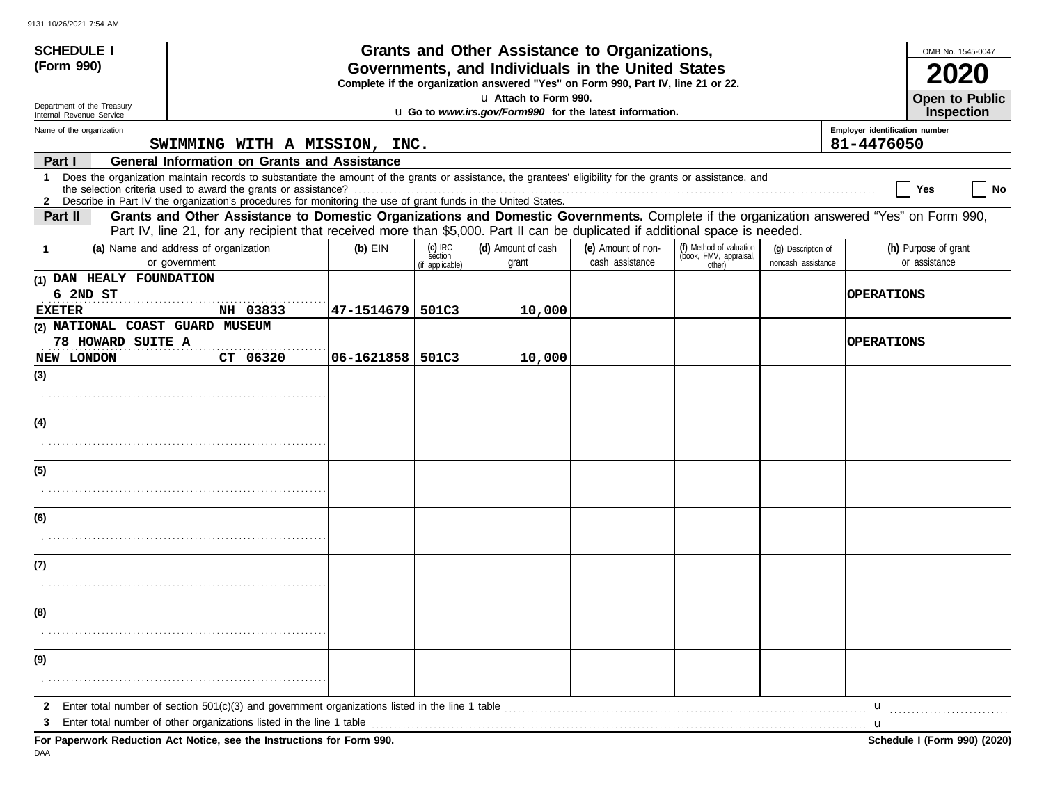9131 10/26/2021 7:54 AM

**SCHEDULE I**
**(Form 990)**

Department of the Treasury
Internal Revenue Service

# Grants and Other Assistance to Organizations, Governments, and Individuals in the United States

**Complete if the organization answered "Yes" on Form 990, Part IV, line 21 or 22.**

**Attach to Form 990.**

**Go to *www.irs.gov/Form990* for the latest information.**

OMB No. 1545-0047

**2020**

**Open to Public Inspection**

Name of the organization: SWIMMING WITH A MISSION, INC.

Employer identification number: 81-4476050

**Part I — General Information on Grants and Assistance**

1 Does the organization maintain records to substantiate the amount of the grants or assistance, the grantees' eligibility for the grants or assistance, and the selection criteria used to award the grants or assistance? ☐ Yes ☐ No

2 Describe in Part IV the organization's procedures for monitoring the use of grant funds in the United States.

**Part II — Grants and Other Assistance to Domestic Organizations and Domestic Governments.** Complete if the organization answered "Yes" on Form 990, Part IV, line 21, for any recipient that received more than $5,000. Part II can be duplicated if additional space is needed.

| 1 (a) Name and address of organization or government | (b) EIN | (c) IRC section (if applicable) | (d) Amount of cash grant | (e) Amount of non-cash assistance | (f) Method of valuation (book, FMV, appraisal, other) | (g) Description of noncash assistance | (h) Purpose of grant or assistance |
|---|---|---|---|---|---|---|---|
| (1) DAN HEALY FOUNDATION<br>6 2ND ST<br>EXETER NH 03833 | 47-1514679 | 501C3 | 10,000 | | | | OPERATIONS |
| (2) NATIONAL COAST GUARD MUSEUM<br>78 HOWARD SUITE A<br>NEW LONDON CT 06320 | 06-1621858 | 501C3 | 10,000 | | | | OPERATIONS |
| (3) | | | | | | | |
| (4) | | | | | | | |
| (5) | | | | | | | |
| (6) | | | | | | | |
| (7) | | | | | | | |
| (8) | | | | | | | |
| (9) | | | | | | | |

2 Enter total number of section 501(c)(3) and government organizations listed in the line 1 table

3 Enter total number of other organizations listed in the line 1 table

**For Paperwork Reduction Act Notice, see the Instructions for Form 990.**

**Schedule I (Form 990) (2020)**

DAA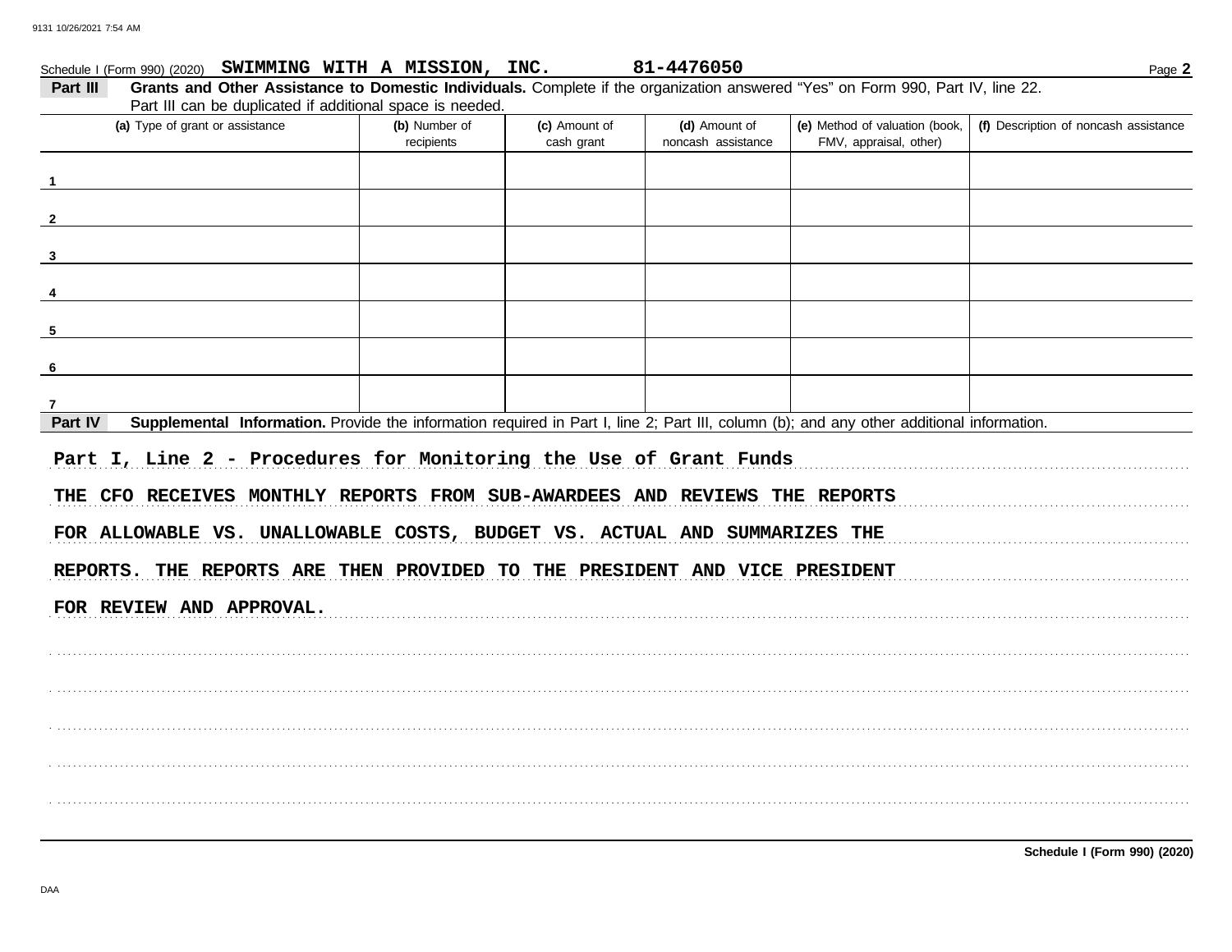Schedule I (Form 990) (2020) **SWIMMING WITH A MISSION, INC.** **81-4476050** Page **2**

**Part III** **Grants and Other Assistance to Domestic Individuals.** Complete if the organization answered "Yes" on Form 990, Part IV, line 22. Part III can be duplicated if additional space is needed.

| | (a) Type of grant or assistance | (b) Number of recipients | (c) Amount of cash grant | (d) Amount of noncash assistance | (e) Method of valuation (book, FMV, appraisal, other) | (f) Description of noncash assistance |
|---|---|---|---|---|---|---|
| 1 | | | | | | |
| 2 | | | | | | |
| 3 | | | | | | |
| 4 | | | | | | |
| 5 | | | | | | |
| 6 | | | | | | |
| 7 | | | | | | |

**Part IV** **Supplemental Information.** Provide the information required in Part I, line 2; Part III, column (b); and any other additional information.

**Part I, Line 2 - Procedures for Monitoring the Use of Grant Funds**

THE CFO RECEIVES MONTHLY REPORTS FROM SUB-AWARDEES AND REVIEWS THE REPORTS FOR ALLOWABLE VS. UNALLOWABLE COSTS, BUDGET VS. ACTUAL AND SUMMARIZES THE REPORTS. THE REPORTS ARE THEN PROVIDED TO THE PRESIDENT AND VICE PRESIDENT FOR REVIEW AND APPROVAL.

**Schedule I (Form 990) (2020)**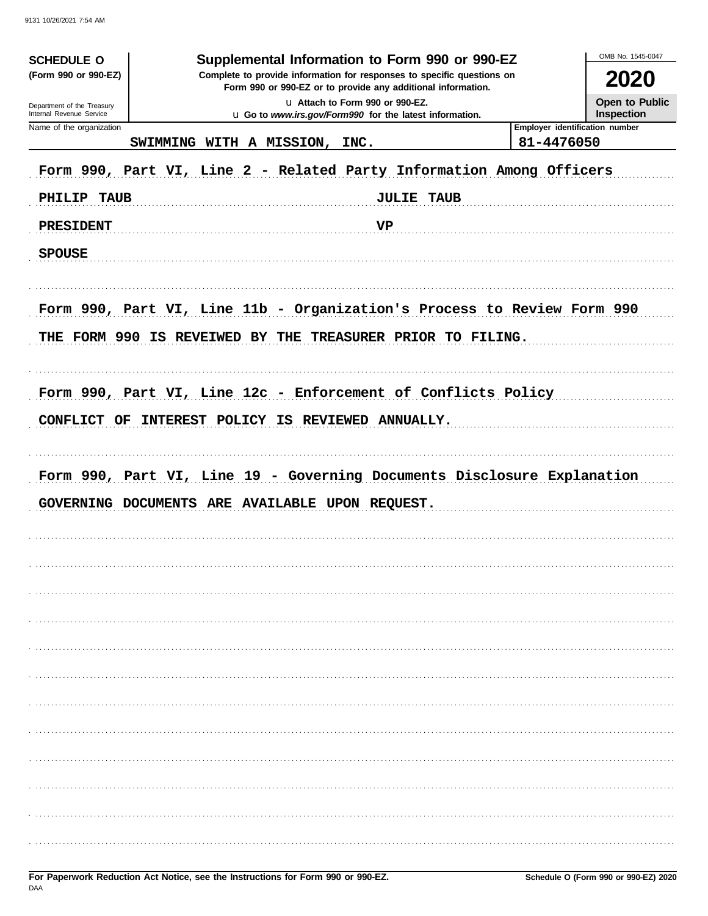9131 10/26/2021 7:54 AM

**SCHEDULE O**
**(Form 990 or 990-EZ)**

Department of the Treasury
Internal Revenue Service

# Supplemental Information to Form 990 or 990-EZ

**Complete to provide information for responses to specific questions on Form 990 or 990-EZ or to provide any additional information.**

u Attach to Form 990 or 990-EZ.

u Go to *www.irs.gov/Form990* for the latest information.

OMB No. 1545-0047

**2020**

**Open to Public Inspection**

| Name of the organization | Employer identification number |
|---|---|
| SWIMMING WITH A MISSION, INC. | 81-4476050 |

Form 990, Part VI, Line 2 - Related Party Information Among Officers

| | |
|---|---|
| PHILIP TAUB | JULIE TAUB |
| PRESIDENT | VP |
| SPOUSE | |

Form 990, Part VI, Line 11b - Organization's Process to Review Form 990

THE FORM 990 IS REVEIWED BY THE TREASURER PRIOR TO FILING.

Form 990, Part VI, Line 12c - Enforcement of Conflicts Policy

CONFLICT OF INTEREST POLICY IS REVIEWED ANNUALLY.

Form 990, Part VI, Line 19 - Governing Documents Disclosure Explanation

GOVERNING DOCUMENTS ARE AVAILABLE UPON REQUEST.

**For Paperwork Reduction Act Notice, see the Instructions for Form 990 or 990-EZ.**
DAA

**Schedule O (Form 990 or 990-EZ) 2020**